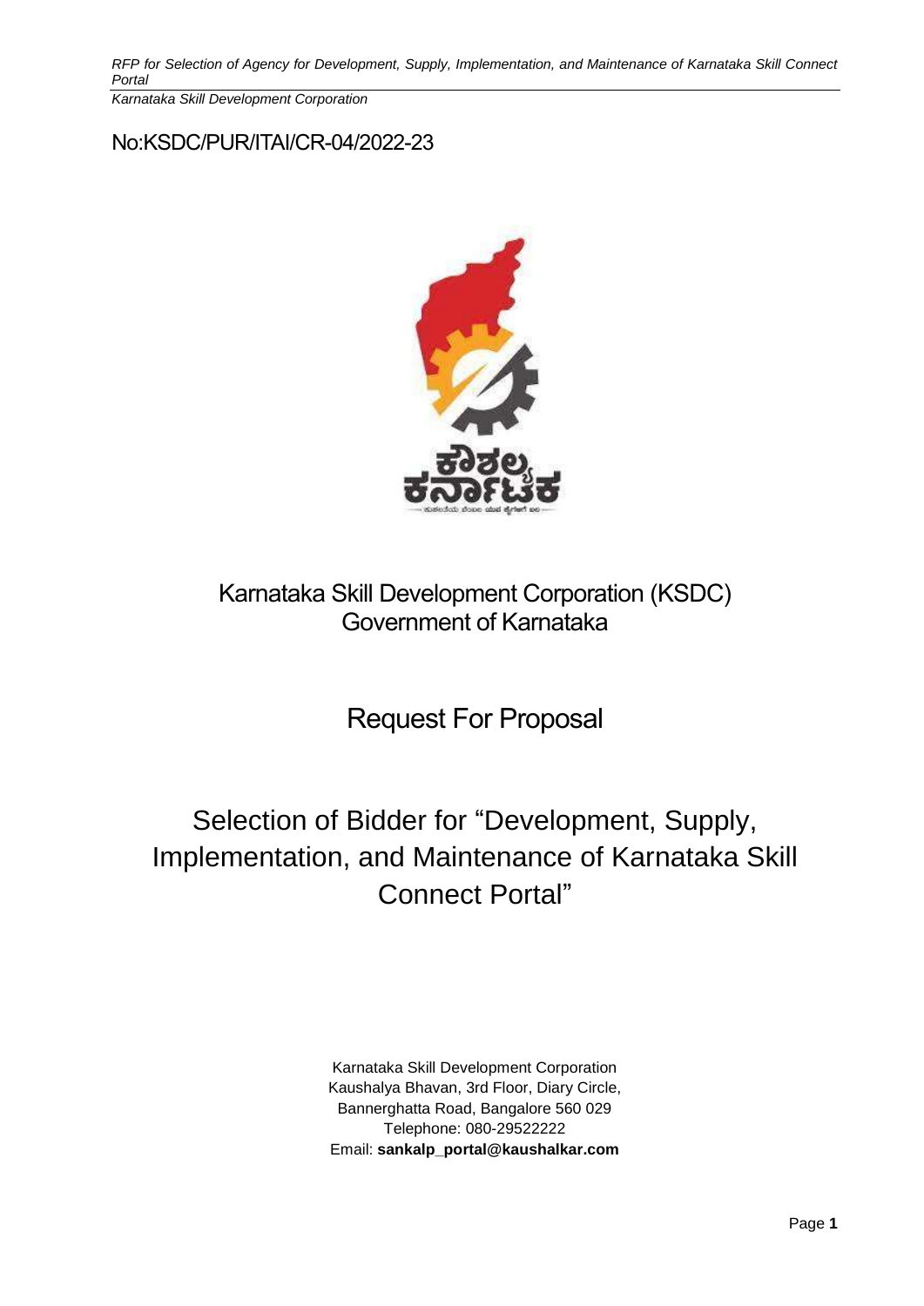No:KSDC/PUR/ITAI/CR-04/2022-23

# Karnataka Skill Development Corporation (KSDC)
## Government of Karnataka

# Request For Proposal

# Selection of Bidder for "Development, Supply, Implementation, and Maintenance of Karnataka Skill Connect Portal"

Karnataka Skill Development Corporation
Kaushalya Bhavan, 3rd Floor, Diary Circle,
Bannerghatta Road, Bangalore 560 029
Telephone: 080-29522222
Email: **sankalp_portal@kaushalkar.com**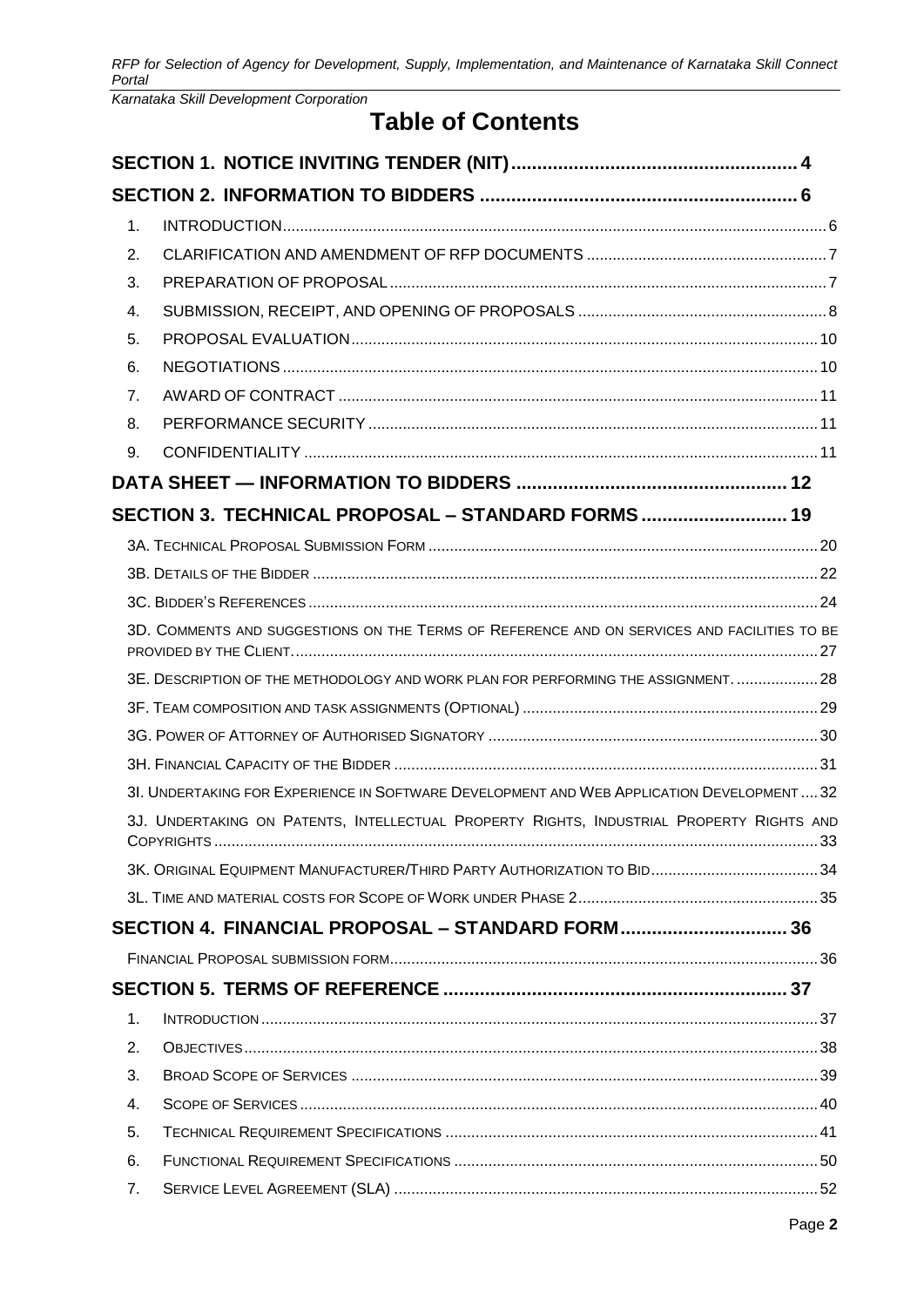# Table of Contents

**SECTION 1. NOTICE INVITING TENDER (NIT)** ..... 4

**SECTION 2. INFORMATION TO BIDDERS** ..... 6

1. INTRODUCTION ..... 6
2. CLARIFICATION AND AMENDMENT OF RFP DOCUMENTS ..... 7
3. PREPARATION OF PROPOSAL ..... 7
4. SUBMISSION, RECEIPT, AND OPENING OF PROPOSALS ..... 8
5. PROPOSAL EVALUATION ..... 10
6. NEGOTIATIONS ..... 10
7. AWARD OF CONTRACT ..... 11
8. PERFORMANCE SECURITY ..... 11
9. CONFIDENTIALITY ..... 11

**DATA SHEET — INFORMATION TO BIDDERS** ..... 12

**SECTION 3. TECHNICAL PROPOSAL – STANDARD FORMS** ..... 19

3A. TECHNICAL PROPOSAL SUBMISSION FORM ..... 20

3B. DETAILS OF THE BIDDER ..... 22

3C. BIDDER'S REFERENCES ..... 24

3D. COMMENTS AND SUGGESTIONS ON THE TERMS OF REFERENCE AND ON SERVICES AND FACILITIES TO BE PROVIDED BY THE CLIENT. ..... 27

3E. DESCRIPTION OF THE METHODOLOGY AND WORK PLAN FOR PERFORMING THE ASSIGNMENT. ..... 28

3F. TEAM COMPOSITION AND TASK ASSIGNMENTS (OPTIONAL) ..... 29

3G. POWER OF ATTORNEY OF AUTHORISED SIGNATORY ..... 30

3H. FINANCIAL CAPACITY OF THE BIDDER ..... 31

3I. UNDERTAKING FOR EXPERIENCE IN SOFTWARE DEVELOPMENT AND WEB APPLICATION DEVELOPMENT ..... 32

3J. UNDERTAKING ON PATENTS, INTELLECTUAL PROPERTY RIGHTS, INDUSTRIAL PROPERTY RIGHTS AND COPYRIGHTS ..... 33

3K. ORIGINAL EQUIPMENT MANUFACTURER/THIRD PARTY AUTHORIZATION TO BID ..... 34

3L. TIME AND MATERIAL COSTS FOR SCOPE OF WORK UNDER PHASE 2 ..... 35

**SECTION 4. FINANCIAL PROPOSAL – STANDARD FORM** ..... 36

FINANCIAL PROPOSAL SUBMISSION FORM ..... 36

**SECTION 5. TERMS OF REFERENCE** ..... 37

1. INTRODUCTION ..... 37
2. OBJECTIVES ..... 38
3. BROAD SCOPE OF SERVICES ..... 39
4. SCOPE OF SERVICES ..... 40
5. TECHNICAL REQUIREMENT SPECIFICATIONS ..... 41
6. FUNCTIONAL REQUIREMENT SPECIFICATIONS ..... 50
7. SERVICE LEVEL AGREEMENT (SLA) ..... 52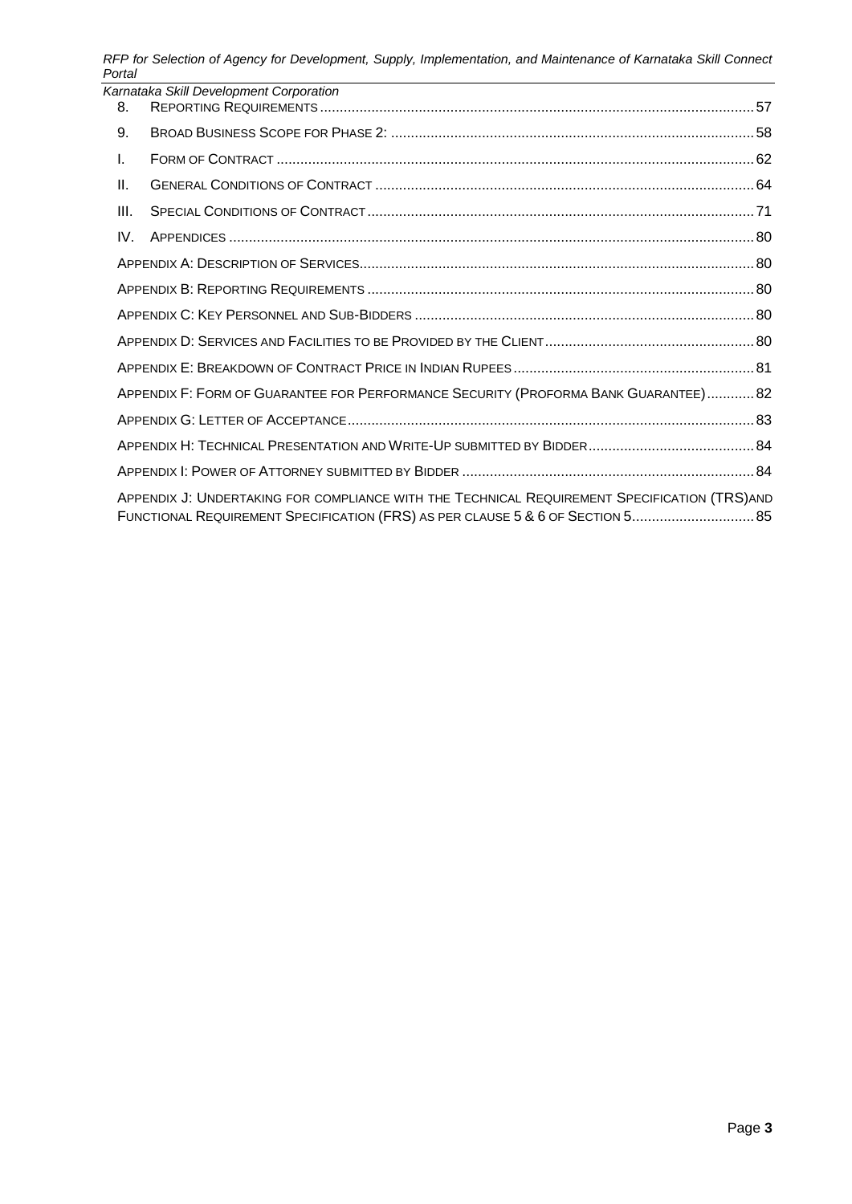8. Reporting Requirements ....................................................................................................... 57

9. Broad Business Scope for Phase 2: ........................................................................................ 58

I. Form of Contract ................................................................................................................. 62

II. General Conditions of Contract ............................................................................................ 64

III. Special Conditions of Contract ............................................................................................. 71

IV. Appendices ......................................................................................................................... 80

Appendix A: Description of Services.......................................................................................... 80

Appendix B: Reporting Requirements ........................................................................................ 80

Appendix C: Key Personnel and Sub-Bidders ............................................................................. 80

Appendix D: Services and Facilities to be Provided by the Client ............................................... 80

Appendix E: Breakdown of Contract Price in Indian Rupees ...................................................... 81

Appendix F: Form of Guarantee for Performance Security (Proforma Bank Guarantee) ............ 82

Appendix G: Letter of Acceptance ............................................................................................. 83

Appendix H: Technical Presentation and Write-Up submitted by Bidder .................................... 84

Appendix I: Power of Attorney submitted by Bidder .................................................................. 84

Appendix J: Undertaking for compliance with the Technical Requirement Specification (TRS)and Functional Requirement Specification (FRS) as per clause 5 & 6 of Section 5 ......................... 85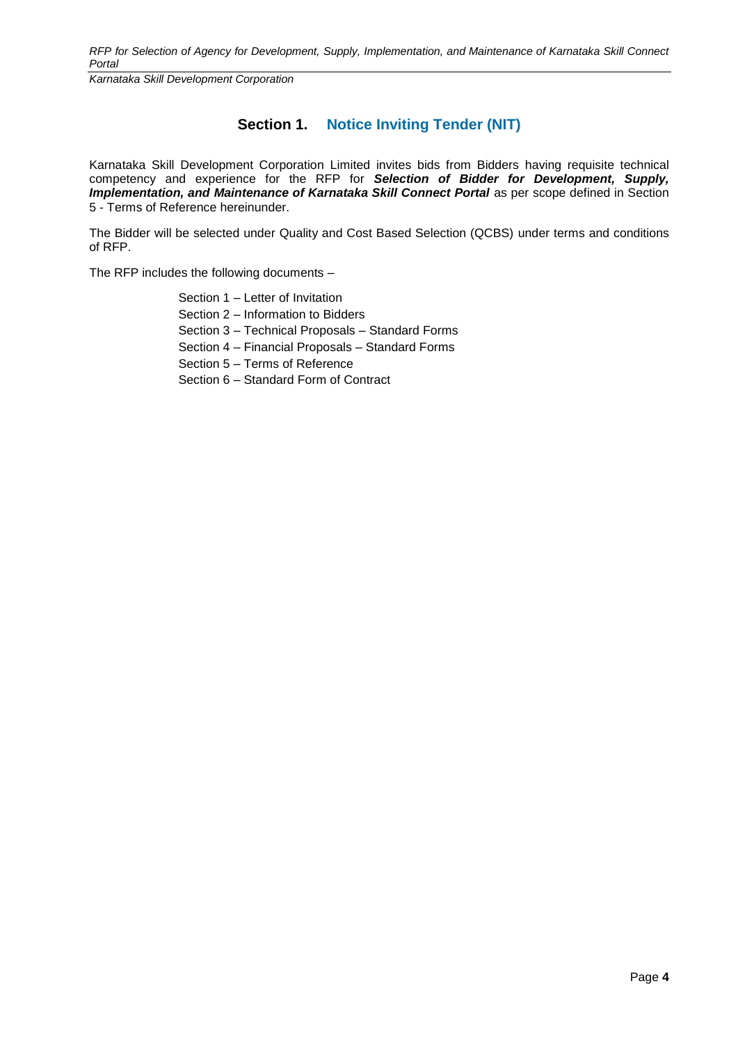## Section 1. Notice Inviting Tender (NIT)

Karnataka Skill Development Corporation Limited invites bids from Bidders having requisite technical competency and experience for the RFP for ***Selection of Bidder for Development, Supply, Implementation, and Maintenance of Karnataka Skill Connect Portal*** as per scope defined in Section 5 - Terms of Reference hereinunder.

The Bidder will be selected under Quality and Cost Based Selection (QCBS) under terms and conditions of RFP.

The RFP includes the following documents –

- Section 1 – Letter of Invitation
- Section 2 – Information to Bidders
- Section 3 – Technical Proposals – Standard Forms
- Section 4 – Financial Proposals – Standard Forms
- Section 5 – Terms of Reference
- Section 6 – Standard Form of Contract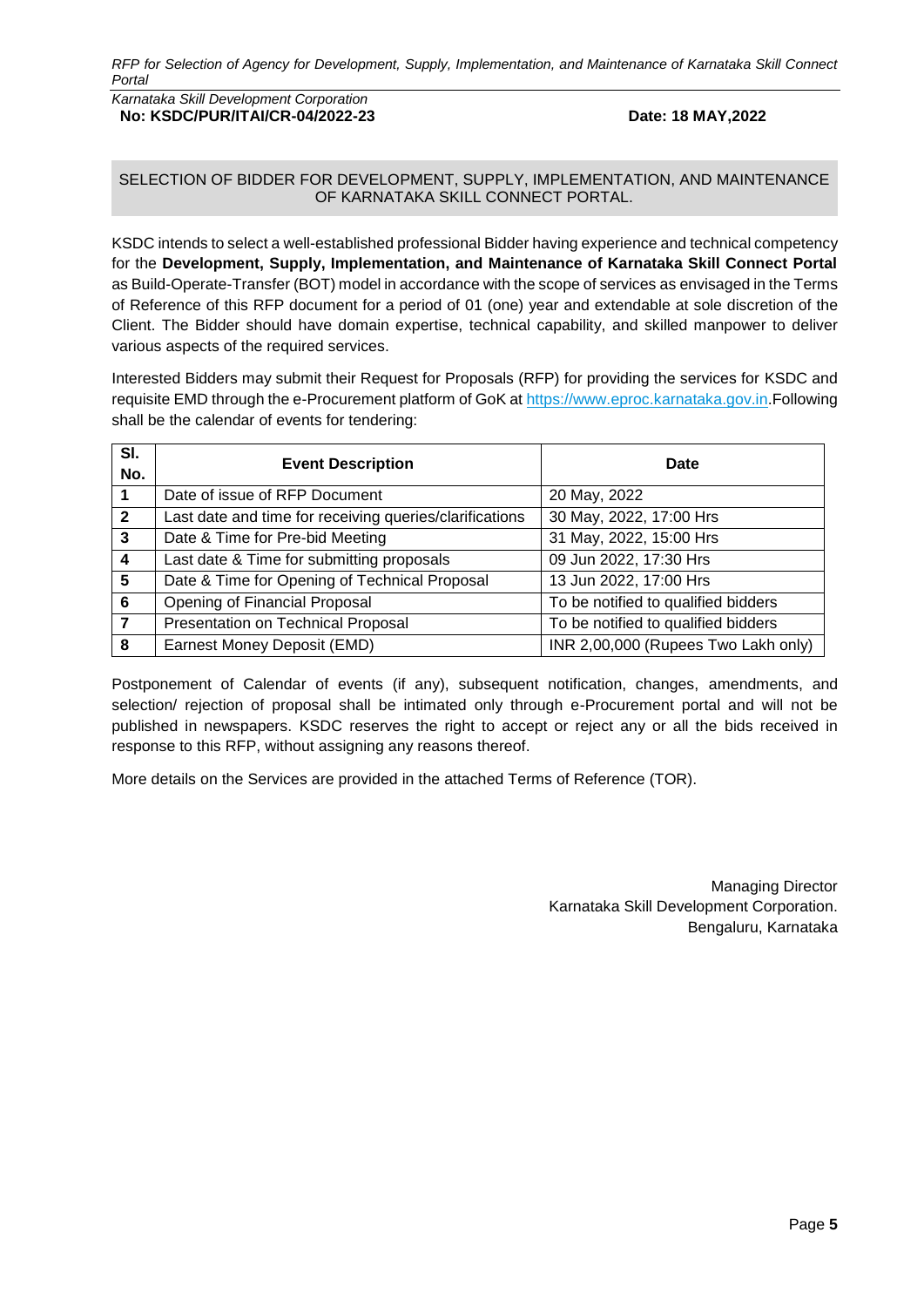Karnataka Skill Development Corporation
**No: KSDC/PUR/ITAI/CR-04/2022-23** **Date: 18 MAY,2022**

## SELECTION OF BIDDER FOR DEVELOPMENT, SUPPLY, IMPLEMENTATION, AND MAINTENANCE OF KARNATAKA SKILL CONNECT PORTAL.

KSDC intends to select a well-established professional Bidder having experience and technical competency for the **Development, Supply, Implementation, and Maintenance of Karnataka Skill Connect Portal** as Build-Operate-Transfer (BOT) model in accordance with the scope of services as envisaged in the Terms of Reference of this RFP document for a period of 01 (one) year and extendable at sole discretion of the Client. The Bidder should have domain expertise, technical capability, and skilled manpower to deliver various aspects of the required services.

Interested Bidders may submit their Request for Proposals (RFP) for providing the services for KSDC and requisite EMD through the e-Procurement platform of GoK at https://www.eproc.karnataka.gov.in.Following shall be the calendar of events for tendering:

| Sl. No. | Event Description | Date |
|---|---|---|
| 1 | Date of issue of RFP Document | 20 May, 2022 |
| 2 | Last date and time for receiving queries/clarifications | 30 May, 2022, 17:00 Hrs |
| 3 | Date & Time for Pre-bid Meeting | 31 May, 2022, 15:00 Hrs |
| 4 | Last date & Time for submitting proposals | 09 Jun 2022, 17:30 Hrs |
| 5 | Date & Time for Opening of Technical Proposal | 13 Jun 2022, 17:00 Hrs |
| 6 | Opening of Financial Proposal | To be notified to qualified bidders |
| 7 | Presentation on Technical Proposal | To be notified to qualified bidders |
| 8 | Earnest Money Deposit (EMD) | INR 2,00,000 (Rupees Two Lakh only) |

Postponement of Calendar of events (if any), subsequent notification, changes, amendments, and selection/ rejection of proposal shall be intimated only through e-Procurement portal and will not be published in newspapers. KSDC reserves the right to accept or reject any or all the bids received in response to this RFP, without assigning any reasons thereof.

More details on the Services are provided in the attached Terms of Reference (TOR).

Managing Director
Karnataka Skill Development Corporation.
Bengaluru, Karnataka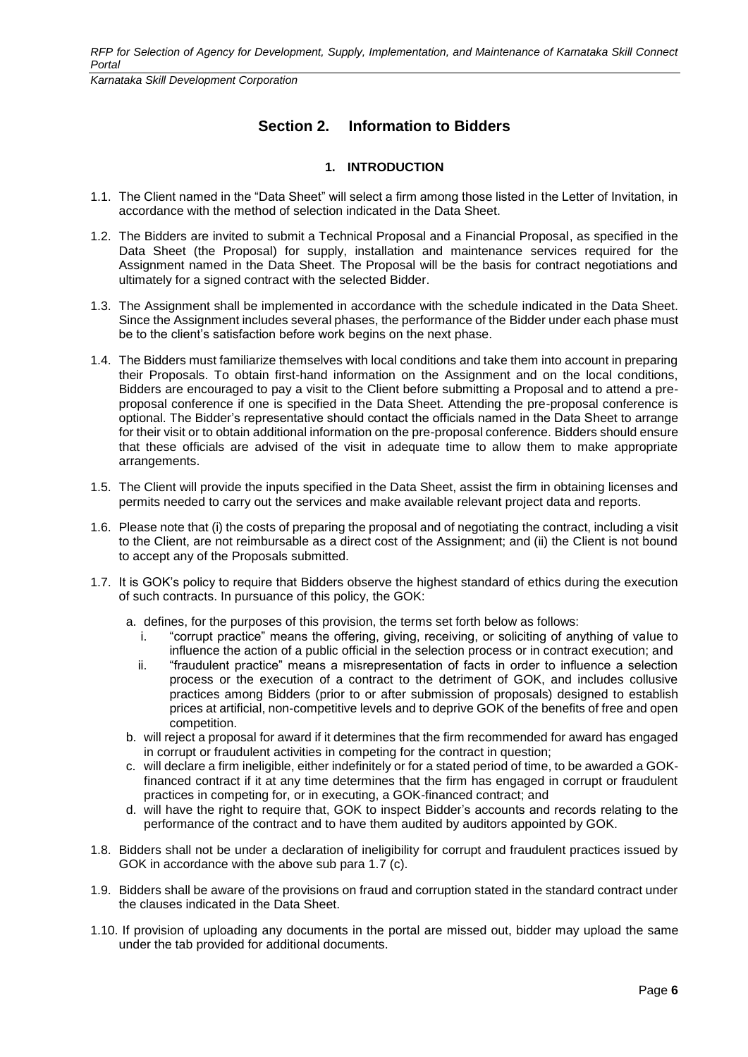# Section 2. Information to Bidders

## 1. INTRODUCTION

1.1. The Client named in the "Data Sheet" will select a firm among those listed in the Letter of Invitation, in accordance with the method of selection indicated in the Data Sheet.

1.2. The Bidders are invited to submit a Technical Proposal and a Financial Proposal, as specified in the Data Sheet (the Proposal) for supply, installation and maintenance services required for the Assignment named in the Data Sheet. The Proposal will be the basis for contract negotiations and ultimately for a signed contract with the selected Bidder.

1.3. The Assignment shall be implemented in accordance with the schedule indicated in the Data Sheet. Since the Assignment includes several phases, the performance of the Bidder under each phase must be to the client's satisfaction before work begins on the next phase.

1.4. The Bidders must familiarize themselves with local conditions and take them into account in preparing their Proposals. To obtain first-hand information on the Assignment and on the local conditions, Bidders are encouraged to pay a visit to the Client before submitting a Proposal and to attend a pre-proposal conference if one is specified in the Data Sheet. Attending the pre-proposal conference is optional. The Bidder's representative should contact the officials named in the Data Sheet to arrange for their visit or to obtain additional information on the pre-proposal conference. Bidders should ensure that these officials are advised of the visit in adequate time to allow them to make appropriate arrangements.

1.5. The Client will provide the inputs specified in the Data Sheet, assist the firm in obtaining licenses and permits needed to carry out the services and make available relevant project data and reports.

1.6. Please note that (i) the costs of preparing the proposal and of negotiating the contract, including a visit to the Client, are not reimbursable as a direct cost of the Assignment; and (ii) the Client is not bound to accept any of the Proposals submitted.

1.7. It is GOK's policy to require that Bidders observe the highest standard of ethics during the execution of such contracts. In pursuance of this policy, the GOK:

a. defines, for the purposes of this provision, the terms set forth below as follows:
   i. "corrupt practice" means the offering, giving, receiving, or soliciting of anything of value to influence the action of a public official in the selection process or in contract execution; and
   ii. "fraudulent practice" means a misrepresentation of facts in order to influence a selection process or the execution of a contract to the detriment of GOK, and includes collusive practices among Bidders (prior to or after submission of proposals) designed to establish prices at artificial, non-competitive levels and to deprive GOK of the benefits of free and open competition.

b. will reject a proposal for award if it determines that the firm recommended for award has engaged in corrupt or fraudulent activities in competing for the contract in question;

c. will declare a firm ineligible, either indefinitely or for a stated period of time, to be awarded a GOK-financed contract if it at any time determines that the firm has engaged in corrupt or fraudulent practices in competing for, or in executing, a GOK-financed contract; and

d. will have the right to require that, GOK to inspect Bidder's accounts and records relating to the performance of the contract and to have them audited by auditors appointed by GOK.

1.8. Bidders shall not be under a declaration of ineligibility for corrupt and fraudulent practices issued by GOK in accordance with the above sub para 1.7 (c).

1.9. Bidders shall be aware of the provisions on fraud and corruption stated in the standard contract under the clauses indicated in the Data Sheet.

1.10. If provision of uploading any documents in the portal are missed out, bidder may upload the same under the tab provided for additional documents.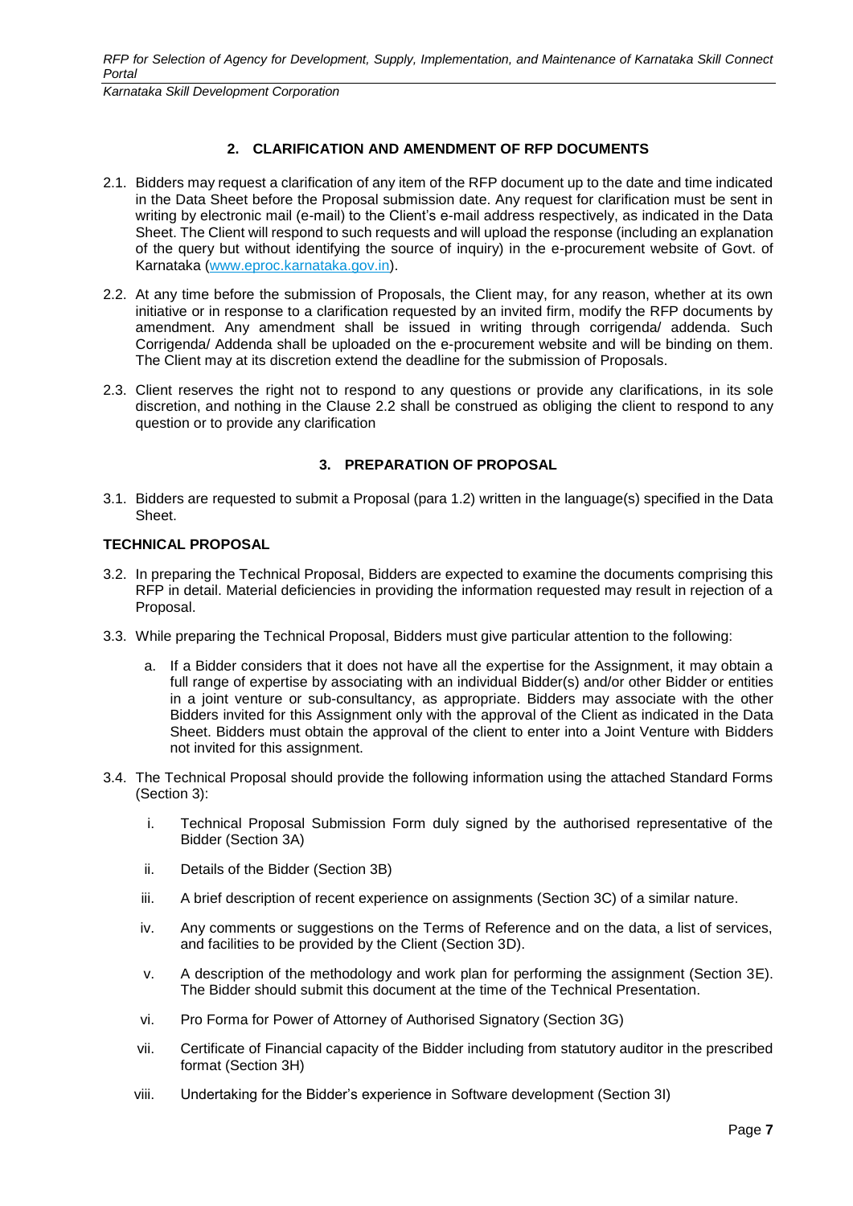## 2. CLARIFICATION AND AMENDMENT OF RFP DOCUMENTS

2.1. Bidders may request a clarification of any item of the RFP document up to the date and time indicated in the Data Sheet before the Proposal submission date. Any request for clarification must be sent in writing by electronic mail (e-mail) to the Client's e-mail address respectively, as indicated in the Data Sheet. The Client will respond to such requests and will upload the response (including an explanation of the query but without identifying the source of inquiry) in the e-procurement website of Govt. of Karnataka (www.eproc.karnataka.gov.in).

2.2. At any time before the submission of Proposals, the Client may, for any reason, whether at its own initiative or in response to a clarification requested by an invited firm, modify the RFP documents by amendment. Any amendment shall be issued in writing through corrigenda/ addenda. Such Corrigenda/ Addenda shall be uploaded on the e-procurement website and will be binding on them. The Client may at its discretion extend the deadline for the submission of Proposals.

2.3. Client reserves the right not to respond to any questions or provide any clarifications, in its sole discretion, and nothing in the Clause 2.2 shall be construed as obliging the client to respond to any question or to provide any clarification

## 3. PREPARATION OF PROPOSAL

3.1. Bidders are requested to submit a Proposal (para 1.2) written in the language(s) specified in the Data Sheet.

**TECHNICAL PROPOSAL**

3.2. In preparing the Technical Proposal, Bidders are expected to examine the documents comprising this RFP in detail. Material deficiencies in providing the information requested may result in rejection of a Proposal.

3.3. While preparing the Technical Proposal, Bidders must give particular attention to the following:

a. If a Bidder considers that it does not have all the expertise for the Assignment, it may obtain a full range of expertise by associating with an individual Bidder(s) and/or other Bidder or entities in a joint venture or sub-consultancy, as appropriate. Bidders may associate with the other Bidders invited for this Assignment only with the approval of the Client as indicated in the Data Sheet. Bidders must obtain the approval of the client to enter into a Joint Venture with Bidders not invited for this assignment.

3.4. The Technical Proposal should provide the following information using the attached Standard Forms (Section 3):

i. Technical Proposal Submission Form duly signed by the authorised representative of the Bidder (Section 3A)

ii. Details of the Bidder (Section 3B)

iii. A brief description of recent experience on assignments (Section 3C) of a similar nature.

iv. Any comments or suggestions on the Terms of Reference and on the data, a list of services, and facilities to be provided by the Client (Section 3D).

v. A description of the methodology and work plan for performing the assignment (Section 3E). The Bidder should submit this document at the time of the Technical Presentation.

vi. Pro Forma for Power of Attorney of Authorised Signatory (Section 3G)

vii. Certificate of Financial capacity of the Bidder including from statutory auditor in the prescribed format (Section 3H)

viii. Undertaking for the Bidder's experience in Software development (Section 3I)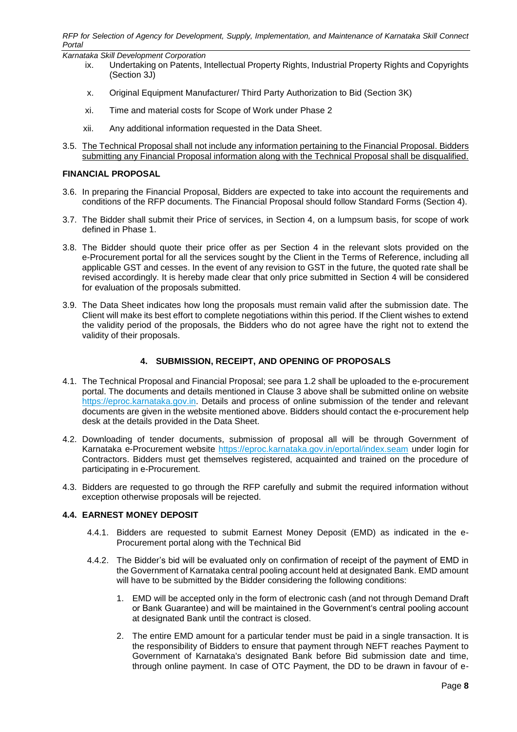ix. Undertaking on Patents, Intellectual Property Rights, Industrial Property Rights and Copyrights (Section 3J)

x. Original Equipment Manufacturer/ Third Party Authorization to Bid (Section 3K)

xi. Time and material costs for Scope of Work under Phase 2

xii. Any additional information requested in the Data Sheet.

3.5. <u>The Technical Proposal shall not include any information pertaining to the Financial Proposal. Bidders submitting any Financial Proposal information along with the Technical Proposal shall be disqualified.</u>

**FINANCIAL PROPOSAL**

3.6. In preparing the Financial Proposal, Bidders are expected to take into account the requirements and conditions of the RFP documents. The Financial Proposal should follow Standard Forms (Section 4).

3.7. The Bidder shall submit their Price of services, in Section 4, on a lumpsum basis, for scope of work defined in Phase 1.

3.8. The Bidder should quote their price offer as per Section 4 in the relevant slots provided on the e-Procurement portal for all the services sought by the Client in the Terms of Reference, including all applicable GST and cesses. In the event of any revision to GST in the future, the quoted rate shall be revised accordingly. It is hereby made clear that only price submitted in Section 4 will be considered for evaluation of the proposals submitted.

3.9. The Data Sheet indicates how long the proposals must remain valid after the submission date. The Client will make its best effort to complete negotiations within this period. If the Client wishes to extend the validity period of the proposals, the Bidders who do not agree have the right not to extend the validity of their proposals.

## 4. SUBMISSION, RECEIPT, AND OPENING OF PROPOSALS

4.1. The Technical Proposal and Financial Proposal; see para 1.2 shall be uploaded to the e-procurement portal. The documents and details mentioned in Clause 3 above shall be submitted online on website https://eproc.karnataka.gov.in. Details and process of online submission of the tender and relevant documents are given in the website mentioned above. Bidders should contact the e-procurement help desk at the details provided in the Data Sheet.

4.2. Downloading of tender documents, submission of proposal all will be through Government of Karnataka e-Procurement website https://eproc.karnataka.gov.in/eportal/index.seam under login for Contractors. Bidders must get themselves registered, acquainted and trained on the procedure of participating in e-Procurement.

4.3. Bidders are requested to go through the RFP carefully and submit the required information without exception otherwise proposals will be rejected.

**4.4. EARNEST MONEY DEPOSIT**

4.4.1. Bidders are requested to submit Earnest Money Deposit (EMD) as indicated in the e-Procurement portal along with the Technical Bid

4.4.2. The Bidder's bid will be evaluated only on confirmation of receipt of the payment of EMD in the Government of Karnataka central pooling account held at designated Bank. EMD amount will have to be submitted by the Bidder considering the following conditions:

1. EMD will be accepted only in the form of electronic cash (and not through Demand Draft or Bank Guarantee) and will be maintained in the Government's central pooling account at designated Bank until the contract is closed.
2. The entire EMD amount for a particular tender must be paid in a single transaction. It is the responsibility of Bidders to ensure that payment through NEFT reaches Payment to Government of Karnataka's designated Bank before Bid submission date and time, through online payment. In case of OTC Payment, the DD to be drawn in favour of e-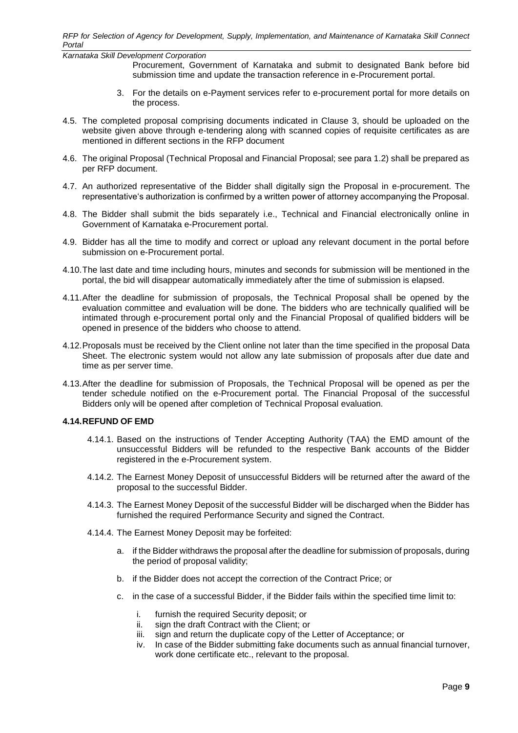Procurement, Government of Karnataka and submit to designated Bank before bid submission time and update the transaction reference in e-Procurement portal.

3. For the details on e-Payment services refer to e-procurement portal for more details on the process.

4.5. The completed proposal comprising documents indicated in Clause 3, should be uploaded on the website given above through e-tendering along with scanned copies of requisite certificates as are mentioned in different sections in the RFP document

4.6. The original Proposal (Technical Proposal and Financial Proposal; see para 1.2) shall be prepared as per RFP document.

4.7. An authorized representative of the Bidder shall digitally sign the Proposal in e-procurement. The representative's authorization is confirmed by a written power of attorney accompanying the Proposal.

4.8. The Bidder shall submit the bids separately i.e., Technical and Financial electronically online in Government of Karnataka e-Procurement portal.

4.9. Bidder has all the time to modify and correct or upload any relevant document in the portal before submission on e-Procurement portal.

4.10. The last date and time including hours, minutes and seconds for submission will be mentioned in the portal, the bid will disappear automatically immediately after the time of submission is elapsed.

4.11. After the deadline for submission of proposals, the Technical Proposal shall be opened by the evaluation committee and evaluation will be done. The bidders who are technically qualified will be intimated through e-procurement portal only and the Financial Proposal of qualified bidders will be opened in presence of the bidders who choose to attend.

4.12. Proposals must be received by the Client online not later than the time specified in the proposal Data Sheet. The electronic system would not allow any late submission of proposals after due date and time as per server time.

4.13. After the deadline for submission of Proposals, the Technical Proposal will be opened as per the tender schedule notified on the e-Procurement portal. The Financial Proposal of the successful Bidders only will be opened after completion of Technical Proposal evaluation.

### 4.14. REFUND OF EMD

4.14.1. Based on the instructions of Tender Accepting Authority (TAA) the EMD amount of the unsuccessful Bidders will be refunded to the respective Bank accounts of the Bidder registered in the e-Procurement system.

4.14.2. The Earnest Money Deposit of unsuccessful Bidders will be returned after the award of the proposal to the successful Bidder.

4.14.3. The Earnest Money Deposit of the successful Bidder will be discharged when the Bidder has furnished the required Performance Security and signed the Contract.

4.14.4. The Earnest Money Deposit may be forfeited:

a. if the Bidder withdraws the proposal after the deadline for submission of proposals, during the period of proposal validity;

b. if the Bidder does not accept the correction of the Contract Price; or

c. in the case of a successful Bidder, if the Bidder fails within the specified time limit to:

   i. furnish the required Security deposit; or
   ii. sign the draft Contract with the Client; or
   iii. sign and return the duplicate copy of the Letter of Acceptance; or
   iv. In case of the Bidder submitting fake documents such as annual financial turnover, work done certificate etc., relevant to the proposal.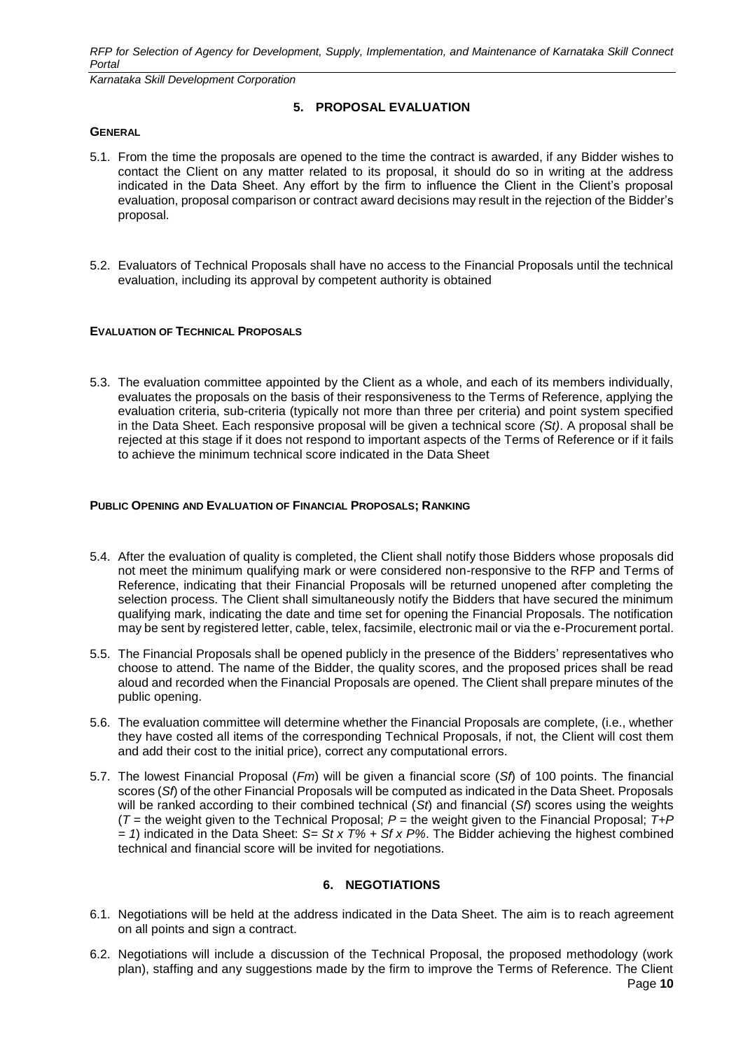## 5. PROPOSAL EVALUATION

**GENERAL**

5.1. From the time the proposals are opened to the time the contract is awarded, if any Bidder wishes to contact the Client on any matter related to its proposal, it should do so in writing at the address indicated in the Data Sheet. Any effort by the firm to influence the Client in the Client's proposal evaluation, proposal comparison or contract award decisions may result in the rejection of the Bidder's proposal.

5.2. Evaluators of Technical Proposals shall have no access to the Financial Proposals until the technical evaluation, including its approval by competent authority is obtained

**EVALUATION OF TECHNICAL PROPOSALS**

5.3. The evaluation committee appointed by the Client as a whole, and each of its members individually, evaluates the proposals on the basis of their responsiveness to the Terms of Reference, applying the evaluation criteria, sub-criteria (typically not more than three per criteria) and point system specified in the Data Sheet. Each responsive proposal will be given a technical score *(St)*. A proposal shall be rejected at this stage if it does not respond to important aspects of the Terms of Reference or if it fails to achieve the minimum technical score indicated in the Data Sheet

**PUBLIC OPENING AND EVALUATION OF FINANCIAL PROPOSALS; RANKING**

5.4. After the evaluation of quality is completed, the Client shall notify those Bidders whose proposals did not meet the minimum qualifying mark or were considered non-responsive to the RFP and Terms of Reference, indicating that their Financial Proposals will be returned unopened after completing the selection process. The Client shall simultaneously notify the Bidders that have secured the minimum qualifying mark, indicating the date and time set for opening the Financial Proposals. The notification may be sent by registered letter, cable, telex, facsimile, electronic mail or via the e-Procurement portal.

5.5. The Financial Proposals shall be opened publicly in the presence of the Bidders' representatives who choose to attend. The name of the Bidder, the quality scores, and the proposed prices shall be read aloud and recorded when the Financial Proposals are opened. The Client shall prepare minutes of the public opening.

5.6. The evaluation committee will determine whether the Financial Proposals are complete, (i.e., whether they have costed all items of the corresponding Technical Proposals, if not, the Client will cost them and add their cost to the initial price), correct any computational errors.

5.7. The lowest Financial Proposal (*Fm*) will be given a financial score (*Sf*) of 100 points. The financial scores (*Sf*) of the other Financial Proposals will be computed as indicated in the Data Sheet. Proposals will be ranked according to their combined technical (*St*) and financial (*Sf*) scores using the weights ($T$ = the weight given to the Technical Proposal; $P$ = the weight given to the Financial Proposal; $T+P = 1$) indicated in the Data Sheet: $S = St \times T\% + Sf \times P\%$. The Bidder achieving the highest combined technical and financial score will be invited for negotiations.

## 6. NEGOTIATIONS

6.1. Negotiations will be held at the address indicated in the Data Sheet. The aim is to reach agreement on all points and sign a contract.

6.2. Negotiations will include a discussion of the Technical Proposal, the proposed methodology (work plan), staffing and any suggestions made by the firm to improve the Terms of Reference. The Client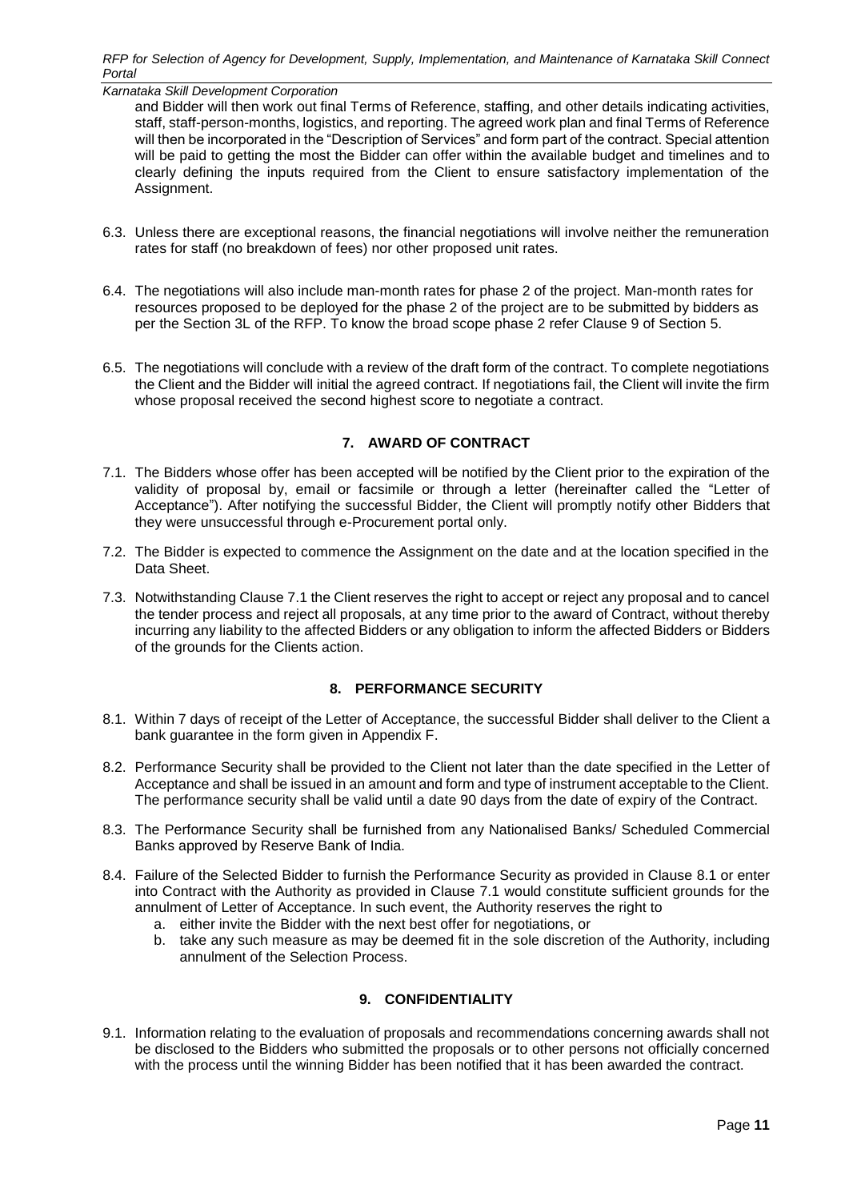and Bidder will then work out final Terms of Reference, staffing, and other details indicating activities, staff, staff-person-months, logistics, and reporting. The agreed work plan and final Terms of Reference will then be incorporated in the "Description of Services" and form part of the contract. Special attention will be paid to getting the most the Bidder can offer within the available budget and timelines and to clearly defining the inputs required from the Client to ensure satisfactory implementation of the Assignment.

6.3. Unless there are exceptional reasons, the financial negotiations will involve neither the remuneration rates for staff (no breakdown of fees) nor other proposed unit rates.

6.4. The negotiations will also include man-month rates for phase 2 of the project. Man-month rates for resources proposed to be deployed for the phase 2 of the project are to be submitted by bidders as per the Section 3L of the RFP. To know the broad scope phase 2 refer Clause 9 of Section 5.

6.5. The negotiations will conclude with a review of the draft form of the contract. To complete negotiations the Client and the Bidder will initial the agreed contract. If negotiations fail, the Client will invite the firm whose proposal received the second highest score to negotiate a contract.

## 7. AWARD OF CONTRACT

7.1. The Bidders whose offer has been accepted will be notified by the Client prior to the expiration of the validity of proposal by, email or facsimile or through a letter (hereinafter called the "Letter of Acceptance"). After notifying the successful Bidder, the Client will promptly notify other Bidders that they were unsuccessful through e-Procurement portal only.

7.2. The Bidder is expected to commence the Assignment on the date and at the location specified in the Data Sheet.

7.3. Notwithstanding Clause 7.1 the Client reserves the right to accept or reject any proposal and to cancel the tender process and reject all proposals, at any time prior to the award of Contract, without thereby incurring any liability to the affected Bidders or any obligation to inform the affected Bidders or Bidders of the grounds for the Clients action.

## 8. PERFORMANCE SECURITY

8.1. Within 7 days of receipt of the Letter of Acceptance, the successful Bidder shall deliver to the Client a bank guarantee in the form given in Appendix F.

8.2. Performance Security shall be provided to the Client not later than the date specified in the Letter of Acceptance and shall be issued in an amount and form and type of instrument acceptable to the Client. The performance security shall be valid until a date 90 days from the date of expiry of the Contract.

8.3. The Performance Security shall be furnished from any Nationalised Banks/ Scheduled Commercial Banks approved by Reserve Bank of India.

8.4. Failure of the Selected Bidder to furnish the Performance Security as provided in Clause 8.1 or enter into Contract with the Authority as provided in Clause 7.1 would constitute sufficient grounds for the annulment of Letter of Acceptance. In such event, the Authority reserves the right to

   a. either invite the Bidder with the next best offer for negotiations, or
   b. take any such measure as may be deemed fit in the sole discretion of the Authority, including annulment of the Selection Process.

## 9. CONFIDENTIALITY

9.1. Information relating to the evaluation of proposals and recommendations concerning awards shall not be disclosed to the Bidders who submitted the proposals or to other persons not officially concerned with the process until the winning Bidder has been notified that it has been awarded the contract.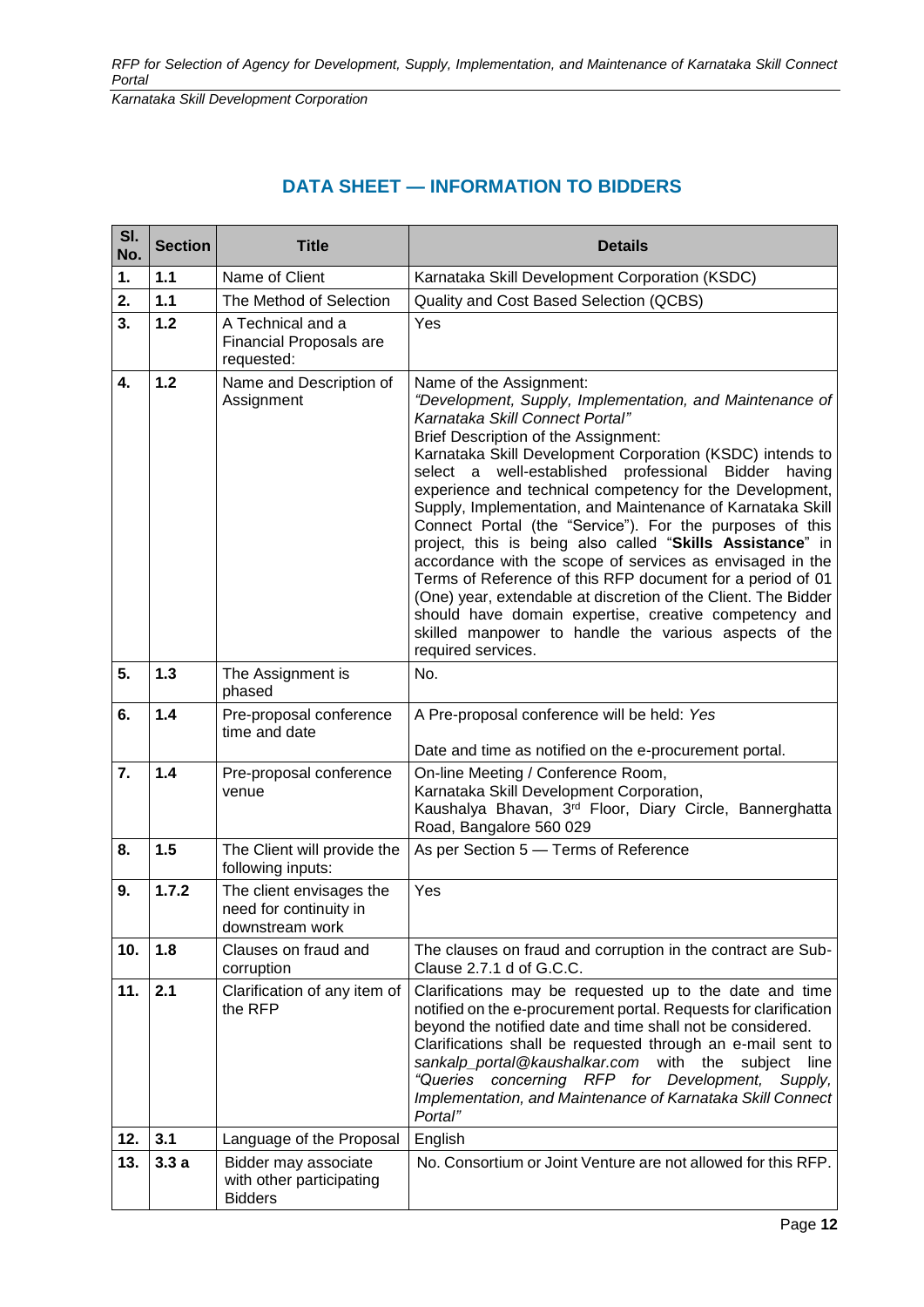## DATA SHEET — INFORMATION TO BIDDERS

| Sl. No. | Section | Title | Details |
|---|---|---|---|
| 1. | 1.1 | Name of Client | Karnataka Skill Development Corporation (KSDC) |
| 2. | 1.1 | The Method of Selection | Quality and Cost Based Selection (QCBS) |
| 3. | 1.2 | A Technical and a Financial Proposals are requested: | Yes |
| 4. | 1.2 | Name and Description of Assignment | Name of the Assignment: *"Development, Supply, Implementation, and Maintenance of Karnataka Skill Connect Portal"* Brief Description of the Assignment: Karnataka Skill Development Corporation (KSDC) intends to select a well-established professional Bidder having experience and technical competency for the Development, Supply, Implementation, and Maintenance of Karnataka Skill Connect Portal (the "Service"). For the purposes of this project, this is being also called "**Skills Assistance**" in accordance with the scope of services as envisaged in the Terms of Reference of this RFP document for a period of 01 (One) year, extendable at discretion of the Client. The Bidder should have domain expertise, creative competency and skilled manpower to handle the various aspects of the required services. |
| 5. | 1.3 | The Assignment is phased | No. |
| 6. | 1.4 | Pre-proposal conference time and date | A Pre-proposal conference will be held: *Yes* Date and time as notified on the e-procurement portal. |
| 7. | 1.4 | Pre-proposal conference venue | On-line Meeting / Conference Room, Karnataka Skill Development Corporation, Kaushalya Bhavan, 3rd Floor, Diary Circle, Bannerghatta Road, Bangalore 560 029 |
| 8. | 1.5 | The Client will provide the following inputs: | As per Section 5 — Terms of Reference |
| 9. | 1.7.2 | The client envisages the need for continuity in downstream work | Yes |
| 10. | 1.8 | Clauses on fraud and corruption | The clauses on fraud and corruption in the contract are Sub-Clause 2.7.1 d of G.C.C. |
| 11. | 2.1 | Clarification of any item of the RFP | Clarifications may be requested up to the date and time notified on the e-procurement portal. Requests for clarification beyond the notified date and time shall not be considered. Clarifications shall be requested through an e-mail sent to *sankalp_portal@kaushalkar.com* with the subject line *"Queries concerning RFP for Development, Supply, Implementation, and Maintenance of Karnataka Skill Connect Portal"* |
| 12. | 3.1 | Language of the Proposal | English |
| 13. | 3.3 a | Bidder may associate with other participating Bidders | No. Consortium or Joint Venture are not allowed for this RFP. |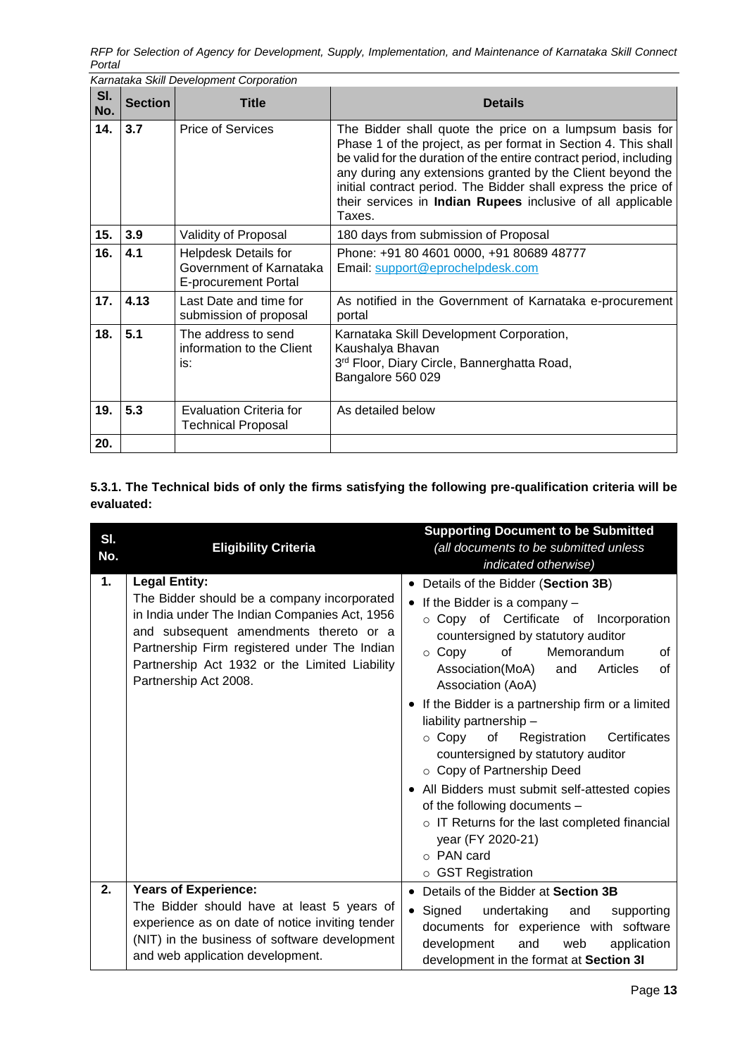| Sl. No. | Section | Title | Details |
|---|---|---|---|
| 14. | 3.7 | Price of Services | The Bidder shall quote the price on a lumpsum basis for Phase 1 of the project, as per format in Section 4. This shall be valid for the duration of the entire contract period, including any during any extensions granted by the Client beyond the initial contract period. The Bidder shall express the price of their services in **Indian Rupees** inclusive of all applicable Taxes. |
| 15. | 3.9 | Validity of Proposal | 180 days from submission of Proposal |
| 16. | 4.1 | Helpdesk Details for Government of Karnataka E-procurement Portal | Phone: +91 80 4601 0000, +91 80689 48777<br>Email: support@eprochelpdesk.com |
| 17. | 4.13 | Last Date and time for submission of proposal | As notified in the Government of Karnataka e-procurement portal |
| 18. | 5.1 | The address to send information to the Client is: | Karnataka Skill Development Corporation,<br>Kaushalya Bhavan<br>3rd Floor, Diary Circle, Bannerghatta Road,<br>Bangalore 560 029 |
| 19. | 5.3 | Evaluation Criteria for Technical Proposal | As detailed below |
| 20. | | | |

**5.3.1. The Technical bids of only the firms satisfying the following pre-qualification criteria will be evaluated:**

| Sl. No. | Eligibility Criteria | Supporting Document to be Submitted *(all documents to be submitted unless indicated otherwise)* |
|---|---|---|
| 1. | **Legal Entity:**<br>The Bidder should be a company incorporated in India under The Indian Companies Act, 1956 and subsequent amendments thereto or a Partnership Firm registered under The Indian Partnership Act 1932 or the Limited Liability Partnership Act 2008. | • Details of the Bidder (**Section 3B**)<br>• If the Bidder is a company –<br>○ Copy of Certificate of Incorporation countersigned by statutory auditor<br>○ Copy of Memorandum of Association(MoA) and Articles of Association (AoA)<br>• If the Bidder is a partnership firm or a limited liability partnership –<br>○ Copy of Registration Certificates countersigned by statutory auditor<br>○ Copy of Partnership Deed<br>• All Bidders must submit self-attested copies of the following documents –<br>○ IT Returns for the last completed financial year (FY 2020-21)<br>○ PAN card<br>○ GST Registration |
| 2. | **Years of Experience:**<br>The Bidder should have at least 5 years of experience as on date of notice inviting tender (NIT) in the business of software development and web application development. | • Details of the Bidder at **Section 3B**<br>• Signed undertaking and supporting documents for experience with software development and web application development in the format at **Section 3I** |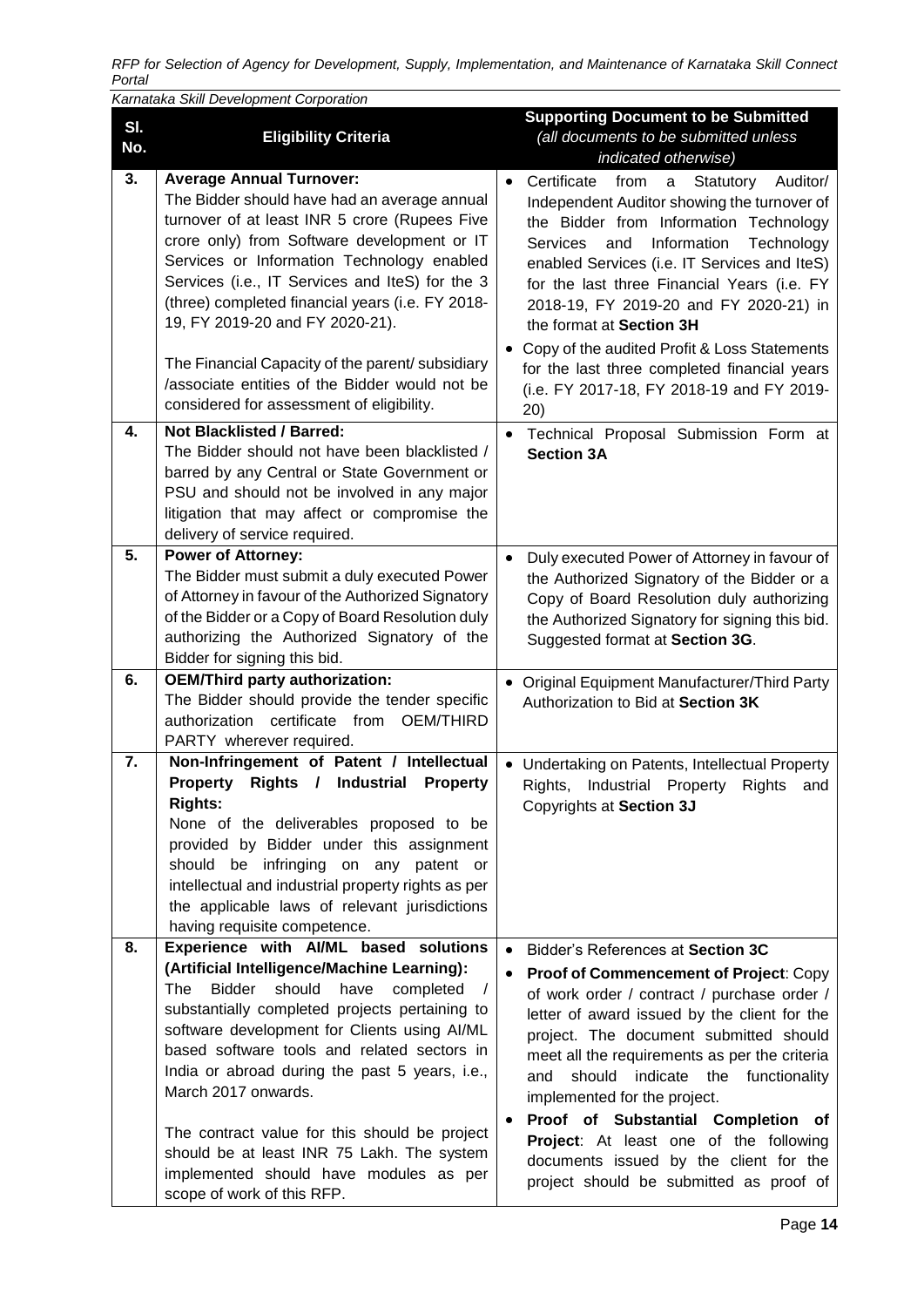| Sl. No. | Eligibility Criteria | Supporting Document to be Submitted *(all documents to be submitted unless indicated otherwise)* |
|---|---|---|
| 3. | **Average Annual Turnover:** The Bidder should have had an average annual turnover of at least INR 5 crore (Rupees Five crore only) from Software development or IT Services or Information Technology enabled Services (i.e., IT Services and IteS) for the 3 (three) completed financial years (i.e. FY 2018-19, FY 2019-20 and FY 2020-21). <br><br> The Financial Capacity of the parent/ subsidiary /associate entities of the Bidder would not be considered for assessment of eligibility. | • Certificate from a Statutory Auditor/ Independent Auditor showing the turnover of the Bidder from Information Technology Services and Information Technology enabled Services (i.e. IT Services and IteS) for the last three Financial Years (i.e. FY 2018-19, FY 2019-20 and FY 2020-21) in the format at **Section 3H** <br> • Copy of the audited Profit & Loss Statements for the last three completed financial years (i.e. FY 2017-18, FY 2018-19 and FY 2019-20) |
| 4. | **Not Blacklisted / Barred:** The Bidder should not have been blacklisted / barred by any Central or State Government or PSU and should not be involved in any major litigation that may affect or compromise the delivery of service required. | • Technical Proposal Submission Form at **Section 3A** |
| 5. | **Power of Attorney:** The Bidder must submit a duly executed Power of Attorney in favour of the Authorized Signatory of the Bidder or a Copy of Board Resolution duly authorizing the Authorized Signatory of the Bidder for signing this bid. | • Duly executed Power of Attorney in favour of the Authorized Signatory of the Bidder or a Copy of Board Resolution duly authorizing the Authorized Signatory for signing this bid. Suggested format at **Section 3G**. |
| 6. | **OEM/Third party authorization:** The Bidder should provide the tender specific authorization certificate from OEM/THIRD PARTY wherever required. | • Original Equipment Manufacturer/Third Party Authorization to Bid at **Section 3K** |
| 7. | **Non-Infringement of Patent / Intellectual Property Rights / Industrial Property Rights:** None of the deliverables proposed to be provided by Bidder under this assignment should be infringing on any patent or intellectual and industrial property rights as per the applicable laws of relevant jurisdictions having requisite competence. | • Undertaking on Patents, Intellectual Property Rights, Industrial Property Rights and Copyrights at **Section 3J** |
| 8. | **Experience with AI/ML based solutions (Artificial Intelligence/Machine Learning):** The Bidder should have completed / substantially completed projects pertaining to software development for Clients using AI/ML based software tools and related sectors in India or abroad during the past 5 years, i.e., March 2017 onwards. <br><br> The contract value for this should be project should be at least INR 75 Lakh. The system implemented should have modules as per scope of work of this RFP. | • Bidder's References at **Section 3C** <br> • **Proof of Commencement of Project**: Copy of work order / contract / purchase order / letter of award issued by the client for the project. The document submitted should meet all the requirements as per the criteria and should indicate the functionality implemented for the project. <br> • **Proof of Substantial Completion of Project**: At least one of the following documents issued by the client for the project should be submitted as proof of |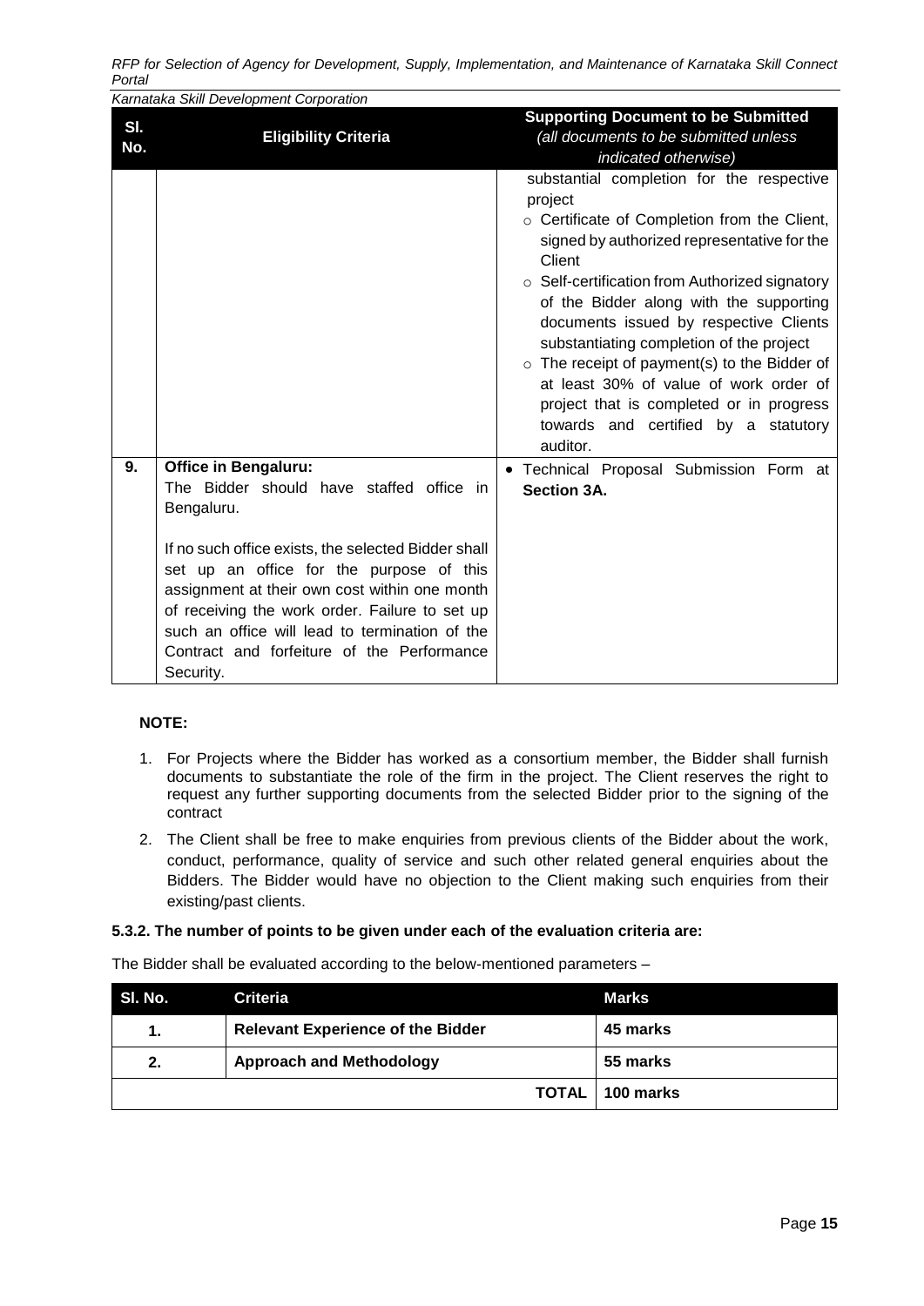| Sl. No. | Eligibility Criteria | Supporting Document to be Submitted *(all documents to be submitted unless indicated otherwise)* |
|---|---|---|
| | | substantial completion for the respective project<br>○ Certificate of Completion from the Client, signed by authorized representative for the Client<br>○ Self-certification from Authorized signatory of the Bidder along with the supporting documents issued by respective Clients substantiating completion of the project<br>○ The receipt of payment(s) to the Bidder of at least 30% of value of work order of project that is completed or in progress towards and certified by a statutory auditor. |
| 9. | **Office in Bengaluru:**<br>The Bidder should have staffed office in Bengaluru.<br><br>If no such office exists, the selected Bidder shall set up an office for the purpose of this assignment at their own cost within one month of receiving the work order. Failure to set up such an office will lead to termination of the Contract and forfeiture of the Performance Security. | • Technical Proposal Submission Form at **Section 3A.** |

**NOTE:**

1. For Projects where the Bidder has worked as a consortium member, the Bidder shall furnish documents to substantiate the role of the firm in the project. The Client reserves the right to request any further supporting documents from the selected Bidder prior to the signing of the contract
2. The Client shall be free to make enquiries from previous clients of the Bidder about the work, conduct, performance, quality of service and such other related general enquiries about the Bidders. The Bidder would have no objection to the Client making such enquiries from their existing/past clients.

#### 5.3.2. The number of points to be given under each of the evaluation criteria are:

The Bidder shall be evaluated according to the below-mentioned parameters –

| Sl. No. | Criteria | Marks |
|---|---|---|
| 1. | **Relevant Experience of the Bidder** | **45 marks** |
| 2. | **Approach and Methodology** | **55 marks** |
| | **TOTAL** | **100 marks** |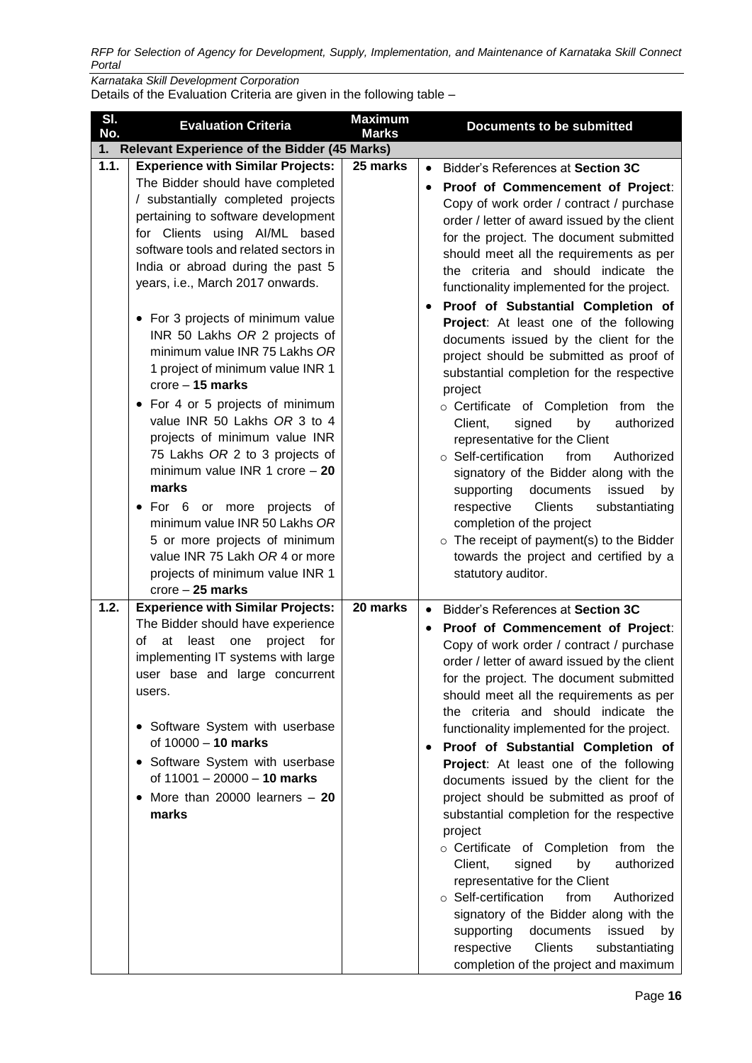Details of the Evaluation Criteria are given in the following table –

| Sl. No. | Evaluation Criteria | Maximum Marks | Documents to be submitted |
|---|---|---|---|
| **1. Relevant Experience of the Bidder (45 Marks)** | | | |
| **1.1.** | **Experience with Similar Projects:** The Bidder should have completed / substantially completed projects pertaining to software development for Clients using AI/ML based software tools and related sectors in India or abroad during the past 5 years, i.e., March 2017 onwards.<br><br>• For 3 projects of minimum value INR 50 Lakhs *OR* 2 projects of minimum value INR 75 Lakhs *OR* 1 project of minimum value INR 1 crore – **15 marks**<br>• For 4 or 5 projects of minimum value INR 50 Lakhs *OR* 3 to 4 projects of minimum value INR 75 Lakhs *OR* 2 to 3 projects of minimum value INR 1 crore – **20 marks**<br>• For 6 or more projects of minimum value INR 50 Lakhs *OR* 5 or more projects of minimum value INR 75 Lakh *OR* 4 or more projects of minimum value INR 1 crore – **25 marks** | **25 marks** | • Bidder's References at **Section 3C**<br>• **Proof of Commencement of Project**: Copy of work order / contract / purchase order / letter of award issued by the client for the project. The document submitted should meet all the requirements as per the criteria and should indicate the functionality implemented for the project.<br>• **Proof of Substantial Completion of Project**: At least one of the following documents issued by the client for the project should be submitted as proof of substantial completion for the respective project<br>  ○ Certificate of Completion from the Client, signed by authorized representative for the Client<br>  ○ Self-certification from Authorized signatory of the Bidder along with the supporting documents issued by respective Clients substantiating completion of the project<br>  ○ The receipt of payment(s) to the Bidder towards the project and certified by a statutory auditor. |
| **1.2.** | **Experience with Similar Projects:** The Bidder should have experience of at least one project for implementing IT systems with large user base and large concurrent users.<br><br>• Software System with userbase of 10000 – **10 marks**<br>• Software System with userbase of 11001 – 20000 – **10 marks**<br>• More than 20000 learners – **20 marks** | **20 marks** | • Bidder's References at **Section 3C**<br>• **Proof of Commencement of Project**: Copy of work order / contract / purchase order / letter of award issued by the client for the project. The document submitted should meet all the requirements as per the criteria and should indicate the functionality implemented for the project.<br>• **Proof of Substantial Completion of Project**: At least one of the following documents issued by the client for the project should be submitted as proof of substantial completion for the respective project<br>  ○ Certificate of Completion from the Client, signed by authorized representative for the Client<br>  ○ Self-certification from Authorized signatory of the Bidder along with the supporting documents issued by respective Clients substantiating completion of the project and maximum |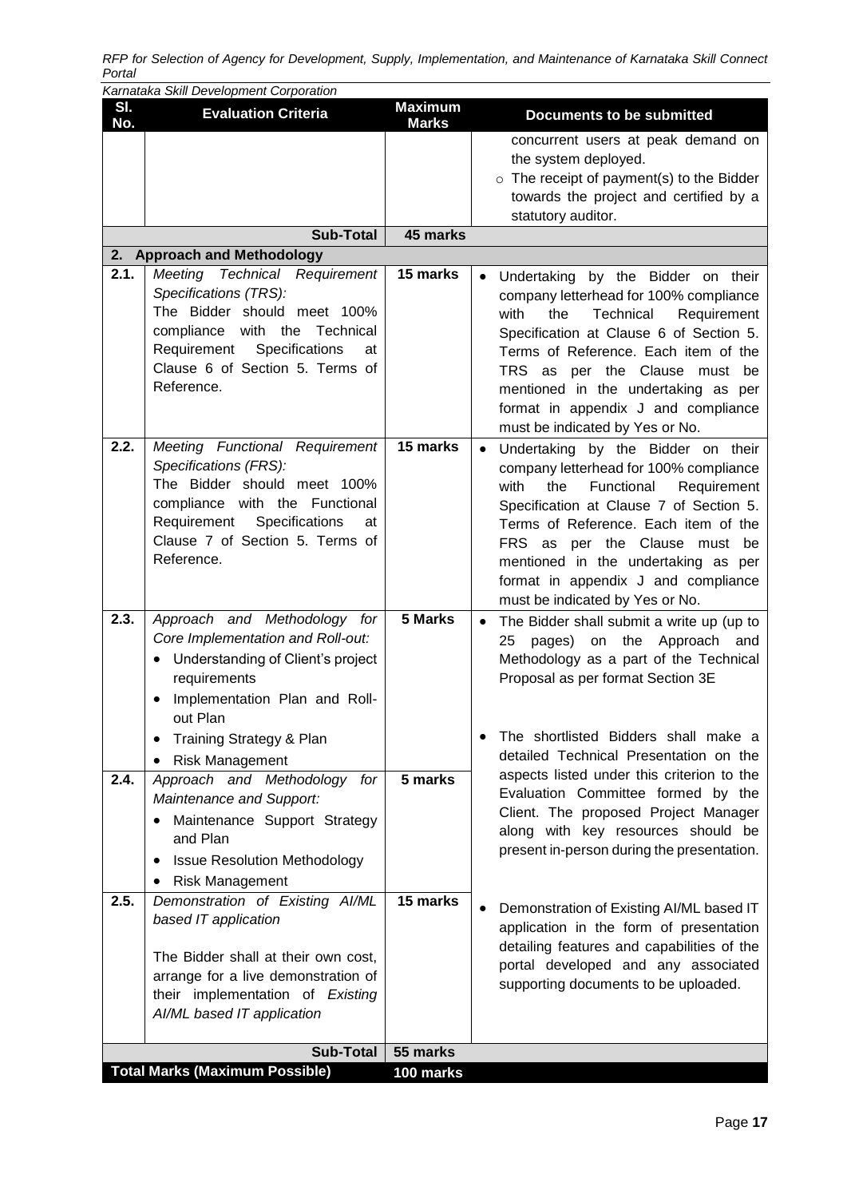| Sl. No. | Evaluation Criteria | Maximum Marks | Documents to be submitted |
|---|---|---|---|
| | | | concurrent users at peak demand on the system deployed.<br>○ The receipt of payment(s) to the Bidder towards the project and certified by a statutory auditor. |
| | **Sub-Total** | **45 marks** | |
| **2.** | **Approach and Methodology** | | |
| **2.1.** | *Meeting Technical Requirement Specifications (TRS):*<br>The Bidder should meet 100% compliance with the Technical Requirement Specifications at Clause 6 of Section 5. Terms of Reference. | **15 marks** | • Undertaking by the Bidder on their company letterhead for 100% compliance with the Technical Requirement Specification at Clause 6 of Section 5. Terms of Reference. Each item of the TRS as per the Clause must be mentioned in the undertaking as per format in appendix J and compliance must be indicated by Yes or No. |
| **2.2.** | *Meeting Functional Requirement Specifications (FRS):*<br>The Bidder should meet 100% compliance with the Functional Requirement Specifications at Clause 7 of Section 5. Terms of Reference. | **15 marks** | • Undertaking by the Bidder on their company letterhead for 100% compliance with the Functional Requirement Specification at Clause 7 of Section 5. Terms of Reference. Each item of the FRS as per the Clause must be mentioned in the undertaking as per format in appendix J and compliance must be indicated by Yes or No. |
| **2.3.** | *Approach and Methodology for Core Implementation and Roll-out:*<br>• Understanding of Client's project requirements<br>• Implementation Plan and Roll-out Plan<br>• Training Strategy & Plan<br>• Risk Management | **5 Marks** | • The Bidder shall submit a write up (up to 25 pages) on the Approach and Methodology as a part of the Technical Proposal as per format Section 3E<br><br>• The shortlisted Bidders shall make a detailed Technical Presentation on the aspects listed under this criterion to the Evaluation Committee formed by the Client. The proposed Project Manager along with key resources should be present in-person during the presentation. |
| **2.4.** | *Approach and Methodology for Maintenance and Support:*<br>• Maintenance Support Strategy and Plan<br>• Issue Resolution Methodology<br>• Risk Management | **5 marks** | |
| **2.5.** | *Demonstration of Existing AI/ML based IT application*<br><br>The Bidder shall at their own cost, arrange for a live demonstration of their implementation of *Existing AI/ML based IT application* | **15 marks** | • Demonstration of Existing AI/ML based IT application in the form of presentation detailing features and capabilities of the portal developed and any associated supporting documents to be uploaded. |
| | **Sub-Total** | **55 marks** | |
| | **Total Marks (Maximum Possible)** | **100 marks** | |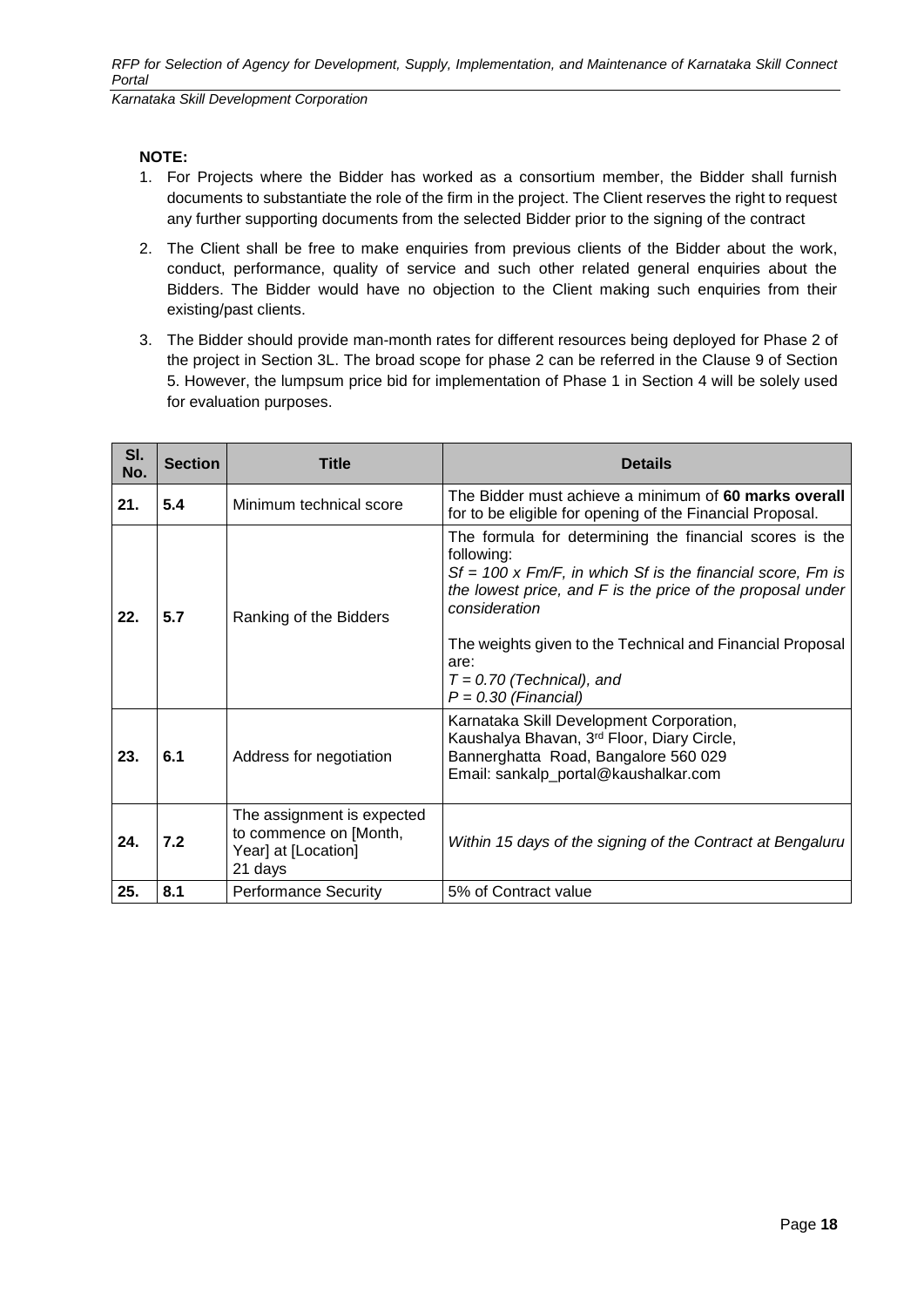**NOTE:**

1. For Projects where the Bidder has worked as a consortium member, the Bidder shall furnish documents to substantiate the role of the firm in the project. The Client reserves the right to request any further supporting documents from the selected Bidder prior to the signing of the contract
2. The Client shall be free to make enquiries from previous clients of the Bidder about the work, conduct, performance, quality of service and such other related general enquiries about the Bidders. The Bidder would have no objection to the Client making such enquiries from their existing/past clients.
3. The Bidder should provide man-month rates for different resources being deployed for Phase 2 of the project in Section 3L. The broad scope for phase 2 can be referred in the Clause 9 of Section 5. However, the lumpsum price bid for implementation of Phase 1 in Section 4 will be solely used for evaluation purposes.

| Sl. No. | Section | Title | Details |
|---|---|---|---|
| **21.** | **5.4** | Minimum technical score | The Bidder must achieve a minimum of **60 marks overall** for to be eligible for opening of the Financial Proposal. |
| **22.** | **5.7** | Ranking of the Bidders | The formula for determining the financial scores is the following:<br>*Sf = 100 x Fm/F, in which Sf is the financial score, Fm is the lowest price, and F is the price of the proposal under consideration*<br><br>The weights given to the Technical and Financial Proposal are:<br>*T = 0.70 (Technical), and*<br>*P = 0.30 (Financial)* |
| **23.** | **6.1** | Address for negotiation | Karnataka Skill Development Corporation,<br>Kaushalya Bhavan, 3rd Floor, Diary Circle,<br>Bannerghatta Road, Bangalore 560 029<br>Email: sankalp_portal@kaushalkar.com |
| **24.** | **7.2** | The assignment is expected to commence on [Month, Year] at [Location] 21 days | *Within 15 days of the signing of the Contract at Bengaluru* |
| **25.** | **8.1** | Performance Security | 5% of Contract value |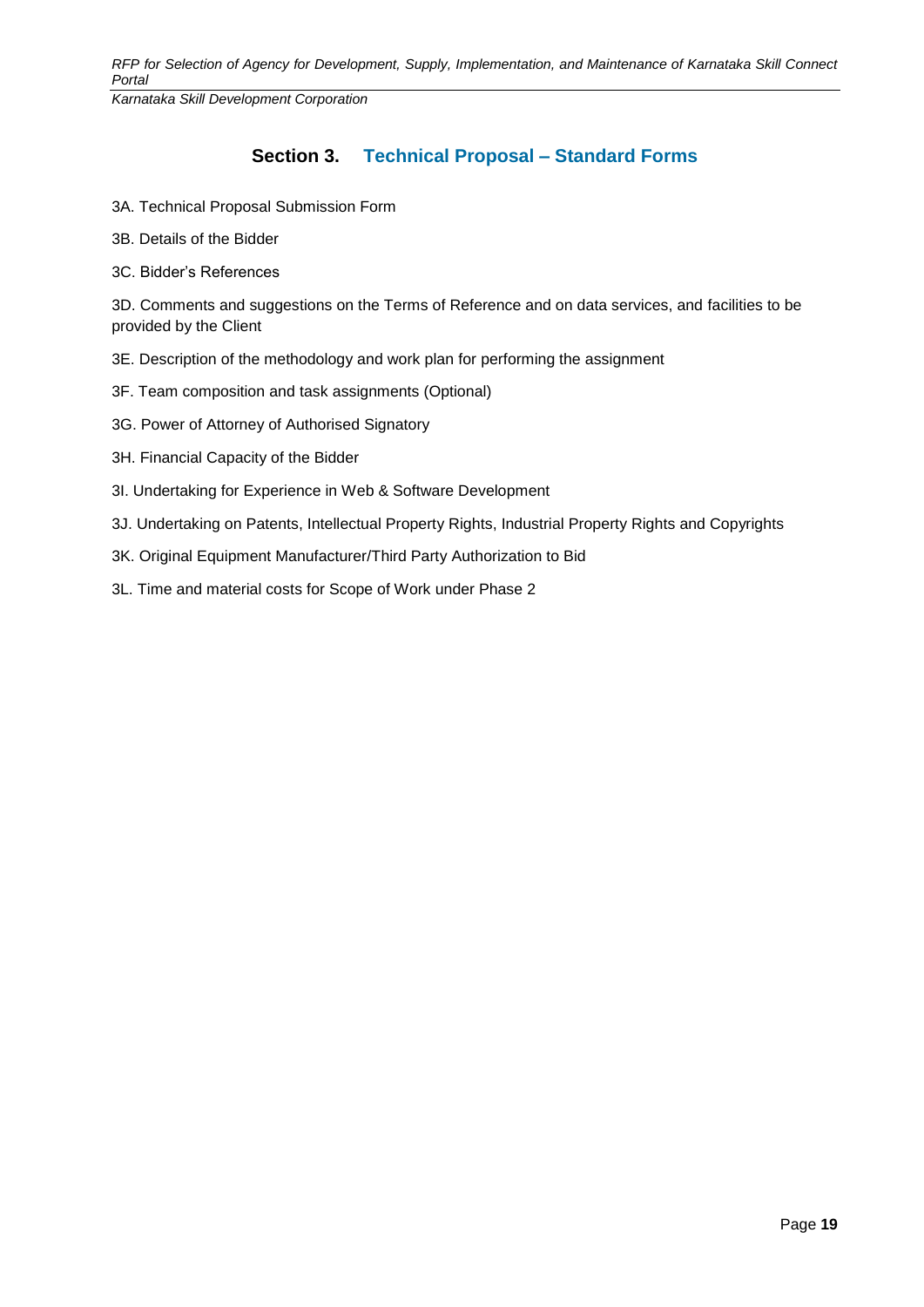## Section 3. Technical Proposal – Standard Forms

3A. Technical Proposal Submission Form

3B. Details of the Bidder

3C. Bidder's References

3D. Comments and suggestions on the Terms of Reference and on data services, and facilities to be provided by the Client

3E. Description of the methodology and work plan for performing the assignment

3F. Team composition and task assignments (Optional)

3G. Power of Attorney of Authorised Signatory

3H. Financial Capacity of the Bidder

3I. Undertaking for Experience in Web & Software Development

3J. Undertaking on Patents, Intellectual Property Rights, Industrial Property Rights and Copyrights

3K. Original Equipment Manufacturer/Third Party Authorization to Bid

3L. Time and material costs for Scope of Work under Phase 2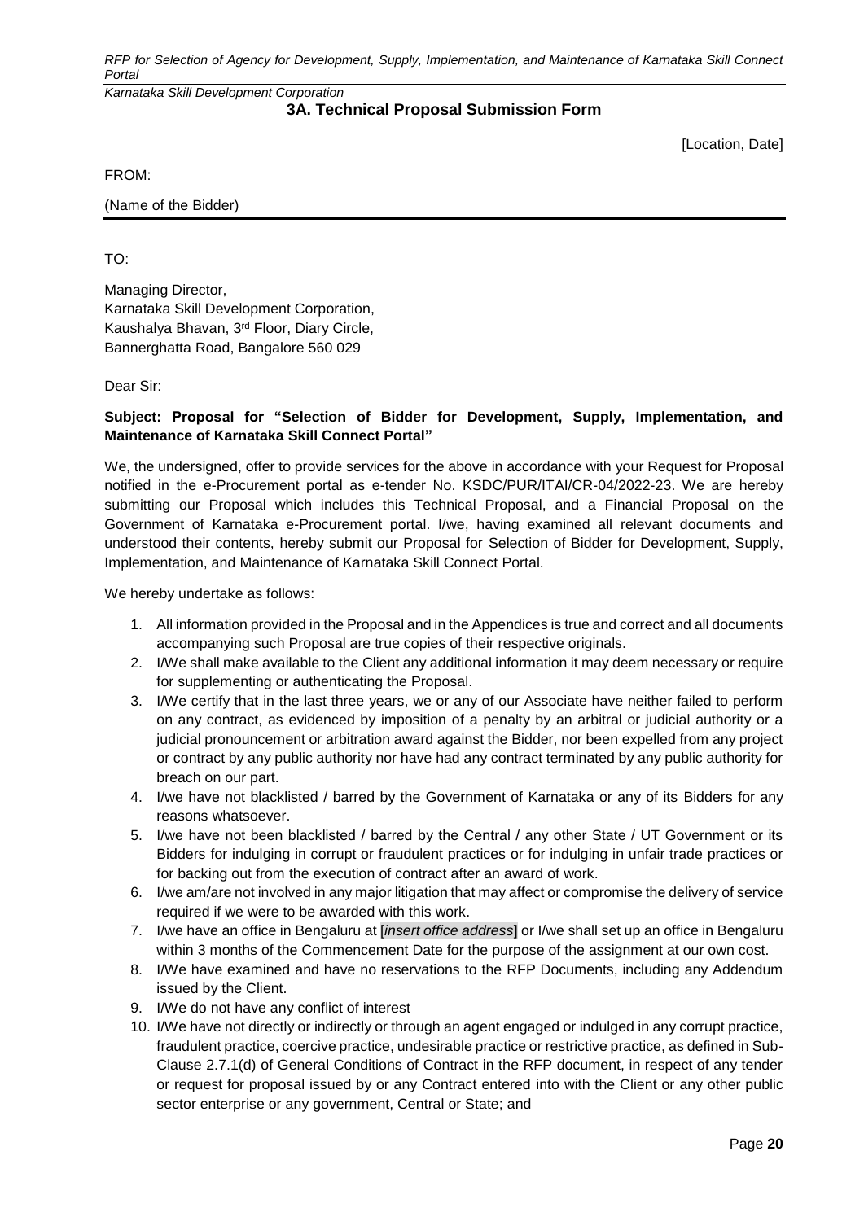## 3A. Technical Proposal Submission Form

[Location, Date]

FROM:

(Name of the Bidder)

---

TO:

Managing Director,
Karnataka Skill Development Corporation,
Kaushalya Bhavan, 3rd Floor, Diary Circle,
Bannerghatta Road, Bangalore 560 029

Dear Sir:

**Subject: Proposal for "Selection of Bidder for Development, Supply, Implementation, and Maintenance of Karnataka Skill Connect Portal"**

We, the undersigned, offer to provide services for the above in accordance with your Request for Proposal notified in the e-Procurement portal as e-tender No. KSDC/PUR/ITAI/CR-04/2022-23. We are hereby submitting our Proposal which includes this Technical Proposal, and a Financial Proposal on the Government of Karnataka e-Procurement portal. I/we, having examined all relevant documents and understood their contents, hereby submit our Proposal for Selection of Bidder for Development, Supply, Implementation, and Maintenance of Karnataka Skill Connect Portal.

We hereby undertake as follows:

1. All information provided in the Proposal and in the Appendices is true and correct and all documents accompanying such Proposal are true copies of their respective originals.
2. I/We shall make available to the Client any additional information it may deem necessary or require for supplementing or authenticating the Proposal.
3. I/We certify that in the last three years, we or any of our Associate have neither failed to perform on any contract, as evidenced by imposition of a penalty by an arbitral or judicial authority or a judicial pronouncement or arbitration award against the Bidder, nor been expelled from any project or contract by any public authority nor have had any contract terminated by any public authority for breach on our part.
4. I/we have not blacklisted / barred by the Government of Karnataka or any of its Bidders for any reasons whatsoever.
5. I/we have not been blacklisted / barred by the Central / any other State / UT Government or its Bidders for indulging in corrupt or fraudulent practices or for indulging in unfair trade practices or for backing out from the execution of contract after an award of work.
6. I/we am/are not involved in any major litigation that may affect or compromise the delivery of service required if we were to be awarded with this work.
7. I/we have an office in Bengaluru at [*insert office address*] or I/we shall set up an office in Bengaluru within 3 months of the Commencement Date for the purpose of the assignment at our own cost.
8. I/We have examined and have no reservations to the RFP Documents, including any Addendum issued by the Client.
9. I/We do not have any conflict of interest
10. I/We have not directly or indirectly or through an agent engaged or indulged in any corrupt practice, fraudulent practice, coercive practice, undesirable practice or restrictive practice, as defined in Sub-Clause 2.7.1(d) of General Conditions of Contract in the RFP document, in respect of any tender or request for proposal issued by or any Contract entered into with the Client or any other public sector enterprise or any government, Central or State; and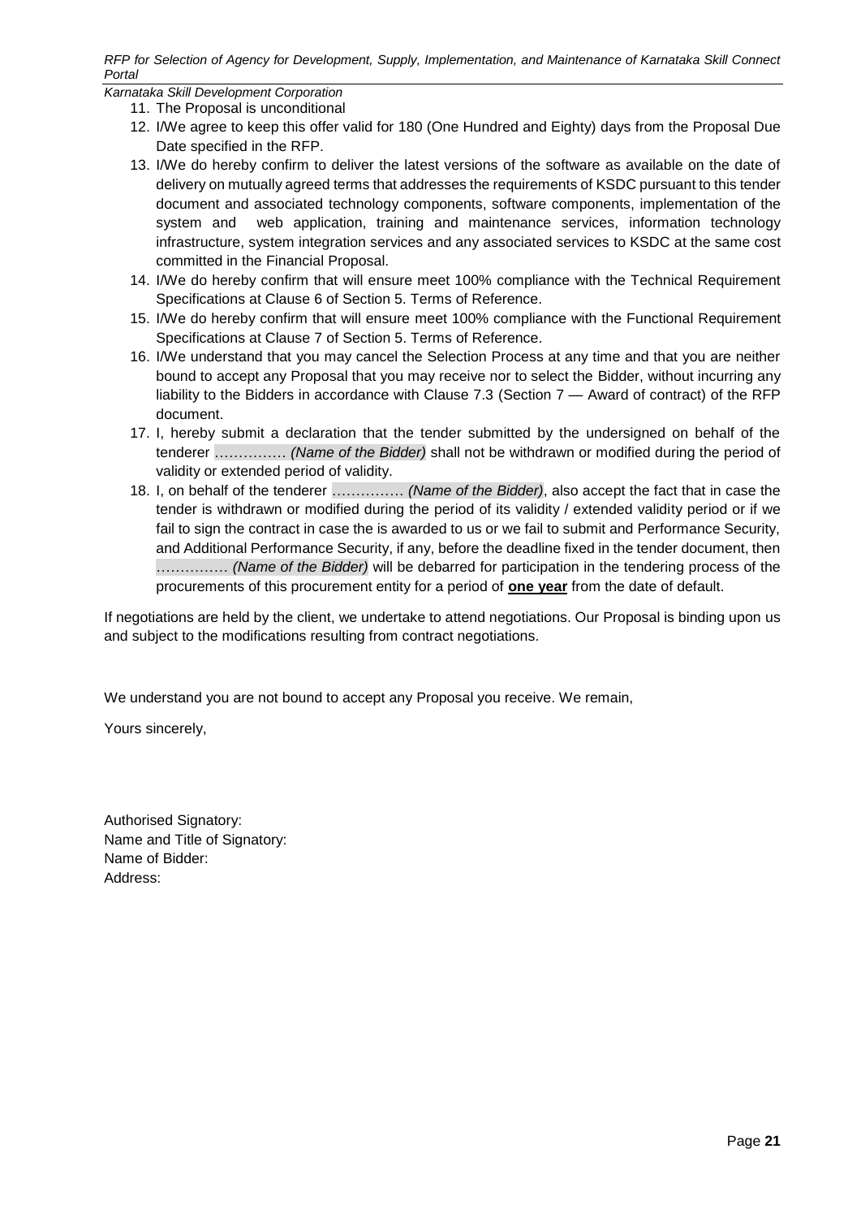11. The Proposal is unconditional
12. I/We agree to keep this offer valid for 180 (One Hundred and Eighty) days from the Proposal Due Date specified in the RFP.
13. I/We do hereby confirm to deliver the latest versions of the software as available on the date of delivery on mutually agreed terms that addresses the requirements of KSDC pursuant to this tender document and associated technology components, software components, implementation of the system and web application, training and maintenance services, information technology infrastructure, system integration services and any associated services to KSDC at the same cost committed in the Financial Proposal.
14. I/We do hereby confirm that will ensure meet 100% compliance with the Technical Requirement Specifications at Clause 6 of Section 5. Terms of Reference.
15. I/We do hereby confirm that will ensure meet 100% compliance with the Functional Requirement Specifications at Clause 7 of Section 5. Terms of Reference.
16. I/We understand that you may cancel the Selection Process at any time and that you are neither bound to accept any Proposal that you may receive nor to select the Bidder, without incurring any liability to the Bidders in accordance with Clause 7.3 (Section 7 — Award of contract) of the RFP document.
17. I, hereby submit a declaration that the tender submitted by the undersigned on behalf of the tenderer …………… *(Name of the Bidder)* shall not be withdrawn or modified during the period of validity or extended period of validity.
18. I, on behalf of the tenderer …………… *(Name of the Bidder)*, also accept the fact that in case the tender is withdrawn or modified during the period of its validity / extended validity period or if we fail to sign the contract in case the is awarded to us or we fail to submit and Performance Security, and Additional Performance Security, if any, before the deadline fixed in the tender document, then …………… *(Name of the Bidder)* will be debarred for participation in the tendering process of the procurements of this procurement entity for a period of **one year** from the date of default.

If negotiations are held by the client, we undertake to attend negotiations. Our Proposal is binding upon us and subject to the modifications resulting from contract negotiations.

We understand you are not bound to accept any Proposal you receive. We remain,

Yours sincerely,

Authorised Signatory:
Name and Title of Signatory:
Name of Bidder:
Address: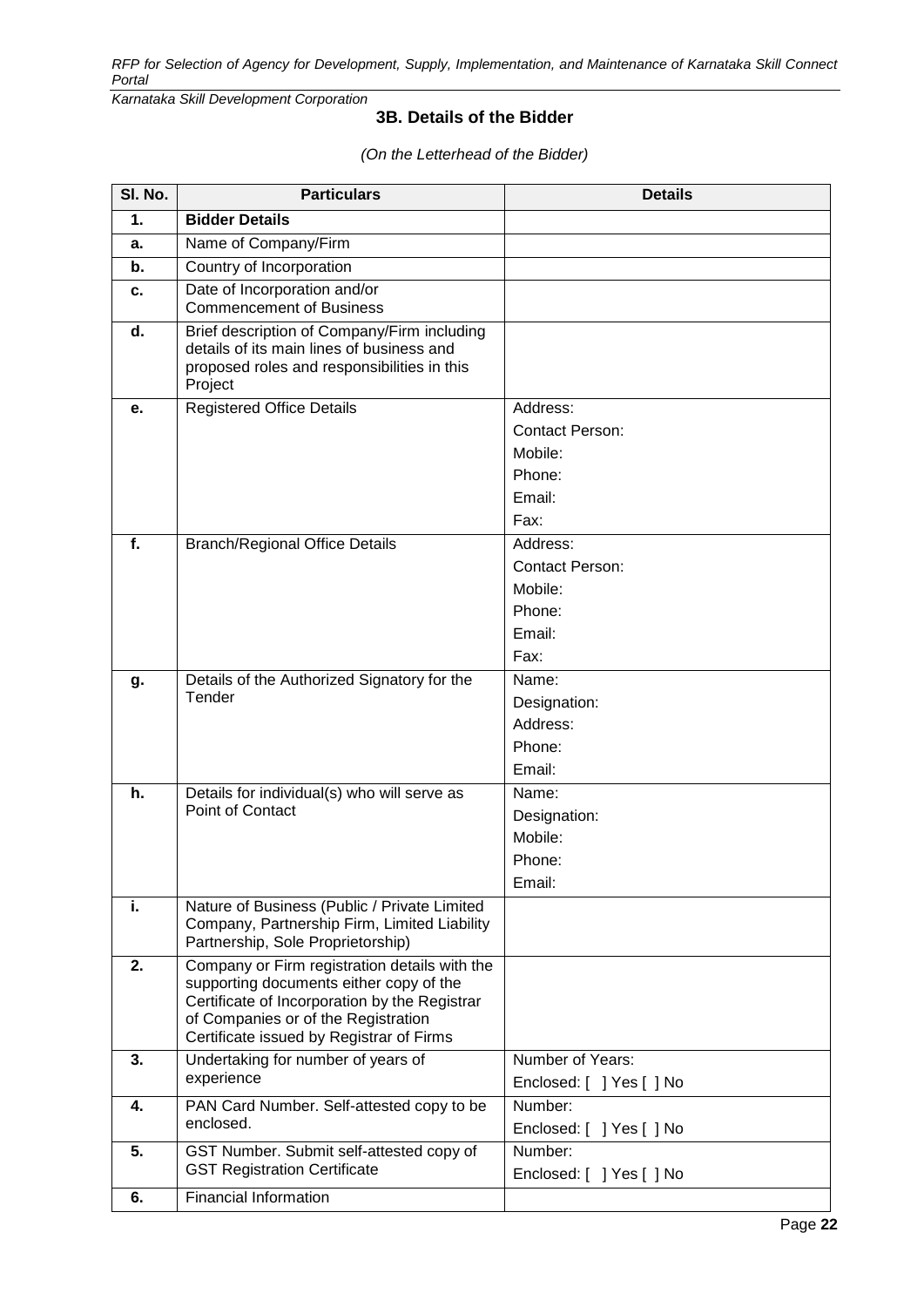### 3B. Details of the Bidder

*(On the Letterhead of the Bidder)*

| Sl. No. | Particulars | Details |
|---|---|---|
| **1.** | **Bidder Details** | |
| **a.** | Name of Company/Firm | |
| **b.** | Country of Incorporation | |
| **c.** | Date of Incorporation and/or Commencement of Business | |
| **d.** | Brief description of Company/Firm including details of its main lines of business and proposed roles and responsibilities in this Project | |
| **e.** | Registered Office Details | Address:<br>Contact Person:<br>Mobile:<br>Phone:<br>Email:<br>Fax: |
| **f.** | Branch/Regional Office Details | Address:<br>Contact Person:<br>Mobile:<br>Phone:<br>Email:<br>Fax: |
| **g.** | Details of the Authorized Signatory for the Tender | Name:<br>Designation:<br>Address:<br>Phone:<br>Email: |
| **h.** | Details for individual(s) who will serve as Point of Contact | Name:<br>Designation:<br>Mobile:<br>Phone:<br>Email: |
| **i.** | Nature of Business (Public / Private Limited Company, Partnership Firm, Limited Liability Partnership, Sole Proprietorship) | |
| **2.** | Company or Firm registration details with the supporting documents either copy of the Certificate of Incorporation by the Registrar of Companies or of the Registration Certificate issued by Registrar of Firms | |
| **3.** | Undertaking for number of years of experience | Number of Years:<br>Enclosed: [ ] Yes [ ] No |
| **4.** | PAN Card Number. Self-attested copy to be enclosed. | Number:<br>Enclosed: [ ] Yes [ ] No |
| **5.** | GST Number. Submit self-attested copy of GST Registration Certificate | Number:<br>Enclosed: [ ] Yes [ ] No |
| **6.** | Financial Information | |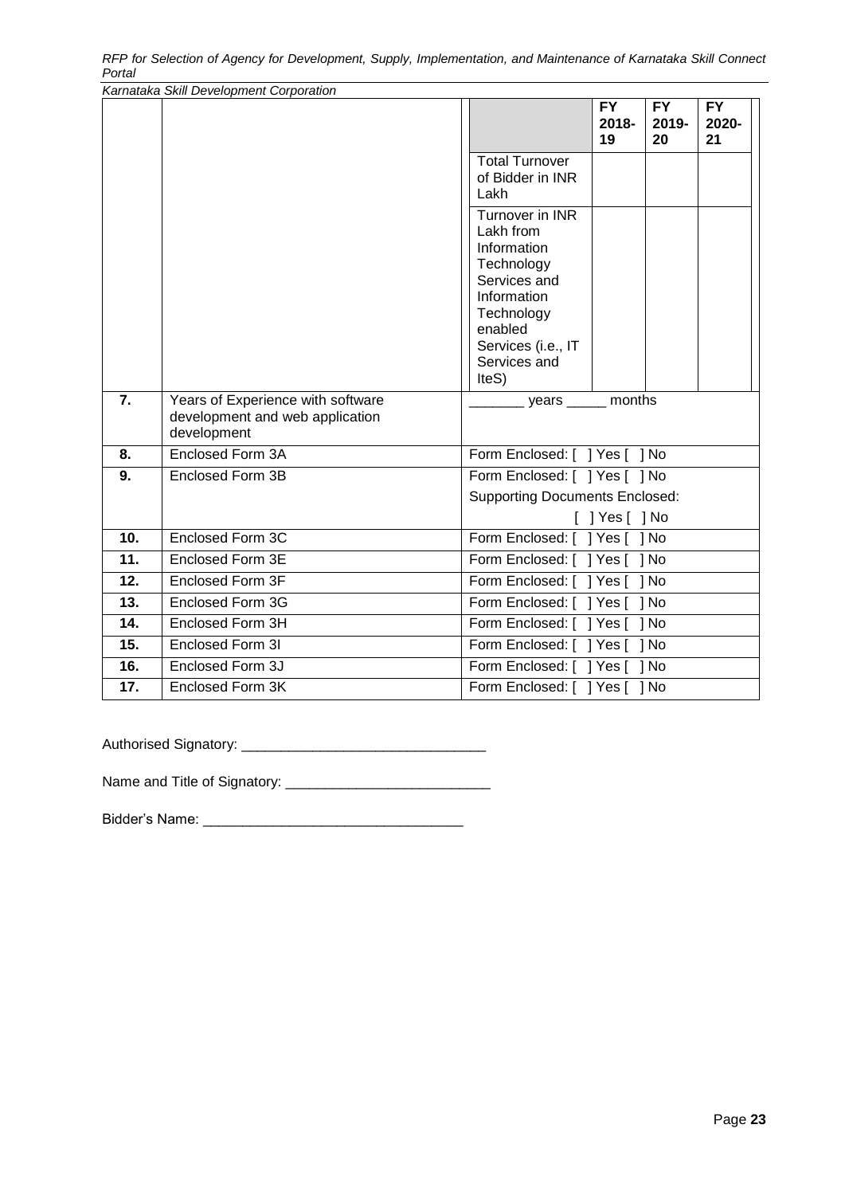| | | | FY 2018-19 | FY 2019-20 | FY 2020-21 |
|---|---|---|---|---|---|
| | | Total Turnover of Bidder in INR Lakh | | | |
| | | Turnover in INR Lakh from Information Technology Services and Information Technology enabled Services (i.e., IT Services and IteS) | | | |
| **7.** | Years of Experience with software development and web application development | _______ years _____ months | | | |
| **8.** | Enclosed Form 3A | Form Enclosed: [ ] Yes [ ] No | | | |
| **9.** | Enclosed Form 3B | Form Enclosed: [ ] Yes [ ] No<br>Supporting Documents Enclosed:<br>[ ] Yes [ ] No | | | |
| **10.** | Enclosed Form 3C | Form Enclosed: [ ] Yes [ ] No | | | |
| **11.** | Enclosed Form 3E | Form Enclosed: [ ] Yes [ ] No | | | |
| **12.** | Enclosed Form 3F | Form Enclosed: [ ] Yes [ ] No | | | |
| **13.** | Enclosed Form 3G | Form Enclosed: [ ] Yes [ ] No | | | |
| **14.** | Enclosed Form 3H | Form Enclosed: [ ] Yes [ ] No | | | |
| **15.** | Enclosed Form 3I | Form Enclosed: [ ] Yes [ ] No | | | |
| **16.** | Enclosed Form 3J | Form Enclosed: [ ] Yes [ ] No | | | |
| **17.** | Enclosed Form 3K | Form Enclosed: [ ] Yes [ ] No | | | |

Authorised Signatory: _______________________________

Name and Title of Signatory: __________________________

Bidder's Name: _________________________________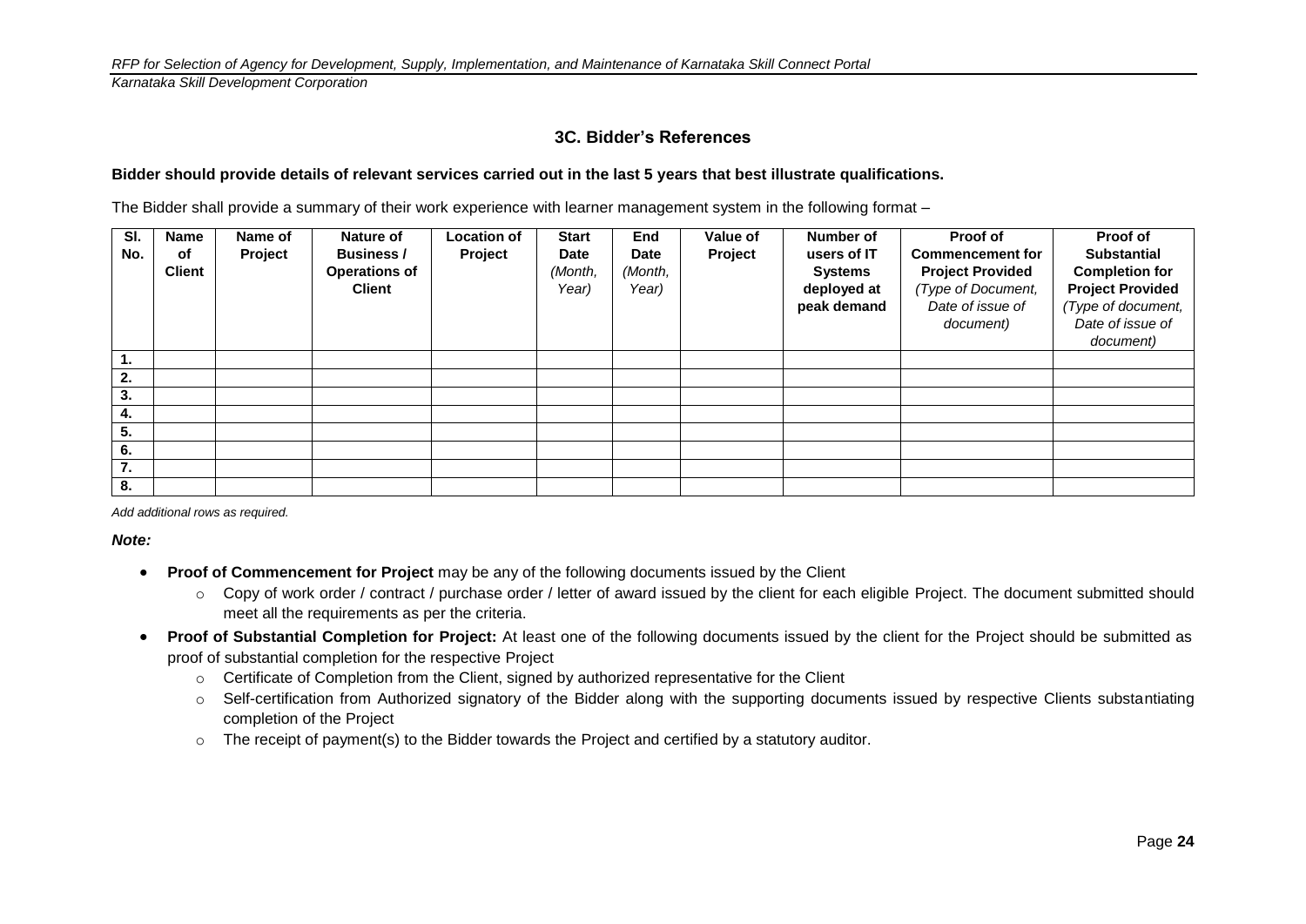### 3C. Bidder's References

**Bidder should provide details of relevant services carried out in the last 5 years that best illustrate qualifications.**

The Bidder shall provide a summary of their work experience with learner management system in the following format –

| Sl. No. | Name of Client | Name of Project | Nature of Business / Operations of Client | Location of Project | Start Date *(Month, Year)* | End Date *(Month, Year)* | Value of Project | Number of users of IT Systems deployed at peak demand | Proof of Commencement for Project Provided *(Type of Document, Date of issue of document)* | Proof of Substantial Completion for Project Provided *(Type of document, Date of issue of document)* |
|---|---|---|---|---|---|---|---|---|---|---|
| 1. | | | | | | | | | | |
| 2. | | | | | | | | | | |
| 3. | | | | | | | | | | |
| 4. | | | | | | | | | | |
| 5. | | | | | | | | | | |
| 6. | | | | | | | | | | |
| 7. | | | | | | | | | | |
| 8. | | | | | | | | | | |

*Add additional rows as required.*

***Note:***

- **Proof of Commencement for Project** may be any of the following documents issued by the Client
  - Copy of work order / contract / purchase order / letter of award issued by the client for each eligible Project. The document submitted should meet all the requirements as per the criteria.
- **Proof of Substantial Completion for Project:** At least one of the following documents issued by the client for the Project should be submitted as proof of substantial completion for the respective Project
  - Certificate of Completion from the Client, signed by authorized representative for the Client
  - Self-certification from Authorized signatory of the Bidder along with the supporting documents issued by respective Clients substantiating completion of the Project
  - The receipt of payment(s) to the Bidder towards the Project and certified by a statutory auditor.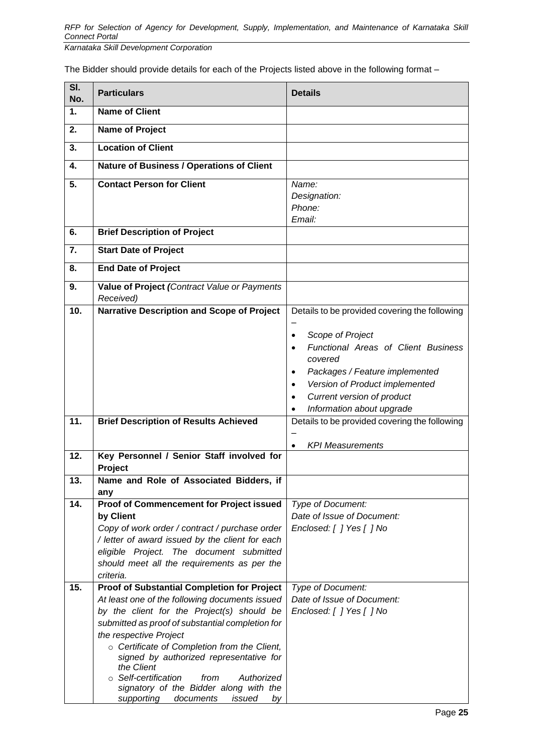The Bidder should provide details for each of the Projects listed above in the following format –

| Sl. No. | Particulars | Details |
|---|---|---|
| 1. | **Name of Client** | |
| 2. | **Name of Project** | |
| 3. | **Location of Client** | |
| 4. | **Nature of Business / Operations of Client** | |
| 5. | **Contact Person for Client** | *Name:*<br>*Designation:*<br>*Phone:*<br>*Email:* |
| 6. | **Brief Description of Project** | |
| 7. | **Start Date of Project** | |
| 8. | **End Date of Project** | |
| 9. | **Value of Project** *(Contract Value or Payments Received)* | |
| 10. | **Narrative Description and Scope of Project** | Details to be provided covering the following –<br>• *Scope of Project*<br>• *Functional Areas of Client Business covered*<br>• *Packages / Feature implemented*<br>• *Version of Product implemented*<br>• *Current version of product*<br>• *Information about upgrade* |
| 11. | **Brief Description of Results Achieved** | Details to be provided covering the following –<br>• *KPI Measurements* |
| 12. | **Key Personnel / Senior Staff involved for Project** | |
| 13. | **Name and Role of Associated Bidders, if any** | |
| 14. | **Proof of Commencement for Project issued by Client**<br>*Copy of work order / contract / purchase order / letter of award issued by the client for each eligible Project. The document submitted should meet all the requirements as per the criteria.* | *Type of Document:*<br>*Date of Issue of Document:*<br>*Enclosed: [ ] Yes [ ] No* |
| 15. | **Proof of Substantial Completion for Project**<br>*At least one of the following documents issued by the client for the Project(s) should be submitted as proof of substantial completion for the respective Project*<br>○ *Certificate of Completion from the Client, signed by authorized representative for the Client*<br>○ *Self-certification from Authorized signatory of the Bidder along with the supporting documents issued by* | *Type of Document:*<br>*Date of Issue of Document:*<br>*Enclosed: [ ] Yes [ ] No* |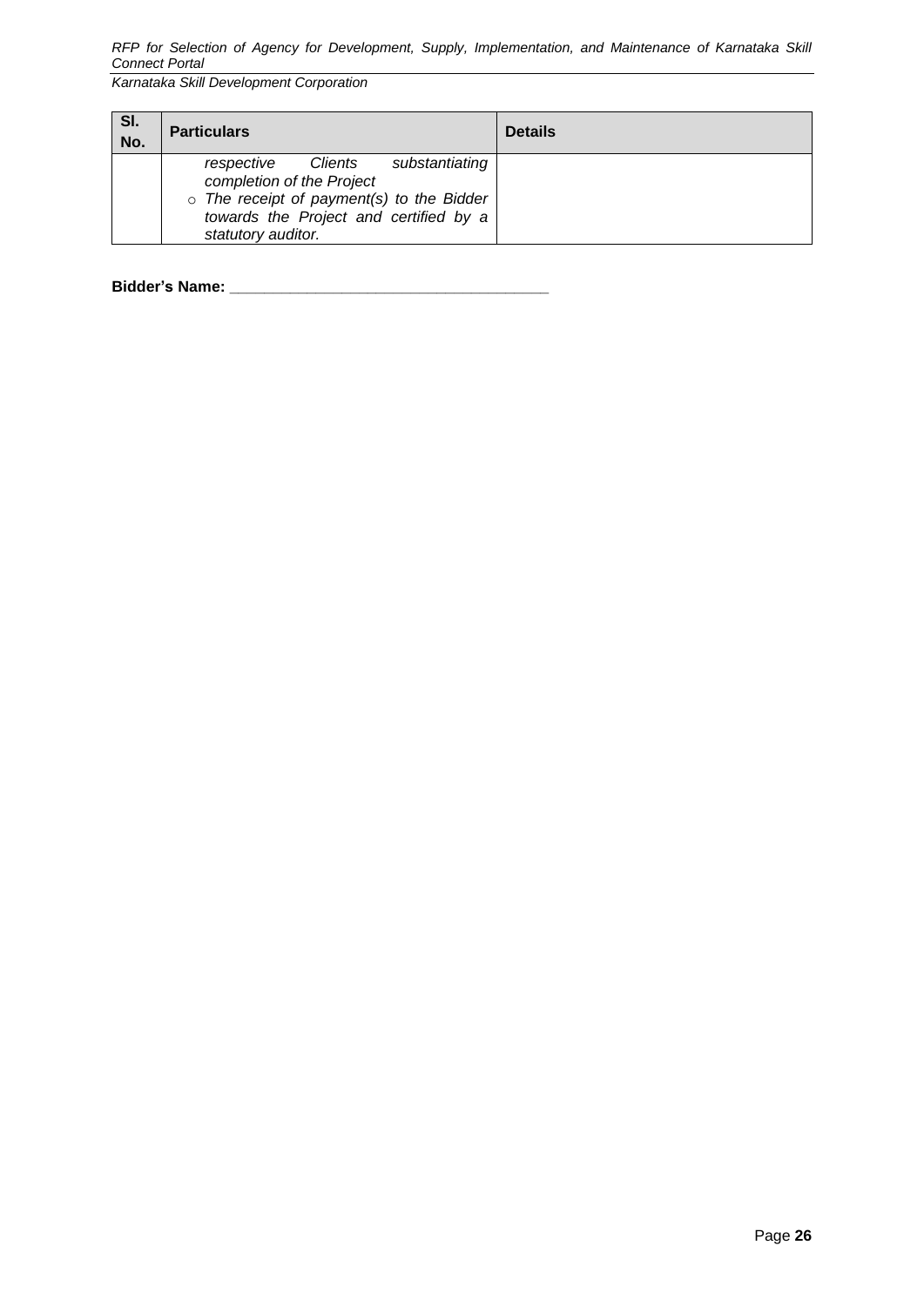| Sl. No. | Particulars | Details |
|---|---|---|
| | *respective Clients substantiating completion of the Project*<br>○ *The receipt of payment(s) to the Bidder towards the Project and certified by a statutory auditor.* | |

**Bidder's Name: ____________________________________**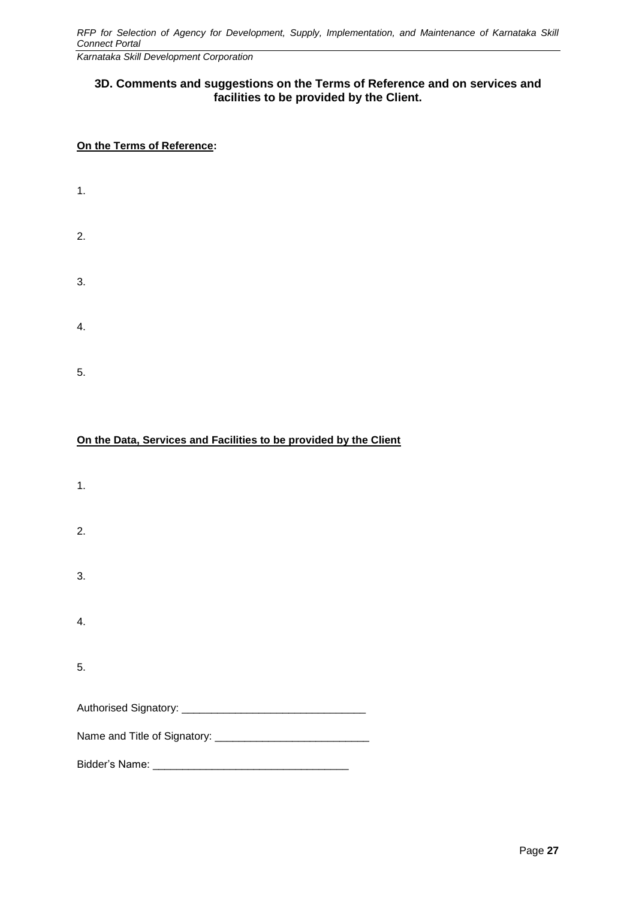### 3D. Comments and suggestions on the Terms of Reference and on services and facilities to be provided by the Client.

**On the Terms of Reference:**

1.

2.

3.

4.

5.

**On the Data, Services and Facilities to be provided by the Client**

1.

2.

3.

4.

5.

Authorised Signatory: _______________________________

Name and Title of Signatory: __________________________

Bidder's Name: _________________________________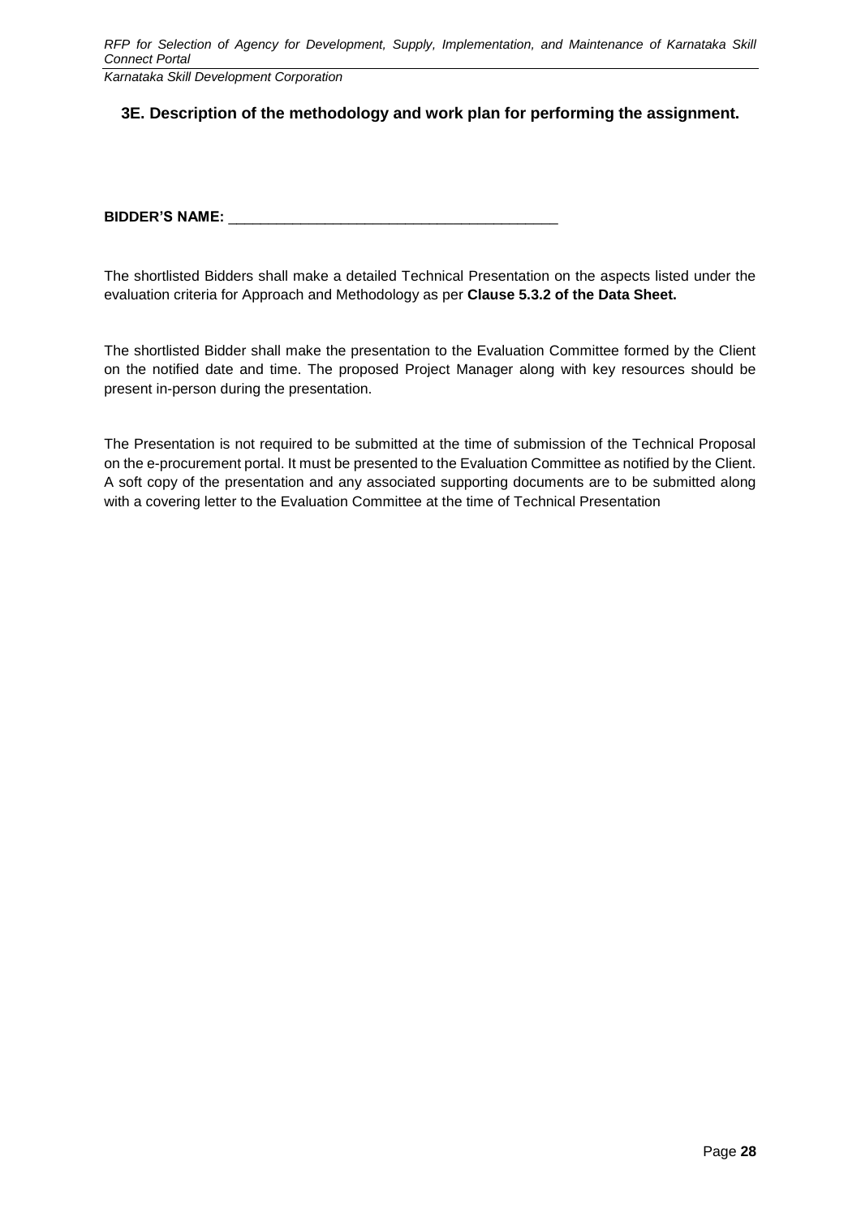### 3E. Description of the methodology and work plan for performing the assignment.

**BIDDER'S NAME:** ________________________________________

The shortlisted Bidders shall make a detailed Technical Presentation on the aspects listed under the evaluation criteria for Approach and Methodology as per **Clause 5.3.2 of the Data Sheet.**

The shortlisted Bidder shall make the presentation to the Evaluation Committee formed by the Client on the notified date and time. The proposed Project Manager along with key resources should be present in-person during the presentation.

The Presentation is not required to be submitted at the time of submission of the Technical Proposal on the e-procurement portal. It must be presented to the Evaluation Committee as notified by the Client. A soft copy of the presentation and any associated supporting documents are to be submitted along with a covering letter to the Evaluation Committee at the time of Technical Presentation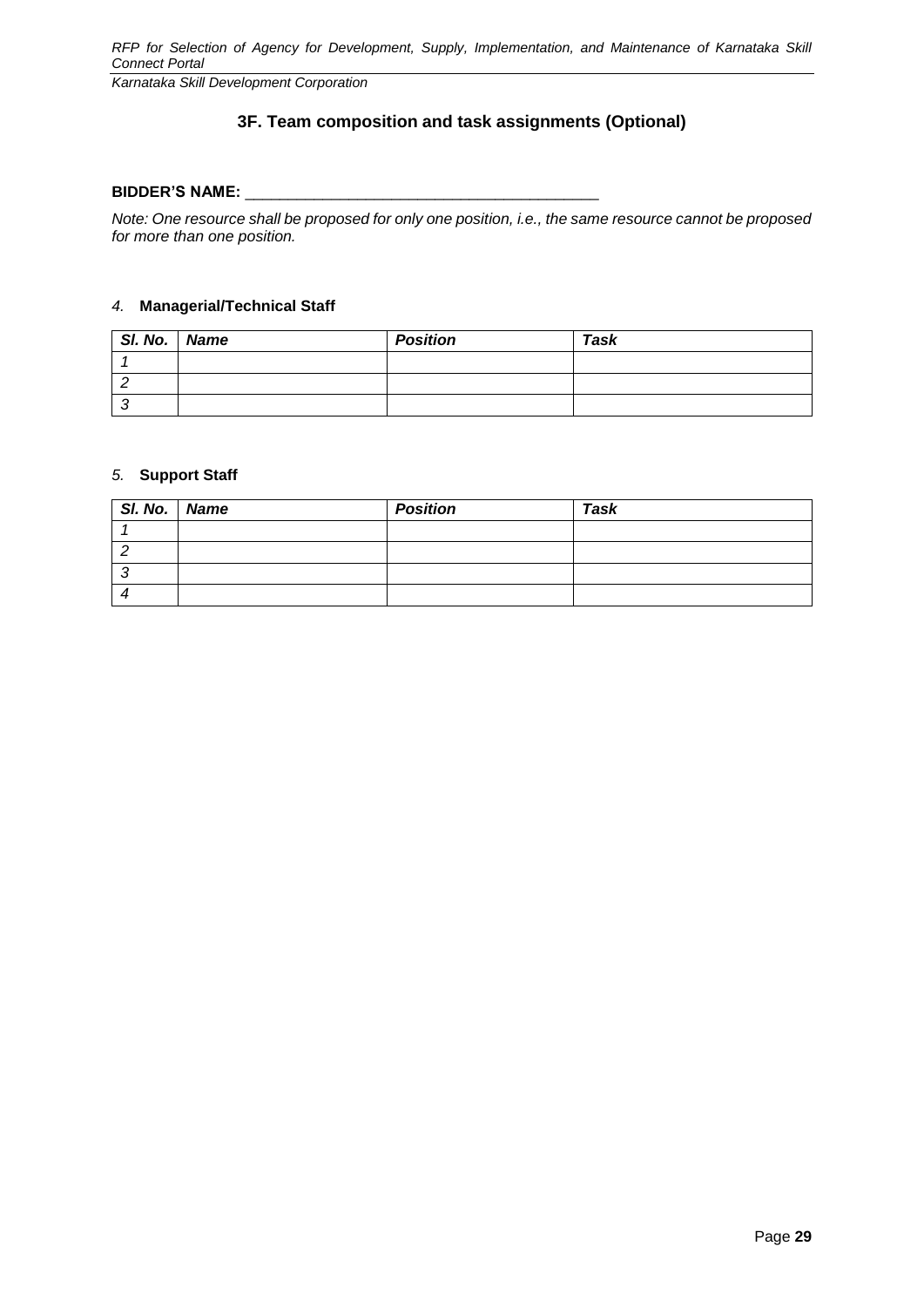## 3F. Team composition and task assignments (Optional)

**BIDDER'S NAME:** ________________________________________

*Note: One resource shall be proposed for only one position, i.e., the same resource cannot be proposed for more than one position.*

*4.* **Managerial/Technical Staff**

| *Sl. No.* | *Name* | *Position* | *Task* |
|---|---|---|---|
| *1* | | | |
| *2* | | | |
| *3* | | | |

*5.* **Support Staff**

| *Sl. No.* | *Name* | *Position* | *Task* |
|---|---|---|---|
| *1* | | | |
| *2* | | | |
| *3* | | | |
| *4* | | | |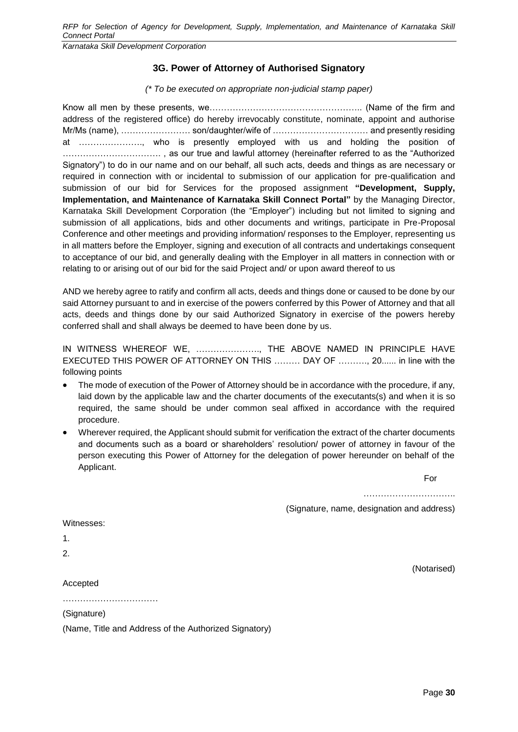### 3G. Power of Attorney of Authorised Signatory

*(* To be executed on appropriate non-judicial stamp paper)*

Know all men by these presents, we…………………………………………….. (Name of the firm and address of the registered office) do hereby irrevocably constitute, nominate, appoint and authorise Mr/Ms (name), …………………… son/daughter/wife of …………………………… and presently residing at …………………., who is presently employed with us and holding the position of ……………………………. , as our true and lawful attorney (hereinafter referred to as the "Authorized Signatory") to do in our name and on our behalf, all such acts, deeds and things as are necessary or required in connection with or incidental to submission of our application for pre-qualification and submission of our bid for Services for the proposed assignment **"Development, Supply, Implementation, and Maintenance of Karnataka Skill Connect Portal"** by the Managing Director, Karnataka Skill Development Corporation (the "Employer") including but not limited to signing and submission of all applications, bids and other documents and writings, participate in Pre-Proposal Conference and other meetings and providing information/ responses to the Employer, representing us in all matters before the Employer, signing and execution of all contracts and undertakings consequent to acceptance of our bid, and generally dealing with the Employer in all matters in connection with or relating to or arising out of our bid for the said Project and/ or upon award thereof to us

AND we hereby agree to ratify and confirm all acts, deeds and things done or caused to be done by our said Attorney pursuant to and in exercise of the powers conferred by this Power of Attorney and that all acts, deeds and things done by our said Authorized Signatory in exercise of the powers hereby conferred shall and shall always be deemed to have been done by us.

IN WITNESS WHEREOF WE, …………………., THE ABOVE NAMED IN PRINCIPLE HAVE EXECUTED THIS POWER OF ATTORNEY ON THIS ……… DAY OF ………., 20...... in line with the following points

- The mode of execution of the Power of Attorney should be in accordance with the procedure, if any, laid down by the applicable law and the charter documents of the executants(s) and when it is so required, the same should be under common seal affixed in accordance with the required procedure.
- Wherever required, the Applicant should submit for verification the extract of the charter documents and documents such as a board or shareholders' resolution/ power of attorney in favour of the person executing this Power of Attorney for the delegation of power hereunder on behalf of the Applicant.

For

…………………………..

(Signature, name, designation and address)

Witnesses:

1.

2.

(Notarised)

Accepted

……………………………

(Signature)

(Name, Title and Address of the Authorized Signatory)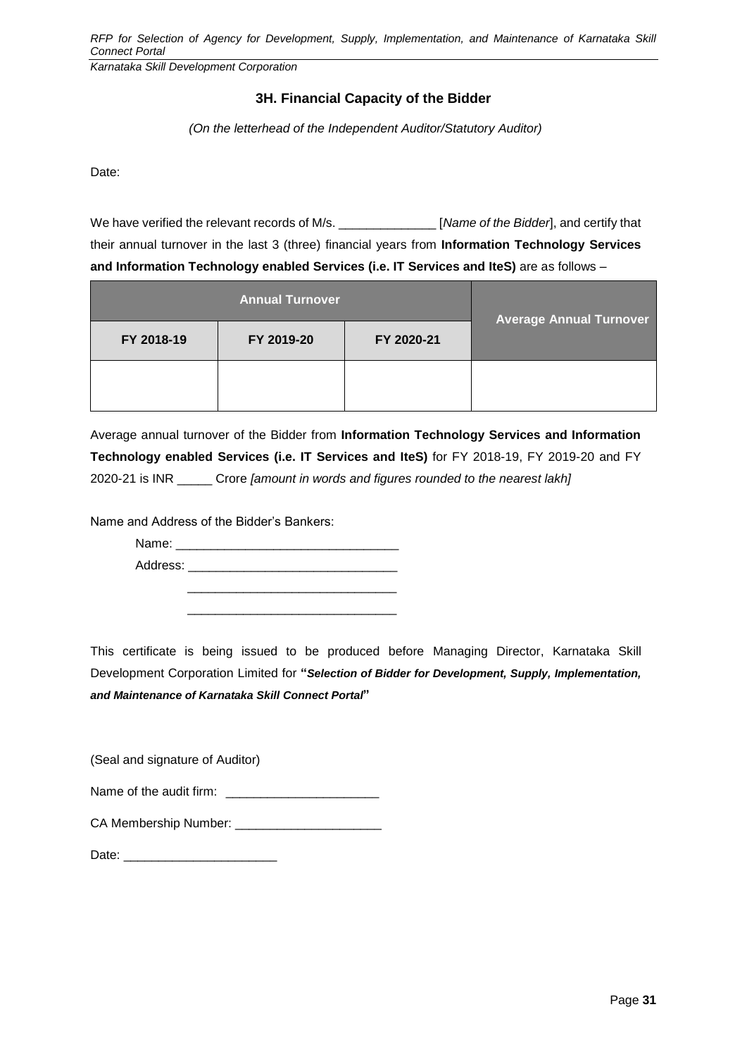### 3H. Financial Capacity of the Bidder

*(On the letterhead of the Independent Auditor/Statutory Auditor)*

Date:

We have verified the relevant records of M/s. ______________ [*Name of the Bidder*], and certify that their annual turnover in the last 3 (three) financial years from **Information Technology Services and Information Technology enabled Services (i.e. IT Services and IteS)** are as follows –

| Annual Turnover | | | Average Annual Turnover |
|---|---|---|---|
| **FY 2018-19** | **FY 2019-20** | **FY 2020-21** | |
| | | | |

Average annual turnover of the Bidder from **Information Technology Services and Information Technology enabled Services (i.e. IT Services and IteS)** for FY 2018-19, FY 2019-20 and FY 2020-21 is INR _____ Crore *[amount in words and figures rounded to the nearest lakh]*

Name and Address of the Bidder's Bankers:

Name: ________________________________

Address: ______________________________

______________________________

______________________________

This certificate is being issued to be produced before Managing Director, Karnataka Skill Development Corporation Limited for **"*Selection of Bidder for Development, Supply, Implementation, and Maintenance of Karnataka Skill Connect Portal*"**

(Seal and signature of Auditor)

Name of the audit firm: ______________________

CA Membership Number: _____________________

Date: ______________________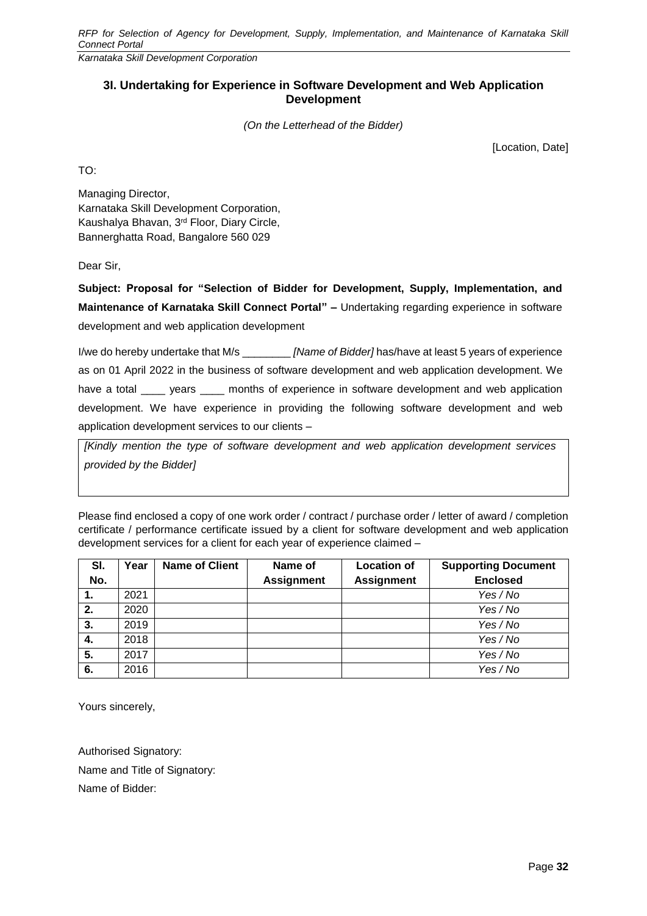## 3I. Undertaking for Experience in Software Development and Web Application Development

*(On the Letterhead of the Bidder)*

[Location, Date]

TO:

Managing Director,
Karnataka Skill Development Corporation,
Kaushalya Bhavan, 3rd Floor, Diary Circle,
Bannerghatta Road, Bangalore 560 029

Dear Sir,

**Subject: Proposal for "Selection of Bidder for Development, Supply, Implementation, and Maintenance of Karnataka Skill Connect Portal" –** Undertaking regarding experience in software development and web application development

I/we do hereby undertake that M/s ________ *[Name of Bidder]* has/have at least 5 years of experience as on 01 April 2022 in the business of software development and web application development. We have a total ____ years ____ months of experience in software development and web application development. We have experience in providing the following software development and web application development services to our clients –

| *[Kindly mention the type of software development and web application development services provided by the Bidder]* |
|---|

Please find enclosed a copy of one work order / contract / purchase order / letter of award / completion certificate / performance certificate issued by a client for software development and web application development services for a client for each year of experience claimed –

| Sl. No. | Year | Name of Client | Name of Assignment | Location of Assignment | Supporting Document Enclosed |
|---|---|---|---|---|---|
| 1. | 2021 | | | | *Yes / No* |
| 2. | 2020 | | | | *Yes / No* |
| 3. | 2019 | | | | *Yes / No* |
| 4. | 2018 | | | | *Yes / No* |
| 5. | 2017 | | | | *Yes / No* |
| 6. | 2016 | | | | *Yes / No* |

Yours sincerely,

Authorised Signatory:

Name and Title of Signatory:

Name of Bidder: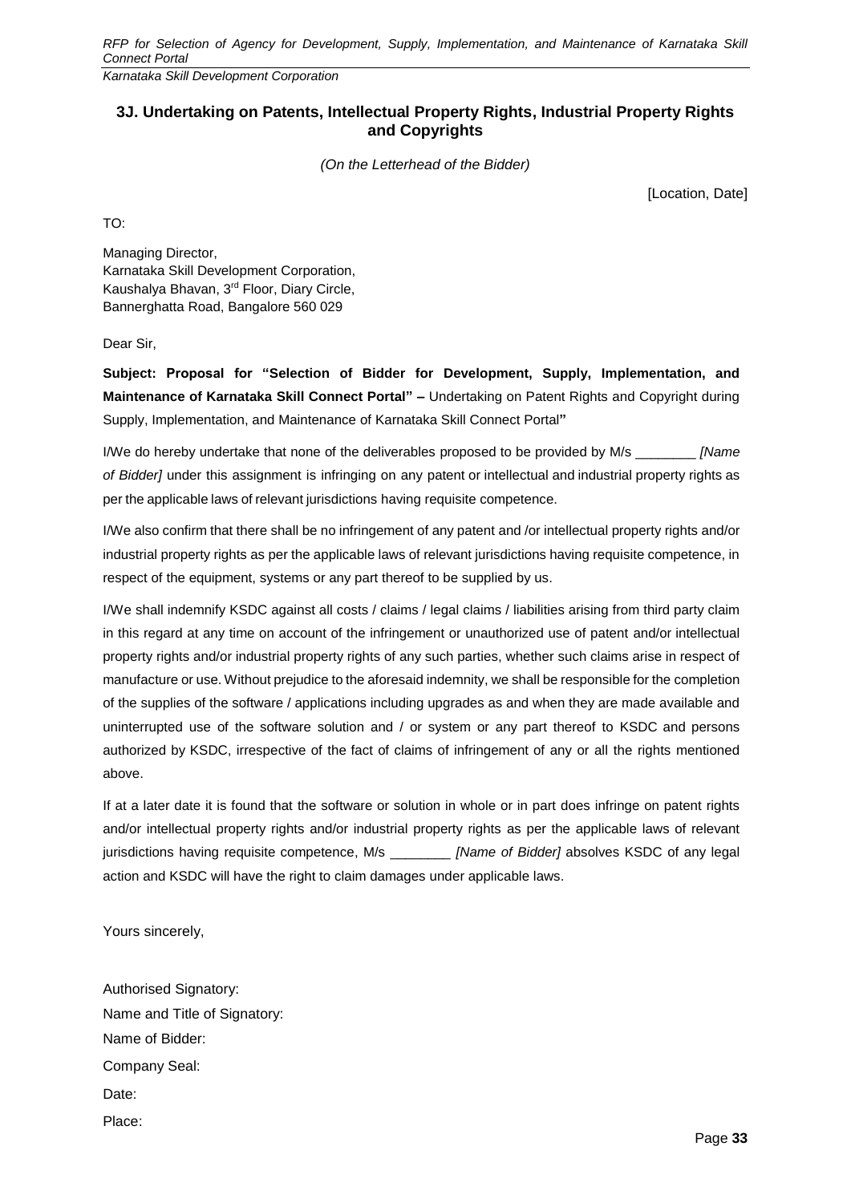## 3J. Undertaking on Patents, Intellectual Property Rights, Industrial Property Rights and Copyrights

*(On the Letterhead of the Bidder)*

[Location, Date]

TO:

Managing Director,
Karnataka Skill Development Corporation,
Kaushalya Bhavan, 3rd Floor, Diary Circle,
Bannerghatta Road, Bangalore 560 029

Dear Sir,

**Subject: Proposal for "Selection of Bidder for Development, Supply, Implementation, and Maintenance of Karnataka Skill Connect Portal" –** Undertaking on Patent Rights and Copyright during Supply, Implementation, and Maintenance of Karnataka Skill Connect Portal**"**

I/We do hereby undertake that none of the deliverables proposed to be provided by M/s ________ *[Name of Bidder]* under this assignment is infringing on any patent or intellectual and industrial property rights as per the applicable laws of relevant jurisdictions having requisite competence.

I/We also confirm that there shall be no infringement of any patent and /or intellectual property rights and/or industrial property rights as per the applicable laws of relevant jurisdictions having requisite competence, in respect of the equipment, systems or any part thereof to be supplied by us.

I/We shall indemnify KSDC against all costs / claims / legal claims / liabilities arising from third party claim in this regard at any time on account of the infringement or unauthorized use of patent and/or intellectual property rights and/or industrial property rights of any such parties, whether such claims arise in respect of manufacture or use. Without prejudice to the aforesaid indemnity, we shall be responsible for the completion of the supplies of the software / applications including upgrades as and when they are made available and uninterrupted use of the software solution and / or system or any part thereof to KSDC and persons authorized by KSDC, irrespective of the fact of claims of infringement of any or all the rights mentioned above.

If at a later date it is found that the software or solution in whole or in part does infringe on patent rights and/or intellectual property rights and/or industrial property rights as per the applicable laws of relevant jurisdictions having requisite competence, M/s ________ *[Name of Bidder]* absolves KSDC of any legal action and KSDC will have the right to claim damages under applicable laws.

Yours sincerely,

Authorised Signatory:

Name and Title of Signatory:

Name of Bidder:

Company Seal:

Date:

Place: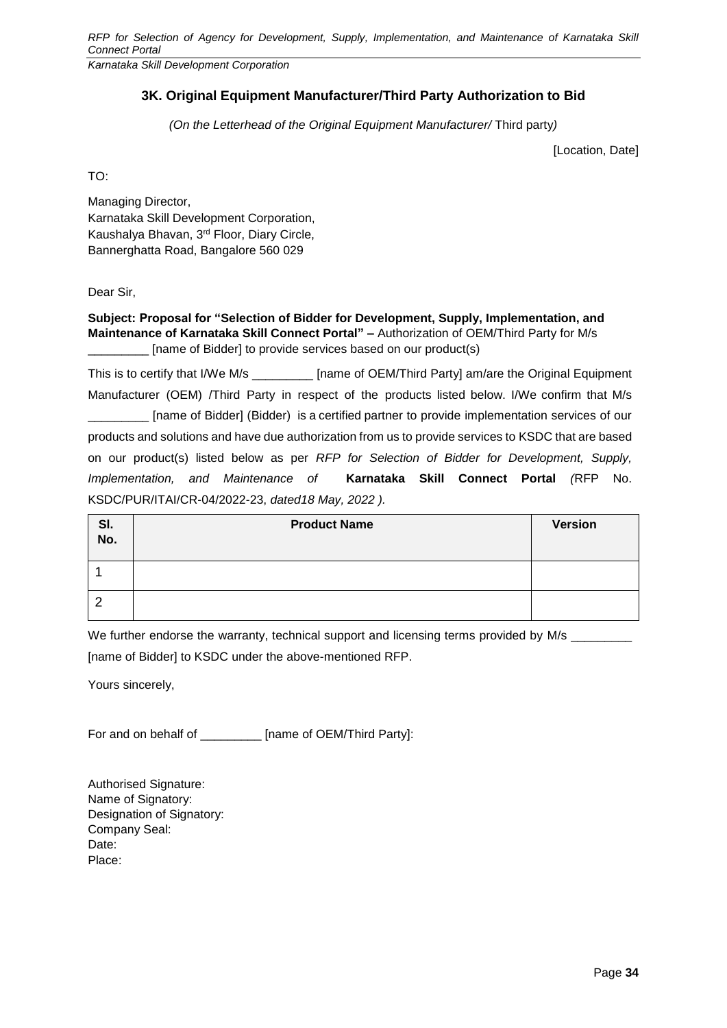### 3K. Original Equipment Manufacturer/Third Party Authorization to Bid

*(On the Letterhead of the Original Equipment Manufacturer/* Third party*)*

[Location, Date]

TO:

Managing Director,
Karnataka Skill Development Corporation,
Kaushalya Bhavan, 3rd Floor, Diary Circle,
Bannerghatta Road, Bangalore 560 029

Dear Sir,

**Subject: Proposal for "Selection of Bidder for Development, Supply, Implementation, and Maintenance of Karnataka Skill Connect Portal" –** Authorization of OEM/Third Party for M/s _________ [name of Bidder] to provide services based on our product(s)

This is to certify that I/We M/s _________ [name of OEM/Third Party] am/are the Original Equipment Manufacturer (OEM) /Third Party in respect of the products listed below. I/We confirm that M/s _________ [name of Bidder] (Bidder) is a certified partner to provide implementation services of our products and solutions and have due authorization from us to provide services to KSDC that are based on our product(s) listed below as per *RFP for Selection of Bidder for Development, Supply, Implementation, and Maintenance of* **Karnataka Skill Connect Portal** *(*RFP No. KSDC/PUR/ITAI/CR-04/2022-23, *dated18 May, 2022 ).*

| Sl. No. | Product Name | Version |
|---|---|---|
| 1 | | |
| 2 | | |

We further endorse the warranty, technical support and licensing terms provided by M/s _________ [name of Bidder] to KSDC under the above-mentioned RFP.

Yours sincerely,

For and on behalf of _________ [name of OEM/Third Party]:

Authorised Signature:
Name of Signatory:
Designation of Signatory:
Company Seal:
Date:
Place: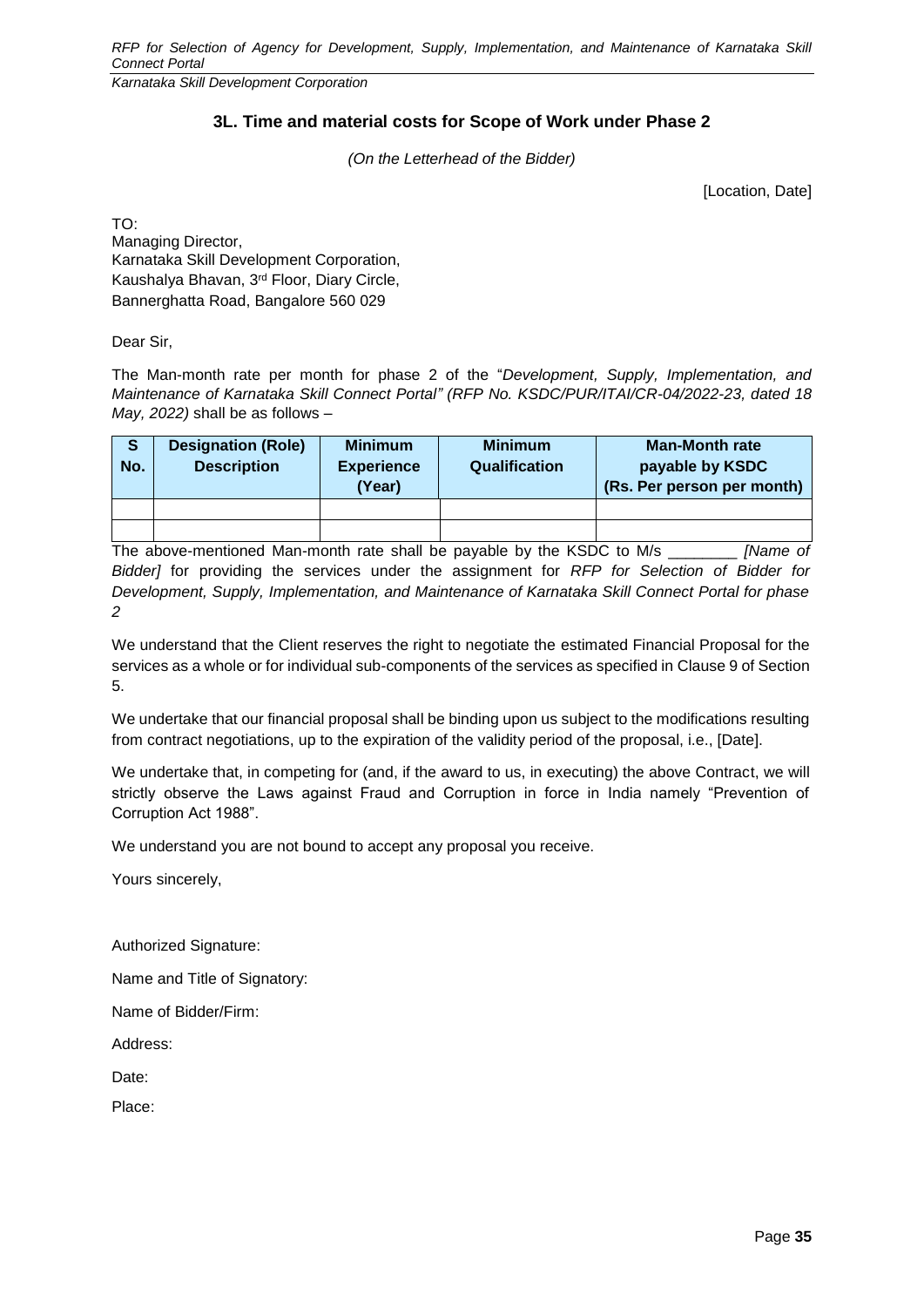### 3L. Time and material costs for Scope of Work under Phase 2

*(On the Letterhead of the Bidder)*

[Location, Date]

TO:
Managing Director,
Karnataka Skill Development Corporation,
Kaushalya Bhavan, 3rd Floor, Diary Circle,
Bannerghatta Road, Bangalore 560 029

Dear Sir,

The Man-month rate per month for phase 2 of the "*Development, Supply, Implementation, and Maintenance of Karnataka Skill Connect Portal" (RFP No. KSDC/PUR/ITAI/CR-04/2022-23, dated 18 May, 2022)* shall be as follows –

| S No. | Designation (Role) Description | Minimum Experience (Year) | Minimum Qualification | Man-Month rate payable by KSDC (Rs. Per person per month) |
|---|---|---|---|---|
| | | | | |
| | | | | |

The above-mentioned Man-month rate shall be payable by the KSDC to M/s ________ *[Name of Bidder]* for providing the services under the assignment for *RFP for Selection of Bidder for Development, Supply, Implementation, and Maintenance of Karnataka Skill Connect Portal for phase 2*

We understand that the Client reserves the right to negotiate the estimated Financial Proposal for the services as a whole or for individual sub-components of the services as specified in Clause 9 of Section 5.

We undertake that our financial proposal shall be binding upon us subject to the modifications resulting from contract negotiations, up to the expiration of the validity period of the proposal, i.e., [Date].

We undertake that, in competing for (and, if the award to us, in executing) the above Contract, we will strictly observe the Laws against Fraud and Corruption in force in India namely "Prevention of Corruption Act 1988".

We understand you are not bound to accept any proposal you receive.

Yours sincerely,

Authorized Signature:

Name and Title of Signatory:

Name of Bidder/Firm:

Address:

Date:

Place: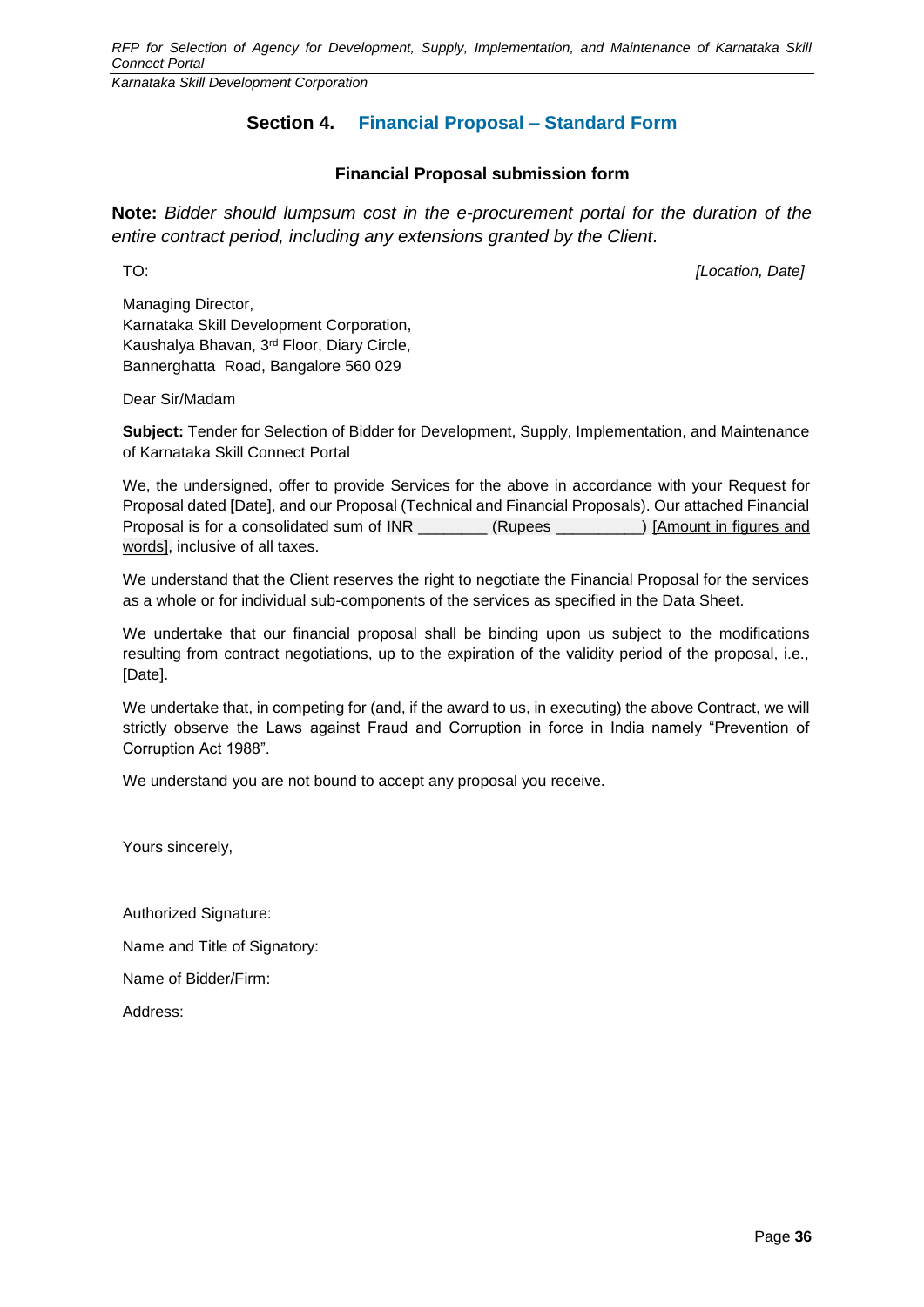# Section 4. Financial Proposal – Standard Form

### Financial Proposal submission form

**Note:** *Bidder should lumpsum cost in the e-procurement portal for the duration of the entire contract period, including any extensions granted by the Client*.

TO: *[Location, Date]*

Managing Director,
Karnataka Skill Development Corporation,
Kaushalya Bhavan, 3rd Floor, Diary Circle,
Bannerghatta Road, Bangalore 560 029

Dear Sir/Madam

**Subject:** Tender for Selection of Bidder for Development, Supply, Implementation, and Maintenance of Karnataka Skill Connect Portal

We, the undersigned, offer to provide Services for the above in accordance with your Request for Proposal dated [Date], and our Proposal (Technical and Financial Proposals). Our attached Financial Proposal is for a consolidated sum of INR ________ (Rupees __________) [Amount in figures and words], inclusive of all taxes.

We understand that the Client reserves the right to negotiate the Financial Proposal for the services as a whole or for individual sub-components of the services as specified in the Data Sheet.

We undertake that our financial proposal shall be binding upon us subject to the modifications resulting from contract negotiations, up to the expiration of the validity period of the proposal, i.e., [Date].

We undertake that, in competing for (and, if the award to us, in executing) the above Contract, we will strictly observe the Laws against Fraud and Corruption in force in India namely "Prevention of Corruption Act 1988".

We understand you are not bound to accept any proposal you receive.

Yours sincerely,

Authorized Signature:

Name and Title of Signatory:

Name of Bidder/Firm:

Address: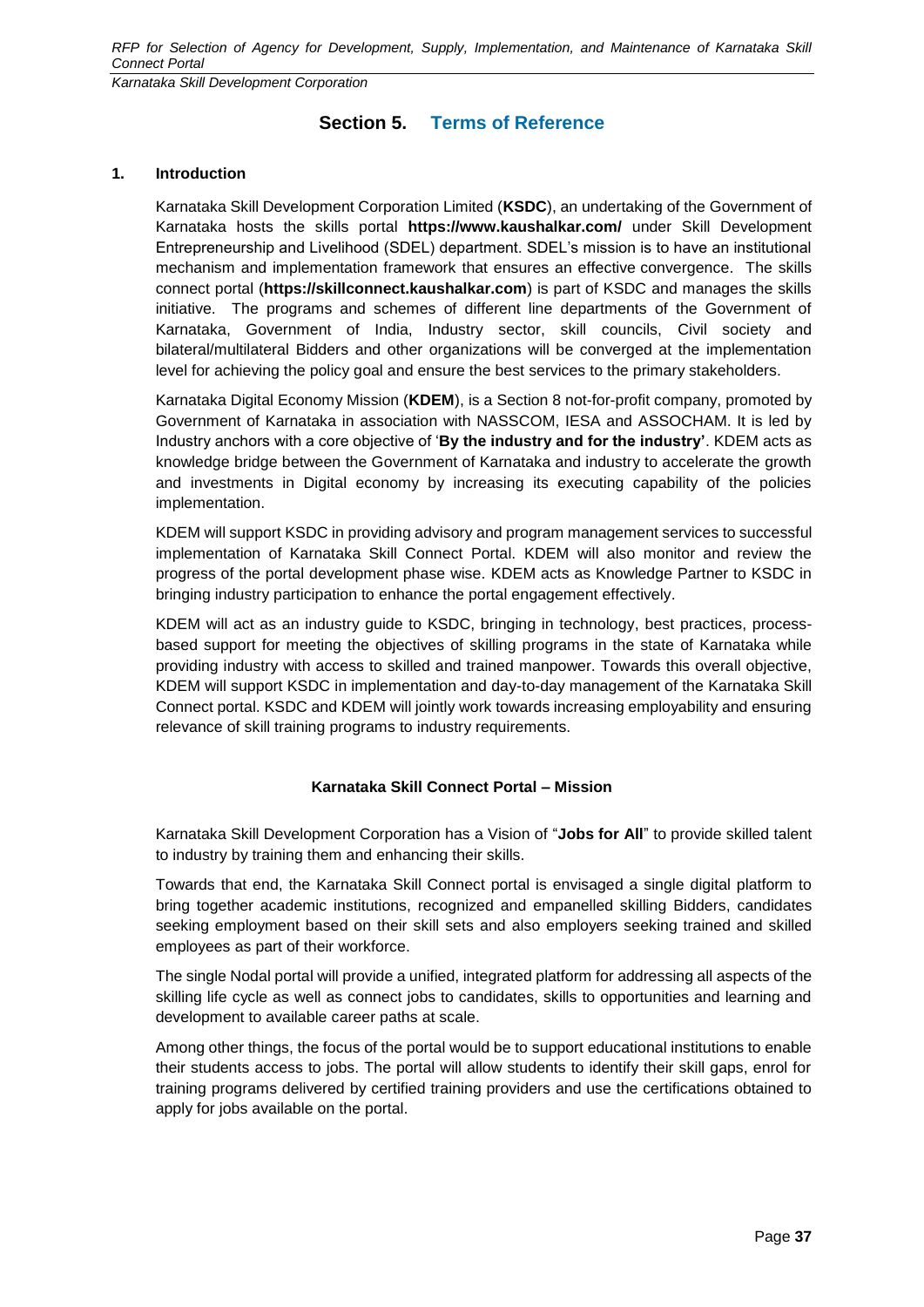## Section 5. Terms of Reference

### 1. Introduction

Karnataka Skill Development Corporation Limited (**KSDC**), an undertaking of the Government of Karnataka hosts the skills portal **https://www.kaushalkar.com/** under Skill Development Entrepreneurship and Livelihood (SDEL) department. SDEL's mission is to have an institutional mechanism and implementation framework that ensures an effective convergence. The skills connect portal (**https://skillconnect.kaushalkar.com**) is part of KSDC and manages the skills initiative. The programs and schemes of different line departments of the Government of Karnataka, Government of India, Industry sector, skill councils, Civil society and bilateral/multilateral Bidders and other organizations will be converged at the implementation level for achieving the policy goal and ensure the best services to the primary stakeholders.

Karnataka Digital Economy Mission (**KDEM**), is a Section 8 not-for-profit company, promoted by Government of Karnataka in association with NASSCOM, IESA and ASSOCHAM. It is led by Industry anchors with a core objective of '**By the industry and for the industry'**. KDEM acts as knowledge bridge between the Government of Karnataka and industry to accelerate the growth and investments in Digital economy by increasing its executing capability of the policies implementation.

KDEM will support KSDC in providing advisory and program management services to successful implementation of Karnataka Skill Connect Portal. KDEM will also monitor and review the progress of the portal development phase wise. KDEM acts as Knowledge Partner to KSDC in bringing industry participation to enhance the portal engagement effectively.

KDEM will act as an industry guide to KSDC, bringing in technology, best practices, process-based support for meeting the objectives of skilling programs in the state of Karnataka while providing industry with access to skilled and trained manpower. Towards this overall objective, KDEM will support KSDC in implementation and day-to-day management of the Karnataka Skill Connect portal. KSDC and KDEM will jointly work towards increasing employability and ensuring relevance of skill training programs to industry requirements.

**Karnataka Skill Connect Portal – Mission**

Karnataka Skill Development Corporation has a Vision of "**Jobs for All**" to provide skilled talent to industry by training them and enhancing their skills.

Towards that end, the Karnataka Skill Connect portal is envisaged a single digital platform to bring together academic institutions, recognized and empanelled skilling Bidders, candidates seeking employment based on their skill sets and also employers seeking trained and skilled employees as part of their workforce.

The single Nodal portal will provide a unified, integrated platform for addressing all aspects of the skilling life cycle as well as connect jobs to candidates, skills to opportunities and learning and development to available career paths at scale.

Among other things, the focus of the portal would be to support educational institutions to enable their students access to jobs. The portal will allow students to identify their skill gaps, enrol for training programs delivered by certified training providers and use the certifications obtained to apply for jobs available on the portal.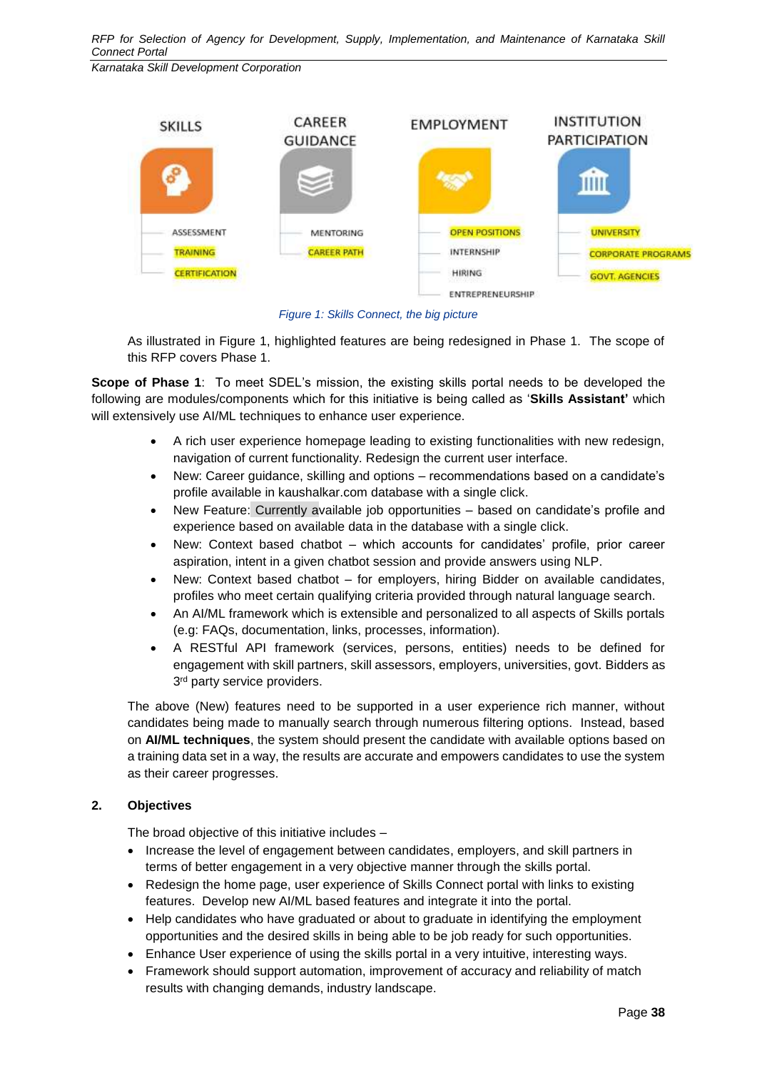SKILLS — ASSESSMENT, TRAINING, CERTIFICATION

CAREER GUIDANCE — MENTORING, CAREER PATH

EMPLOYMENT — OPEN POSITIONS, INTERNSHIP, HIRING, ENTREPRENEURSHIP

INSTITUTION PARTICIPATION — UNIVERSITY, CORPORATE PROGRAMS, GOVT. AGENCIES

*Figure 1: Skills Connect, the big picture*

As illustrated in Figure 1, highlighted features are being redesigned in Phase 1. The scope of this RFP covers Phase 1.

**Scope of Phase 1**: To meet SDEL's mission, the existing skills portal needs to be developed the following are modules/components which for this initiative is being called as '**Skills Assistant'** which will extensively use AI/ML techniques to enhance user experience.

- A rich user experience homepage leading to existing functionalities with new redesign, navigation of current functionality. Redesign the current user interface.
- New: Career guidance, skilling and options – recommendations based on a candidate's profile available in kaushalkar.com database with a single click.
- New Feature: Currently available job opportunities – based on candidate's profile and experience based on available data in the database with a single click.
- New: Context based chatbot – which accounts for candidates' profile, prior career aspiration, intent in a given chatbot session and provide answers using NLP.
- New: Context based chatbot – for employers, hiring Bidder on available candidates, profiles who meet certain qualifying criteria provided through natural language search.
- An AI/ML framework which is extensible and personalized to all aspects of Skills portals (e.g: FAQs, documentation, links, processes, information).
- A RESTful API framework (services, persons, entities) needs to be defined for engagement with skill partners, skill assessors, employers, universities, govt. Bidders as 3rd party service providers.

The above (New) features need to be supported in a user experience rich manner, without candidates being made to manually search through numerous filtering options. Instead, based on **AI/ML techniques**, the system should present the candidate with available options based on a training data set in a way, the results are accurate and empowers candidates to use the system as their career progresses.

## 2. Objectives

The broad objective of this initiative includes –

- Increase the level of engagement between candidates, employers, and skill partners in terms of better engagement in a very objective manner through the skills portal.
- Redesign the home page, user experience of Skills Connect portal with links to existing features. Develop new AI/ML based features and integrate it into the portal.
- Help candidates who have graduated or about to graduate in identifying the employment opportunities and the desired skills in being able to be job ready for such opportunities.
- Enhance User experience of using the skills portal in a very intuitive, interesting ways.
- Framework should support automation, improvement of accuracy and reliability of match results with changing demands, industry landscape.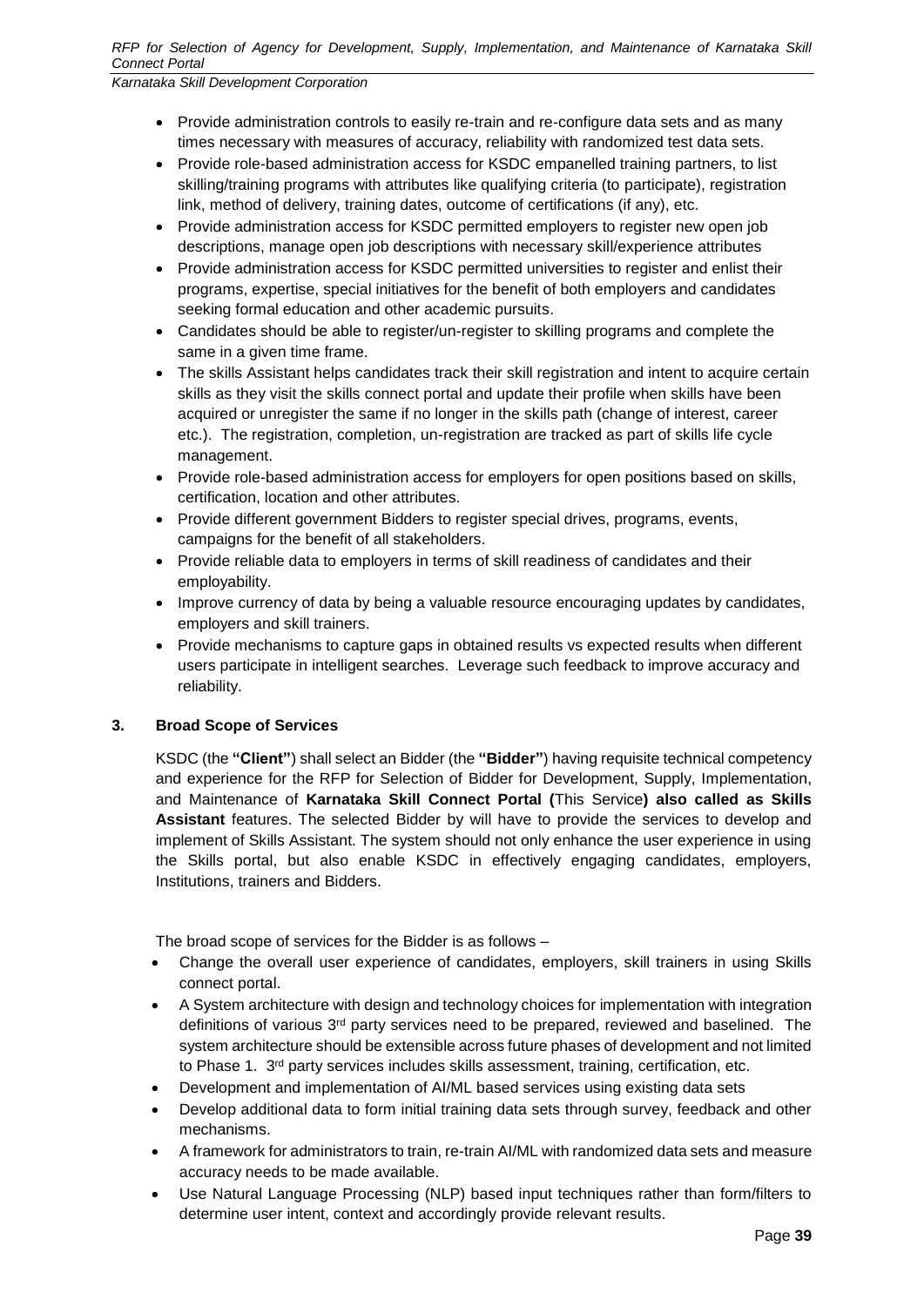- Provide administration controls to easily re-train and re-configure data sets and as many times necessary with measures of accuracy, reliability with randomized test data sets.
- Provide role-based administration access for KSDC empanelled training partners, to list skilling/training programs with attributes like qualifying criteria (to participate), registration link, method of delivery, training dates, outcome of certifications (if any), etc.
- Provide administration access for KSDC permitted employers to register new open job descriptions, manage open job descriptions with necessary skill/experience attributes
- Provide administration access for KSDC permitted universities to register and enlist their programs, expertise, special initiatives for the benefit of both employers and candidates seeking formal education and other academic pursuits.
- Candidates should be able to register/un-register to skilling programs and complete the same in a given time frame.
- The skills Assistant helps candidates track their skill registration and intent to acquire certain skills as they visit the skills connect portal and update their profile when skills have been acquired or unregister the same if no longer in the skills path (change of interest, career etc.). The registration, completion, un-registration are tracked as part of skills life cycle management.
- Provide role-based administration access for employers for open positions based on skills, certification, location and other attributes.
- Provide different government Bidders to register special drives, programs, events, campaigns for the benefit of all stakeholders.
- Provide reliable data to employers in terms of skill readiness of candidates and their employability.
- Improve currency of data by being a valuable resource encouraging updates by candidates, employers and skill trainers.
- Provide mechanisms to capture gaps in obtained results vs expected results when different users participate in intelligent searches. Leverage such feedback to improve accuracy and reliability.

## 3. Broad Scope of Services

KSDC (the **"Client"**) shall select an Bidder (the **"Bidder"**) having requisite technical competency and experience for the RFP for Selection of Bidder for Development, Supply, Implementation, and Maintenance of **Karnataka Skill Connect Portal (**This Service**) also called as Skills Assistant** features. The selected Bidder by will have to provide the services to develop and implement of Skills Assistant. The system should not only enhance the user experience in using the Skills portal, but also enable KSDC in effectively engaging candidates, employers, Institutions, trainers and Bidders.

The broad scope of services for the Bidder is as follows –

- Change the overall user experience of candidates, employers, skill trainers in using Skills connect portal.
- A System architecture with design and technology choices for implementation with integration definitions of various 3rd party services need to be prepared, reviewed and baselined. The system architecture should be extensible across future phases of development and not limited to Phase 1. 3rd party services includes skills assessment, training, certification, etc.
- Development and implementation of AI/ML based services using existing data sets
- Develop additional data to form initial training data sets through survey, feedback and other mechanisms.
- A framework for administrators to train, re-train AI/ML with randomized data sets and measure accuracy needs to be made available.
- Use Natural Language Processing (NLP) based input techniques rather than form/filters to determine user intent, context and accordingly provide relevant results.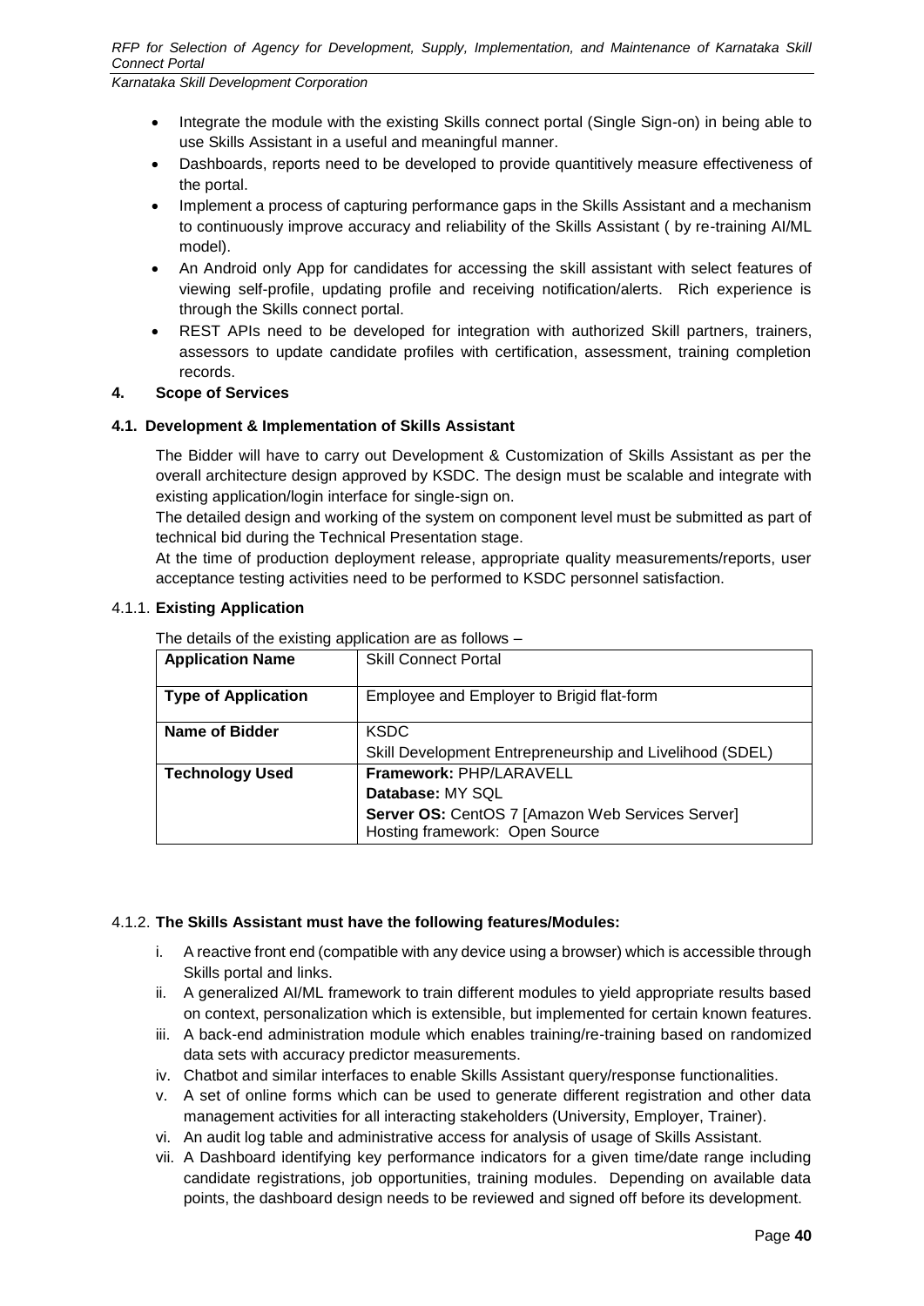- Integrate the module with the existing Skills connect portal (Single Sign-on) in being able to use Skills Assistant in a useful and meaningful manner.
- Dashboards, reports need to be developed to provide quantitively measure effectiveness of the portal.
- Implement a process of capturing performance gaps in the Skills Assistant and a mechanism to continuously improve accuracy and reliability of the Skills Assistant ( by re-training AI/ML model).
- An Android only App for candidates for accessing the skill assistant with select features of viewing self-profile, updating profile and receiving notification/alerts. Rich experience is through the Skills connect portal.
- REST APIs need to be developed for integration with authorized Skill partners, trainers, assessors to update candidate profiles with certification, assessment, training completion records.

## 4. Scope of Services

### 4.1. Development & Implementation of Skills Assistant

The Bidder will have to carry out Development & Customization of Skills Assistant as per the overall architecture design approved by KSDC. The design must be scalable and integrate with existing application/login interface for single-sign on.

The detailed design and working of the system on component level must be submitted as part of technical bid during the Technical Presentation stage.

At the time of production deployment release, appropriate quality measurements/reports, user acceptance testing activities need to be performed to KSDC personnel satisfaction.

#### 4.1.1. Existing Application

The details of the existing application are as follows –

| **Application Name** | Skill Connect Portal |
|---|---|
| **Type of Application** | Employee and Employer to Brigid flat-form |
| **Name of Bidder** | KSDC<br>Skill Development Entrepreneurship and Livelihood (SDEL) |
| **Technology Used** | **Framework:** PHP/LARAVELL<br>**Database:** MY SQL<br>**Server OS:** CentOS 7 [Amazon Web Services Server]<br>Hosting framework: Open Source |

#### 4.1.2. The Skills Assistant must have the following features/Modules:

i. A reactive front end (compatible with any device using a browser) which is accessible through Skills portal and links.

ii. A generalized AI/ML framework to train different modules to yield appropriate results based on context, personalization which is extensible, but implemented for certain known features.

iii. A back-end administration module which enables training/re-training based on randomized data sets with accuracy predictor measurements.

iv. Chatbot and similar interfaces to enable Skills Assistant query/response functionalities.

v. A set of online forms which can be used to generate different registration and other data management activities for all interacting stakeholders (University, Employer, Trainer).

vi. An audit log table and administrative access for analysis of usage of Skills Assistant.

vii. A Dashboard identifying key performance indicators for a given time/date range including candidate registrations, job opportunities, training modules. Depending on available data points, the dashboard design needs to be reviewed and signed off before its development.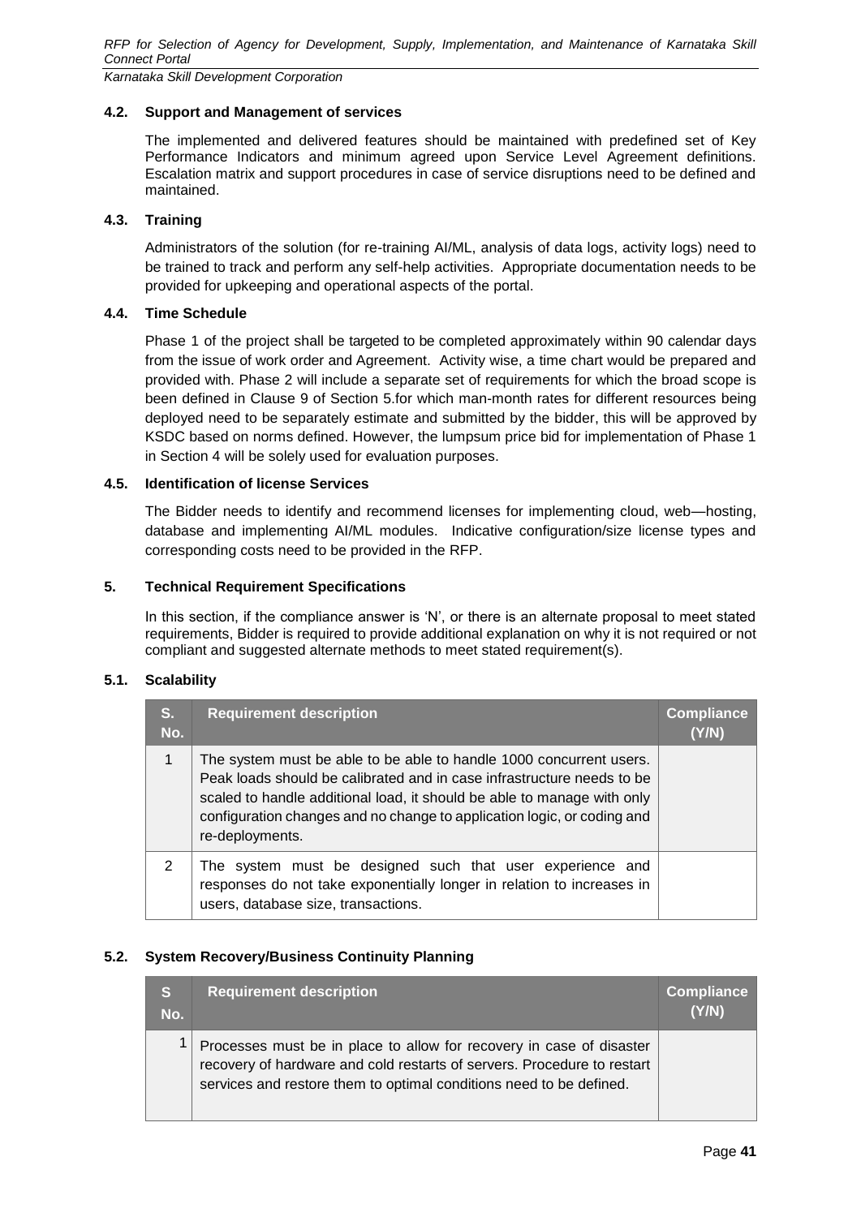### 4.2. Support and Management of services

The implemented and delivered features should be maintained with predefined set of Key Performance Indicators and minimum agreed upon Service Level Agreement definitions. Escalation matrix and support procedures in case of service disruptions need to be defined and maintained.

### 4.3. Training

Administrators of the solution (for re-training AI/ML, analysis of data logs, activity logs) need to be trained to track and perform any self-help activities. Appropriate documentation needs to be provided for upkeeping and operational aspects of the portal.

### 4.4. Time Schedule

Phase 1 of the project shall be targeted to be completed approximately within 90 calendar days from the issue of work order and Agreement. Activity wise, a time chart would be prepared and provided with. Phase 2 will include a separate set of requirements for which the broad scope is been defined in Clause 9 of Section 5.for which man-month rates for different resources being deployed need to be separately estimate and submitted by the bidder, this will be approved by KSDC based on norms defined. However, the lumpsum price bid for implementation of Phase 1 in Section 4 will be solely used for evaluation purposes.

### 4.5. Identification of license Services

The Bidder needs to identify and recommend licenses for implementing cloud, web—hosting, database and implementing AI/ML modules. Indicative configuration/size license types and corresponding costs need to be provided in the RFP.

## 5. Technical Requirement Specifications

In this section, if the compliance answer is 'N', or there is an alternate proposal to meet stated requirements, Bidder is required to provide additional explanation on why it is not required or not compliant and suggested alternate methods to meet stated requirement(s).

### 5.1. Scalability

| S. No. | Requirement description | Compliance (Y/N) |
|---|---|---|
| 1 | The system must be able to be able to handle 1000 concurrent users. Peak loads should be calibrated and in case infrastructure needs to be scaled to handle additional load, it should be able to manage with only configuration changes and no change to application logic, or coding and re-deployments. | |
| 2 | The system must be designed such that user experience and responses do not take exponentially longer in relation to increases in users, database size, transactions. | |

### 5.2. System Recovery/Business Continuity Planning

| S No. | Requirement description | Compliance (Y/N) |
|---|---|---|
| 1 | Processes must be in place to allow for recovery in case of disaster recovery of hardware and cold restarts of servers. Procedure to restart services and restore them to optimal conditions need to be defined. | |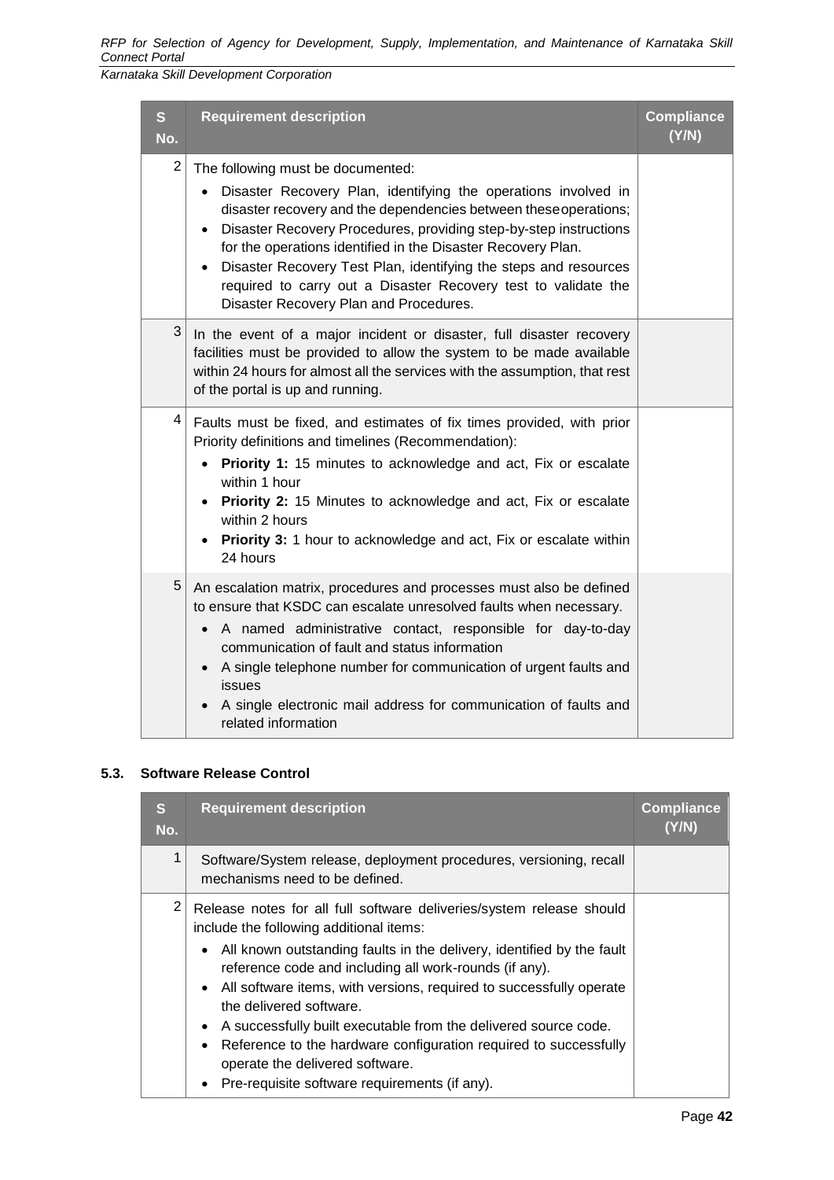| S No. | Requirement description | Compliance (Y/N) |
|---|---|---|
| 2 | The following must be documented:<br>• Disaster Recovery Plan, identifying the operations involved in disaster recovery and the dependencies between theseoperations;<br>• Disaster Recovery Procedures, providing step-by-step instructions for the operations identified in the Disaster Recovery Plan.<br>• Disaster Recovery Test Plan, identifying the steps and resources required to carry out a Disaster Recovery test to validate the Disaster Recovery Plan and Procedures. | |
| 3 | In the event of a major incident or disaster, full disaster recovery facilities must be provided to allow the system to be made available within 24 hours for almost all the services with the assumption, that rest of the portal is up and running. | |
| 4 | Faults must be fixed, and estimates of fix times provided, with prior Priority definitions and timelines (Recommendation):<br>• **Priority 1:** 15 minutes to acknowledge and act, Fix or escalate within 1 hour<br>• **Priority 2:** 15 Minutes to acknowledge and act, Fix or escalate within 2 hours<br>• **Priority 3:** 1 hour to acknowledge and act, Fix or escalate within 24 hours | |
| 5 | An escalation matrix, procedures and processes must also be defined to ensure that KSDC can escalate unresolved faults when necessary.<br>• A named administrative contact, responsible for day-to-day communication of fault and status information<br>• A single telephone number for communication of urgent faults and issues<br>• A single electronic mail address for communication of faults and related information | |

### 5.3. Software Release Control

| S No. | Requirement description | Compliance (Y/N) |
|---|---|---|
| 1 | Software/System release, deployment procedures, versioning, recall mechanisms need to be defined. | |
| 2 | Release notes for all full software deliveries/system release should include the following additional items:<br>• All known outstanding faults in the delivery, identified by the fault reference code and including all work-rounds (if any).<br>• All software items, with versions, required to successfully operate the delivered software.<br>• A successfully built executable from the delivered source code.<br>• Reference to the hardware configuration required to successfully operate the delivered software.<br>• Pre-requisite software requirements (if any). | |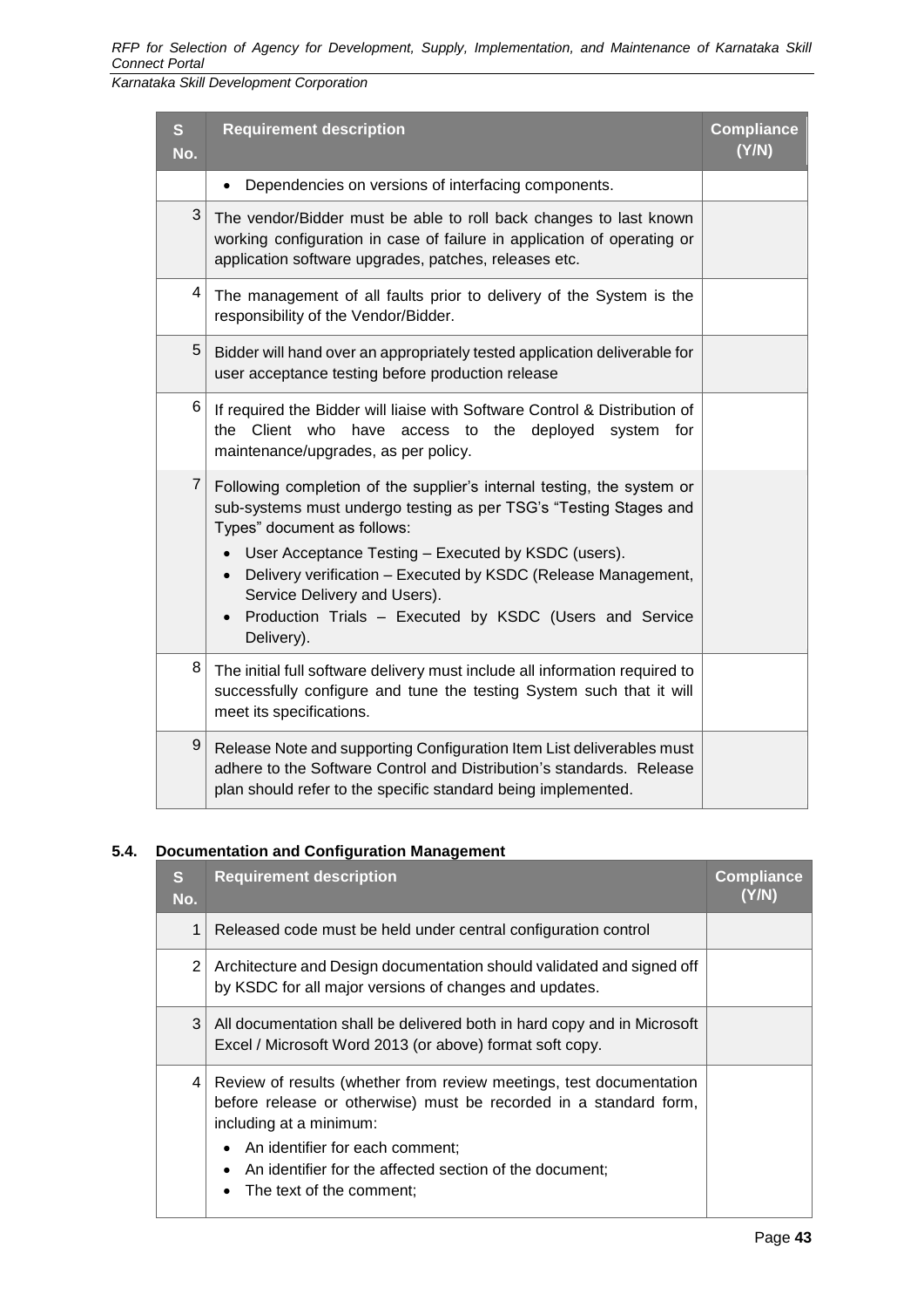| S No. | Requirement description | Compliance (Y/N) |
|---|---|---|
| | • Dependencies on versions of interfacing components. | |
| 3 | The vendor/Bidder must be able to roll back changes to last known working configuration in case of failure in application of operating or application software upgrades, patches, releases etc. | |
| 4 | The management of all faults prior to delivery of the System is the responsibility of the Vendor/Bidder. | |
| 5 | Bidder will hand over an appropriately tested application deliverable for user acceptance testing before production release | |
| 6 | If required the Bidder will liaise with Software Control & Distribution of the Client who have access to the deployed system for maintenance/upgrades, as per policy. | |
| 7 | Following completion of the supplier's internal testing, the system or sub-systems must undergo testing as per TSG's "Testing Stages and Types" document as follows: <br>• User Acceptance Testing – Executed by KSDC (users). <br>• Delivery verification – Executed by KSDC (Release Management, Service Delivery and Users). <br>• Production Trials – Executed by KSDC (Users and Service Delivery). | |
| 8 | The initial full software delivery must include all information required to successfully configure and tune the testing System such that it will meet its specifications. | |
| 9 | Release Note and supporting Configuration Item List deliverables must adhere to the Software Control and Distribution's standards. Release plan should refer to the specific standard being implemented. | |

## 5.4. Documentation and Configuration Management

| S No. | Requirement description | Compliance (Y/N) |
|---|---|---|
| 1 | Released code must be held under central configuration control | |
| 2 | Architecture and Design documentation should validated and signed off by KSDC for all major versions of changes and updates. | |
| 3 | All documentation shall be delivered both in hard copy and in Microsoft Excel / Microsoft Word 2013 (or above) format soft copy. | |
| 4 | Review of results (whether from review meetings, test documentation before release or otherwise) must be recorded in a standard form, including at a minimum: <br>• An identifier for each comment; <br>• An identifier for the affected section of the document; <br>• The text of the comment; | |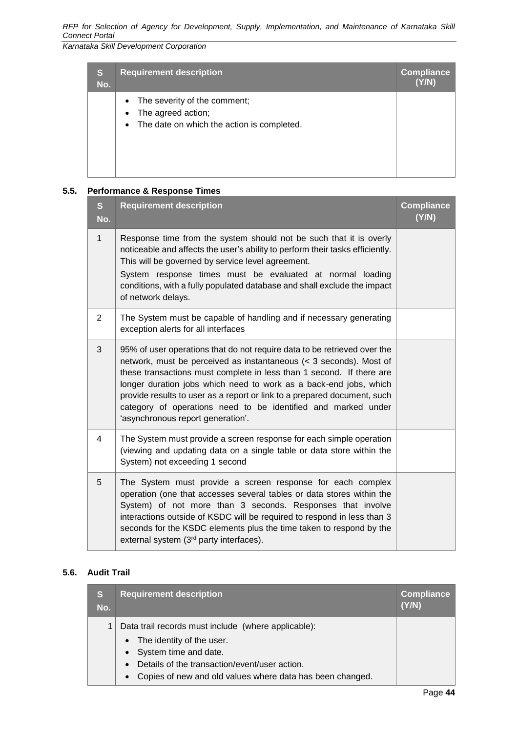| S No. | Requirement description | Compliance (Y/N) |
|---|---|---|
| | • The severity of the comment;<br>• The agreed action;<br>• The date on which the action is completed. | |

### 5.5. Performance & Response Times

| S No. | Requirement description | Compliance (Y/N) |
|---|---|---|
| 1 | Response time from the system should not be such that it is overly noticeable and affects the user's ability to perform their tasks efficiently. This will be governed by service level agreement.<br>System response times must be evaluated at normal loading conditions, with a fully populated database and shall exclude the impact of network delays. | |
| 2 | The System must be capable of handling and if necessary generating exception alerts for all interfaces | |
| 3 | 95% of user operations that do not require data to be retrieved over the network, must be perceived as instantaneous (< 3 seconds). Most of these transactions must complete in less than 1 second. If there are longer duration jobs which need to work as a back-end jobs, which provide results to user as a report or link to a prepared document, such category of operations need to be identified and marked under 'asynchronous report generation'. | |
| 4 | The System must provide a screen response for each simple operation (viewing and updating data on a single table or data store within the System) not exceeding 1 second | |
| 5 | The System must provide a screen response for each complex operation (one that accesses several tables or data stores within the System) of not more than 3 seconds. Responses that involve interactions outside of KSDC will be required to respond in less than 3 seconds for the KSDC elements plus the time taken to respond by the external system (3rd party interfaces). | |

### 5.6. Audit Trail

| S No. | Requirement description | Compliance (Y/N) |
|---|---|---|
| 1 | Data trail records must include (where applicable):<br>• The identity of the user.<br>• System time and date.<br>• Details of the transaction/event/user action.<br>• Copies of new and old values where data has been changed. | |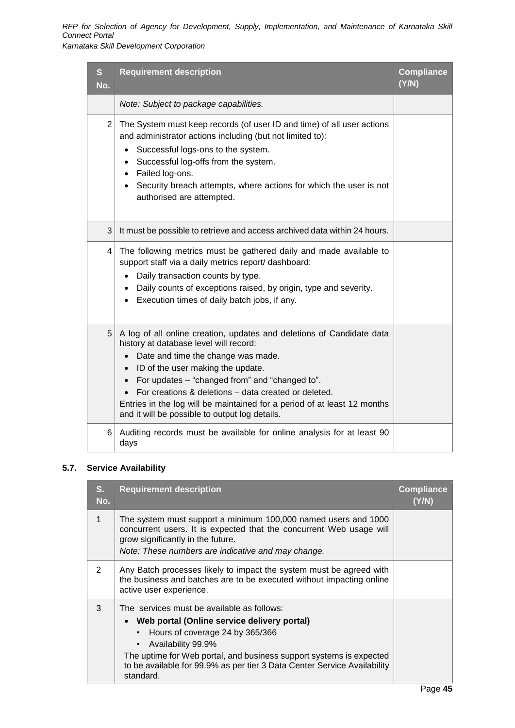| S No. | Requirement description | Compliance (Y/N) |
|---|---|---|
| | *Note: Subject to package capabilities.* | |
| 2 | The System must keep records (of user ID and time) of all user actions and administrator actions including (but not limited to):<br>• Successful logs-ons to the system.<br>• Successful log-offs from the system.<br>• Failed log-ons.<br>• Security breach attempts, where actions for which the user is not authorised are attempted. | |
| 3 | It must be possible to retrieve and access archived data within 24 hours. | |
| 4 | The following metrics must be gathered daily and made available to support staff via a daily metrics report/ dashboard:<br>• Daily transaction counts by type.<br>• Daily counts of exceptions raised, by origin, type and severity.<br>• Execution times of daily batch jobs, if any. | |
| 5 | A log of all online creation, updates and deletions of Candidate data history at database level will record:<br>• Date and time the change was made.<br>• ID of the user making the update.<br>• For updates – "changed from" and "changed to".<br>• For creations & deletions – data created or deleted.<br>Entries in the log will be maintained for a period of at least 12 months and it will be possible to output log details. | |
| 6 | Auditing records must be available for online analysis for at least 90 days | |

### 5.7. Service Availability

| S. No. | Requirement description | Compliance (Y/N) |
|---|---|---|
| 1 | The system must support a minimum 100,000 named users and 1000 concurrent users. It is expected that the concurrent Web usage will grow significantly in the future.<br>*Note: These numbers are indicative and may change.* | |
| 2 | Any Batch processes likely to impact the system must be agreed with the business and batches are to be executed without impacting online active user experience. | |
| 3 | The services must be available as follows:<br>• **Web portal (Online service delivery portal)**<br>  • Hours of coverage 24 by 365/366<br>  • Availability 99.9%<br>The uptime for Web portal, and business support systems is expected to be available for 99.9% as per tier 3 Data Center Service Availability standard. | |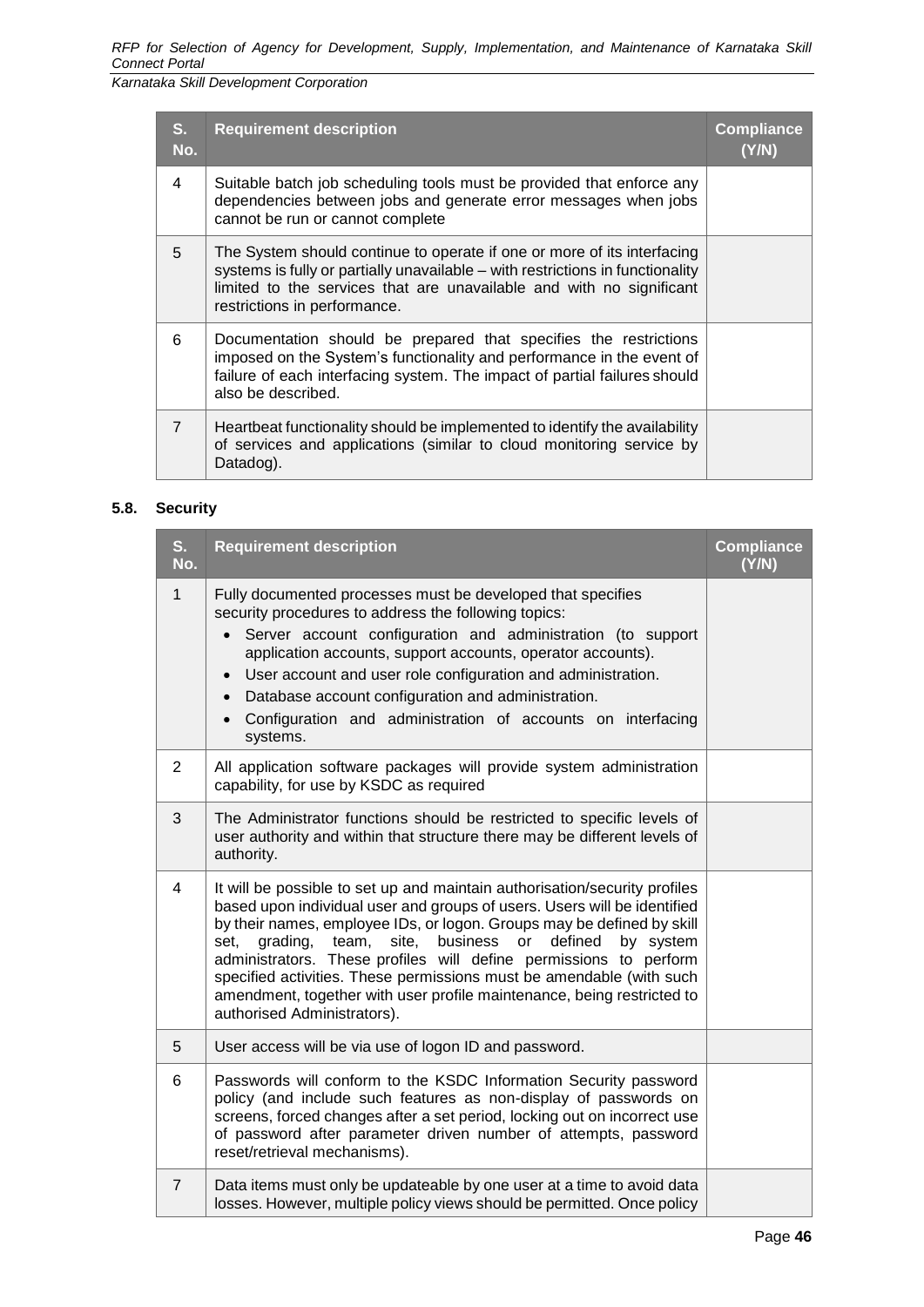| S. No. | Requirement description | Compliance (Y/N) |
|---|---|---|
| 4 | Suitable batch job scheduling tools must be provided that enforce any dependencies between jobs and generate error messages when jobs cannot be run or cannot complete | |
| 5 | The System should continue to operate if one or more of its interfacing systems is fully or partially unavailable – with restrictions in functionality limited to the services that are unavailable and with no significant restrictions in performance. | |
| 6 | Documentation should be prepared that specifies the restrictions imposed on the System's functionality and performance in the event of failure of each interfacing system. The impact of partial failures should also be described. | |
| 7 | Heartbeat functionality should be implemented to identify the availability of services and applications (similar to cloud monitoring service by Datadog). | |

### 5.8. Security

| S. No. | Requirement description | Compliance (Y/N) |
|---|---|---|
| 1 | Fully documented processes must be developed that specifies security procedures to address the following topics:<br>• Server account configuration and administration (to support application accounts, support accounts, operator accounts).<br>• User account and user role configuration and administration.<br>• Database account configuration and administration.<br>• Configuration and administration of accounts on interfacing systems. | |
| 2 | All application software packages will provide system administration capability, for use by KSDC as required | |
| 3 | The Administrator functions should be restricted to specific levels of user authority and within that structure there may be different levels of authority. | |
| 4 | It will be possible to set up and maintain authorisation/security profiles based upon individual user and groups of users. Users will be identified by their names, employee IDs, or logon. Groups may be defined by skill set, grading, team, site, business or defined by system administrators. These profiles will define permissions to perform specified activities. These permissions must be amendable (with such amendment, together with user profile maintenance, being restricted to authorised Administrators). | |
| 5 | User access will be via use of logon ID and password. | |
| 6 | Passwords will conform to the KSDC Information Security password policy (and include such features as non-display of passwords on screens, forced changes after a set period, locking out on incorrect use of password after parameter driven number of attempts, password reset/retrieval mechanisms). | |
| 7 | Data items must only be updateable by one user at a time to avoid data losses. However, multiple policy views should be permitted. Once policy | |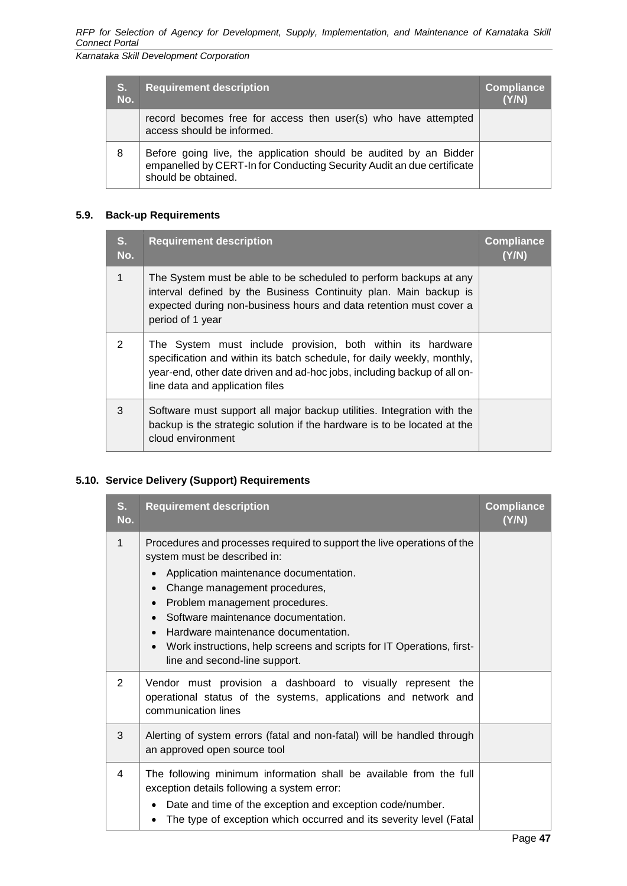| S. No. | Requirement description | Compliance (Y/N) |
|---|---|---|
| | record becomes free for access then user(s) who have attempted access should be informed. | |
| 8 | Before going live, the application should be audited by an Bidder empanelled by CERT-In for Conducting Security Audit an due certificate should be obtained. | |

### 5.9. Back-up Requirements

| S. No. | Requirement description | Compliance (Y/N) |
|---|---|---|
| 1 | The System must be able to be scheduled to perform backups at any interval defined by the Business Continuity plan. Main backup is expected during non-business hours and data retention must cover a period of 1 year | |
| 2 | The System must include provision, both within its hardware specification and within its batch schedule, for daily weekly, monthly, year-end, other date driven and ad-hoc jobs, including backup of all on-line data and application files | |
| 3 | Software must support all major backup utilities. Integration with the backup is the strategic solution if the hardware is to be located at the cloud environment | |

### 5.10. Service Delivery (Support) Requirements

| S. No. | Requirement description | Compliance (Y/N) |
|---|---|---|
| 1 | Procedures and processes required to support the live operations of the system must be described in:<br>• Application maintenance documentation.<br>• Change management procedures,<br>• Problem management procedures.<br>• Software maintenance documentation.<br>• Hardware maintenance documentation.<br>• Work instructions, help screens and scripts for IT Operations, first-line and second-line support. | |
| 2 | Vendor must provision a dashboard to visually represent the operational status of the systems, applications and network and communication lines | |
| 3 | Alerting of system errors (fatal and non-fatal) will be handled through an approved open source tool | |
| 4 | The following minimum information shall be available from the full exception details following a system error:<br>• Date and time of the exception and exception code/number.<br>• The type of exception which occurred and its severity level (Fatal | |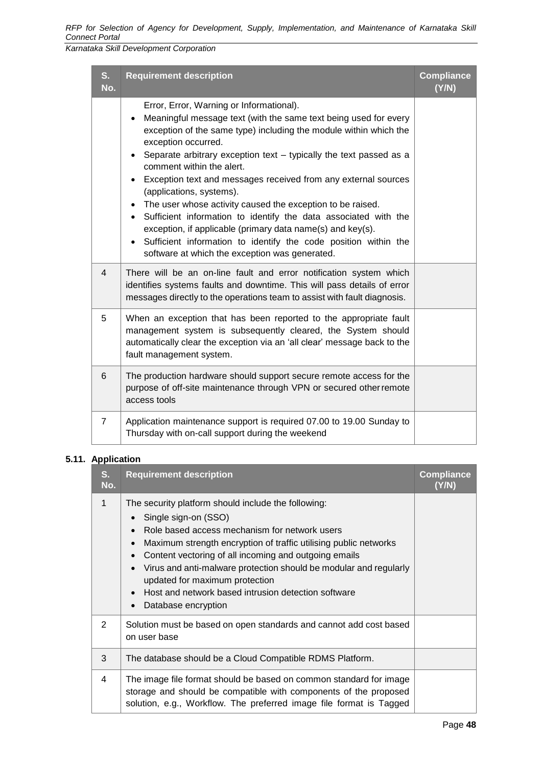| S. No. | Requirement description | Compliance (Y/N) |
|---|---|---|
| | Error, Error, Warning or Informational).<br>• Meaningful message text (with the same text being used for every exception of the same type) including the module within which the exception occurred.<br>• Separate arbitrary exception text – typically the text passed as a comment within the alert.<br>• Exception text and messages received from any external sources (applications, systems).<br>• The user whose activity caused the exception to be raised.<br>• Sufficient information to identify the data associated with the exception, if applicable (primary data name(s) and key(s).<br>• Sufficient information to identify the code position within the software at which the exception was generated. | |
| 4 | There will be an on-line fault and error notification system which identifies systems faults and downtime. This will pass details of error messages directly to the operations team to assist with fault diagnosis. | |
| 5 | When an exception that has been reported to the appropriate fault management system is subsequently cleared, the System should automatically clear the exception via an 'all clear' message back to the fault management system. | |
| 6 | The production hardware should support secure remote access for the purpose of off-site maintenance through VPN or secured other remote access tools | |
| 7 | Application maintenance support is required 07.00 to 19.00 Sunday to Thursday with on-call support during the weekend | |

### 5.11. Application

| S. No. | Requirement description | Compliance (Y/N) |
|---|---|---|
| 1 | The security platform should include the following:<br>• Single sign-on (SSO)<br>• Role based access mechanism for network users<br>• Maximum strength encryption of traffic utilising public networks<br>• Content vectoring of all incoming and outgoing emails<br>• Virus and anti-malware protection should be modular and regularly updated for maximum protection<br>• Host and network based intrusion detection software<br>• Database encryption | |
| 2 | Solution must be based on open standards and cannot add cost based on user base | |
| 3 | The database should be a Cloud Compatible RDMS Platform. | |
| 4 | The image file format should be based on common standard for image storage and should be compatible with components of the proposed solution, e.g., Workflow. The preferred image file format is Tagged | |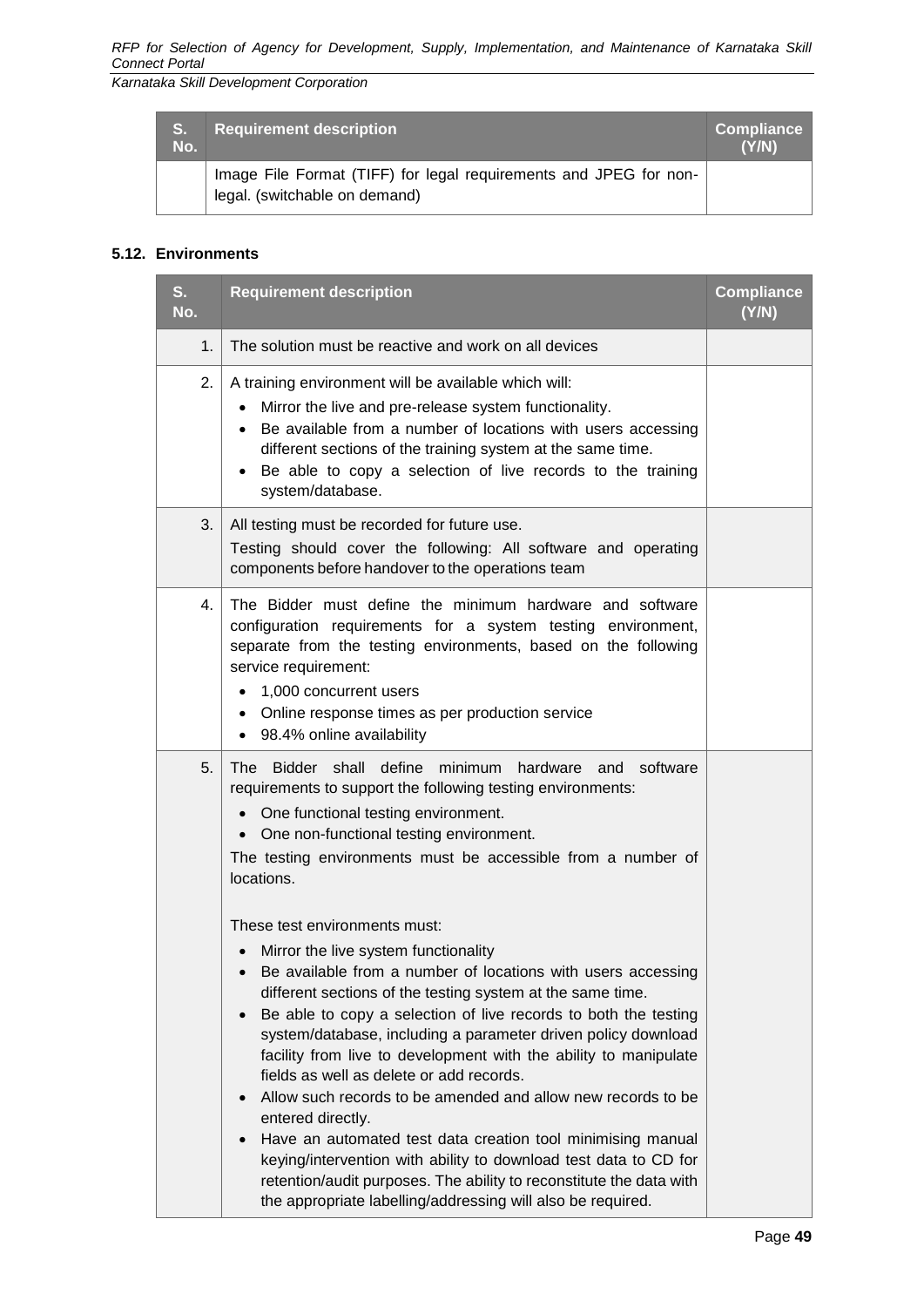| S. No. | Requirement description | Compliance (Y/N) |
|---|---|---|
| | Image File Format (TIFF) for legal requirements and JPEG for non-legal. (switchable on demand) | |

### 5.12. Environments

| S. No. | Requirement description | Compliance (Y/N) |
|---|---|---|
| 1. | The solution must be reactive and work on all devices | |
| 2. | A training environment will be available which will:<br>• Mirror the live and pre-release system functionality.<br>• Be available from a number of locations with users accessing different sections of the training system at the same time.<br>• Be able to copy a selection of live records to the training system/database. | |
| 3. | All testing must be recorded for future use.<br>Testing should cover the following: All software and operating components before handover to the operations team | |
| 4. | The Bidder must define the minimum hardware and software configuration requirements for a system testing environment, separate from the testing environments, based on the following service requirement:<br>• 1,000 concurrent users<br>• Online response times as per production service<br>• 98.4% online availability | |
| 5. | The Bidder shall define minimum hardware and software requirements to support the following testing environments:<br>• One functional testing environment.<br>• One non-functional testing environment.<br>The testing environments must be accessible from a number of locations.<br><br>These test environments must:<br>• Mirror the live system functionality<br>• Be available from a number of locations with users accessing different sections of the testing system at the same time.<br>• Be able to copy a selection of live records to both the testing system/database, including a parameter driven policy download facility from live to development with the ability to manipulate fields as well as delete or add records.<br>• Allow such records to be amended and allow new records to be entered directly.<br>• Have an automated test data creation tool minimising manual keying/intervention with ability to download test data to CD for retention/audit purposes. The ability to reconstitute the data with the appropriate labelling/addressing will also be required. | |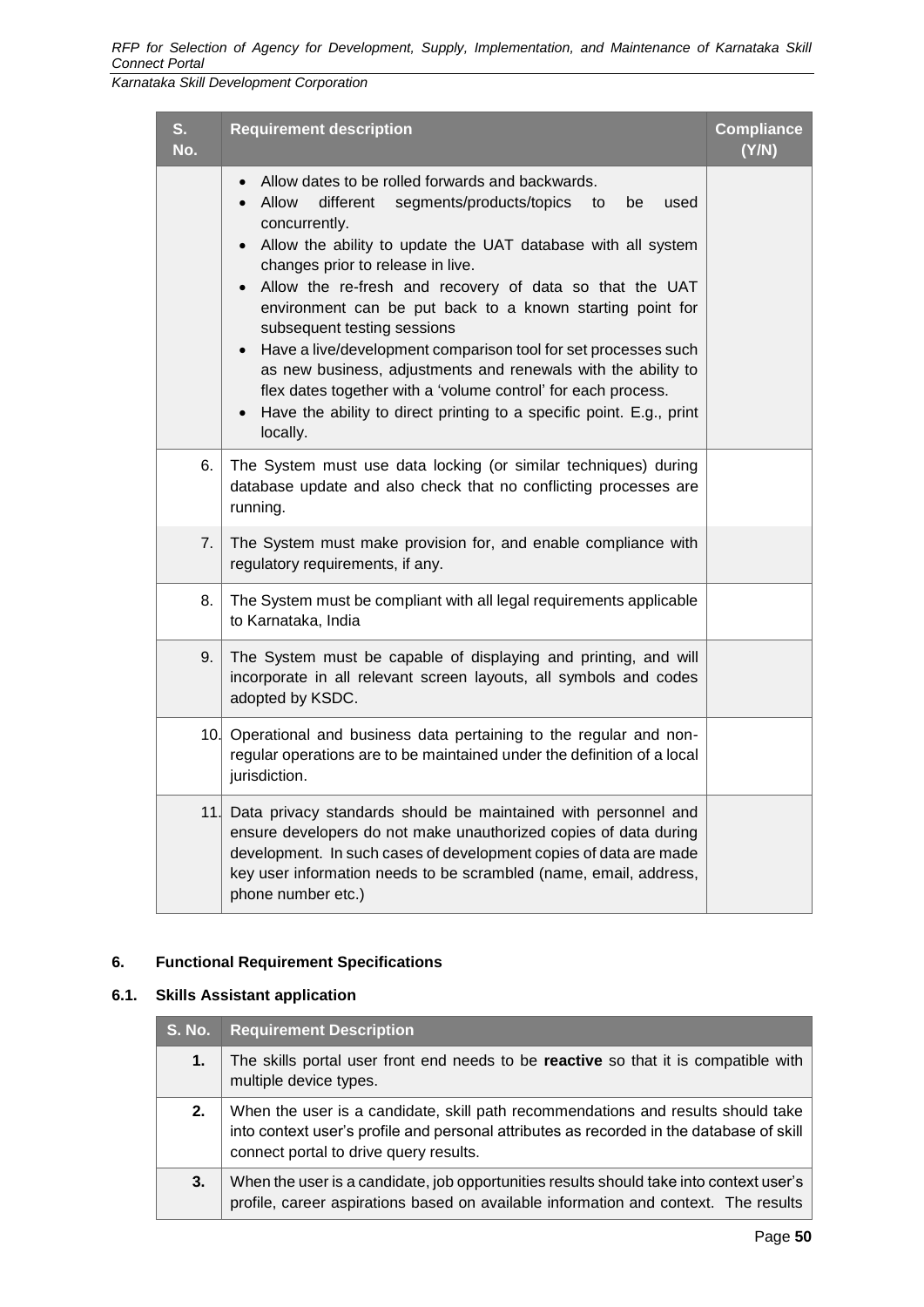| S. No. | Requirement description | Compliance (Y/N) |
|---|---|---|
| | • Allow dates to be rolled forwards and backwards.<br>• Allow different segments/products/topics to be used concurrently.<br>• Allow the ability to update the UAT database with all system changes prior to release in live.<br>• Allow the re-fresh and recovery of data so that the UAT environment can be put back to a known starting point for subsequent testing sessions<br>• Have a live/development comparison tool for set processes such as new business, adjustments and renewals with the ability to flex dates together with a 'volume control' for each process.<br>• Have the ability to direct printing to a specific point. E.g., print locally. | |
| 6. | The System must use data locking (or similar techniques) during database update and also check that no conflicting processes are running. | |
| 7. | The System must make provision for, and enable compliance with regulatory requirements, if any. | |
| 8. | The System must be compliant with all legal requirements applicable to Karnataka, India | |
| 9. | The System must be capable of displaying and printing, and will incorporate in all relevant screen layouts, all symbols and codes adopted by KSDC. | |
| 10. | Operational and business data pertaining to the regular and non-regular operations are to be maintained under the definition of a local jurisdiction. | |
| 11. | Data privacy standards should be maintained with personnel and ensure developers do not make unauthorized copies of data during development. In such cases of development copies of data are made key user information needs to be scrambled (name, email, address, phone number etc.) | |

## 6. Functional Requirement Specifications

### 6.1. Skills Assistant application

| S. No. | Requirement Description |
|---|---|
| **1.** | The skills portal user front end needs to be **reactive** so that it is compatible with multiple device types. |
| **2.** | When the user is a candidate, skill path recommendations and results should take into context user's profile and personal attributes as recorded in the database of skill connect portal to drive query results. |
| **3.** | When the user is a candidate, job opportunities results should take into context user's profile, career aspirations based on available information and context. The results |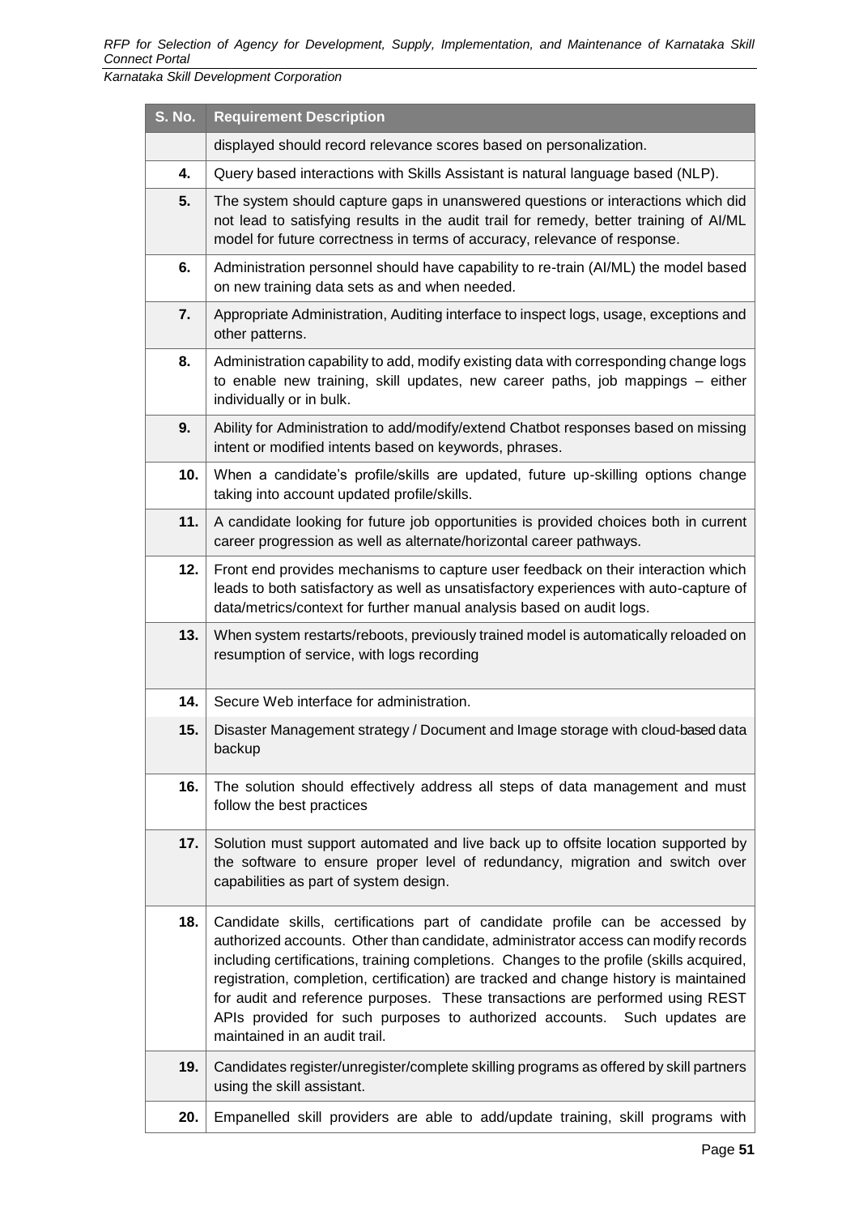| S. No. | Requirement Description |
|---|---|
| | displayed should record relevance scores based on personalization. |
| 4. | Query based interactions with Skills Assistant is natural language based (NLP). |
| 5. | The system should capture gaps in unanswered questions or interactions which did not lead to satisfying results in the audit trail for remedy, better training of AI/ML model for future correctness in terms of accuracy, relevance of response. |
| 6. | Administration personnel should have capability to re-train (AI/ML) the model based on new training data sets as and when needed. |
| 7. | Appropriate Administration, Auditing interface to inspect logs, usage, exceptions and other patterns. |
| 8. | Administration capability to add, modify existing data with corresponding change logs to enable new training, skill updates, new career paths, job mappings – either individually or in bulk. |
| 9. | Ability for Administration to add/modify/extend Chatbot responses based on missing intent or modified intents based on keywords, phrases. |
| 10. | When a candidate's profile/skills are updated, future up-skilling options change taking into account updated profile/skills. |
| 11. | A candidate looking for future job opportunities is provided choices both in current career progression as well as alternate/horizontal career pathways. |
| 12. | Front end provides mechanisms to capture user feedback on their interaction which leads to both satisfactory as well as unsatisfactory experiences with auto-capture of data/metrics/context for further manual analysis based on audit logs. |
| 13. | When system restarts/reboots, previously trained model is automatically reloaded on resumption of service, with logs recording |
| 14. | Secure Web interface for administration. |
| 15. | Disaster Management strategy / Document and Image storage with cloud-based data backup |
| 16. | The solution should effectively address all steps of data management and must follow the best practices |
| 17. | Solution must support automated and live back up to offsite location supported by the software to ensure proper level of redundancy, migration and switch over capabilities as part of system design. |
| 18. | Candidate skills, certifications part of candidate profile can be accessed by authorized accounts. Other than candidate, administrator access can modify records including certifications, training completions. Changes to the profile (skills acquired, registration, completion, certification) are tracked and change history is maintained for audit and reference purposes. These transactions are performed using REST APIs provided for such purposes to authorized accounts. Such updates are maintained in an audit trail. |
| 19. | Candidates register/unregister/complete skilling programs as offered by skill partners using the skill assistant. |
| 20. | Empanelled skill providers are able to add/update training, skill programs with |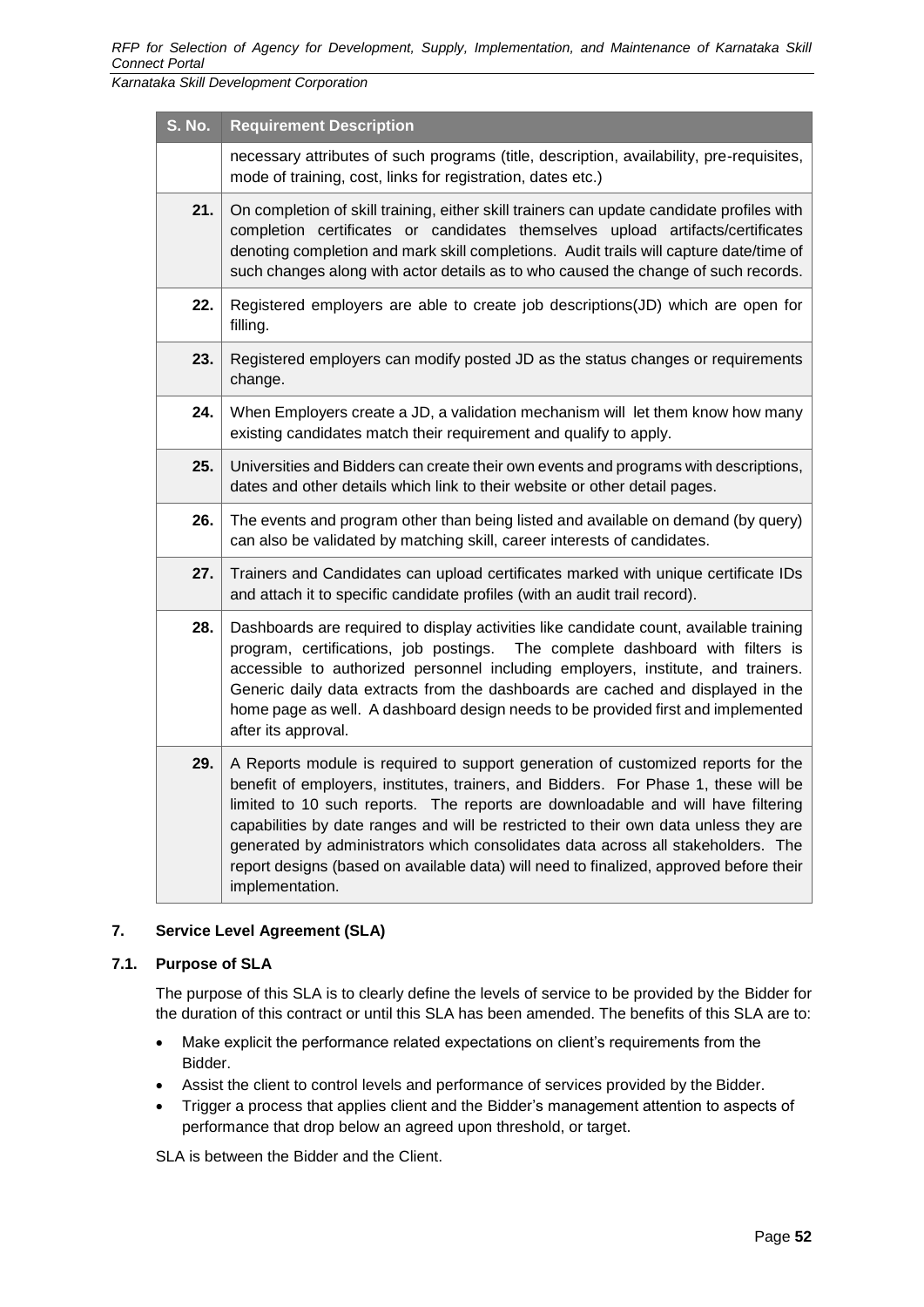| S. No. | Requirement Description |
|---|---|
| | necessary attributes of such programs (title, description, availability, pre-requisites, mode of training, cost, links for registration, dates etc.) |
| 21. | On completion of skill training, either skill trainers can update candidate profiles with completion certificates or candidates themselves upload artifacts/certificates denoting completion and mark skill completions. Audit trails will capture date/time of such changes along with actor details as to who caused the change of such records. |
| 22. | Registered employers are able to create job descriptions(JD) which are open for filling. |
| 23. | Registered employers can modify posted JD as the status changes or requirements change. |
| 24. | When Employers create a JD, a validation mechanism will let them know how many existing candidates match their requirement and qualify to apply. |
| 25. | Universities and Bidders can create their own events and programs with descriptions, dates and other details which link to their website or other detail pages. |
| 26. | The events and program other than being listed and available on demand (by query) can also be validated by matching skill, career interests of candidates. |
| 27. | Trainers and Candidates can upload certificates marked with unique certificate IDs and attach it to specific candidate profiles (with an audit trail record). |
| 28. | Dashboards are required to display activities like candidate count, available training program, certifications, job postings. The complete dashboard with filters is accessible to authorized personnel including employers, institute, and trainers. Generic daily data extracts from the dashboards are cached and displayed in the home page as well. A dashboard design needs to be provided first and implemented after its approval. |
| 29. | A Reports module is required to support generation of customized reports for the benefit of employers, institutes, trainers, and Bidders. For Phase 1, these will be limited to 10 such reports. The reports are downloadable and will have filtering capabilities by date ranges and will be restricted to their own data unless they are generated by administrators which consolidates data across all stakeholders. The report designs (based on available data) will need to finalized, approved before their implementation. |

## 7. Service Level Agreement (SLA)

### 7.1. Purpose of SLA

The purpose of this SLA is to clearly define the levels of service to be provided by the Bidder for the duration of this contract or until this SLA has been amended. The benefits of this SLA are to:

- Make explicit the performance related expectations on client's requirements from the Bidder.
- Assist the client to control levels and performance of services provided by the Bidder.
- Trigger a process that applies client and the Bidder's management attention to aspects of performance that drop below an agreed upon threshold, or target.

SLA is between the Bidder and the Client.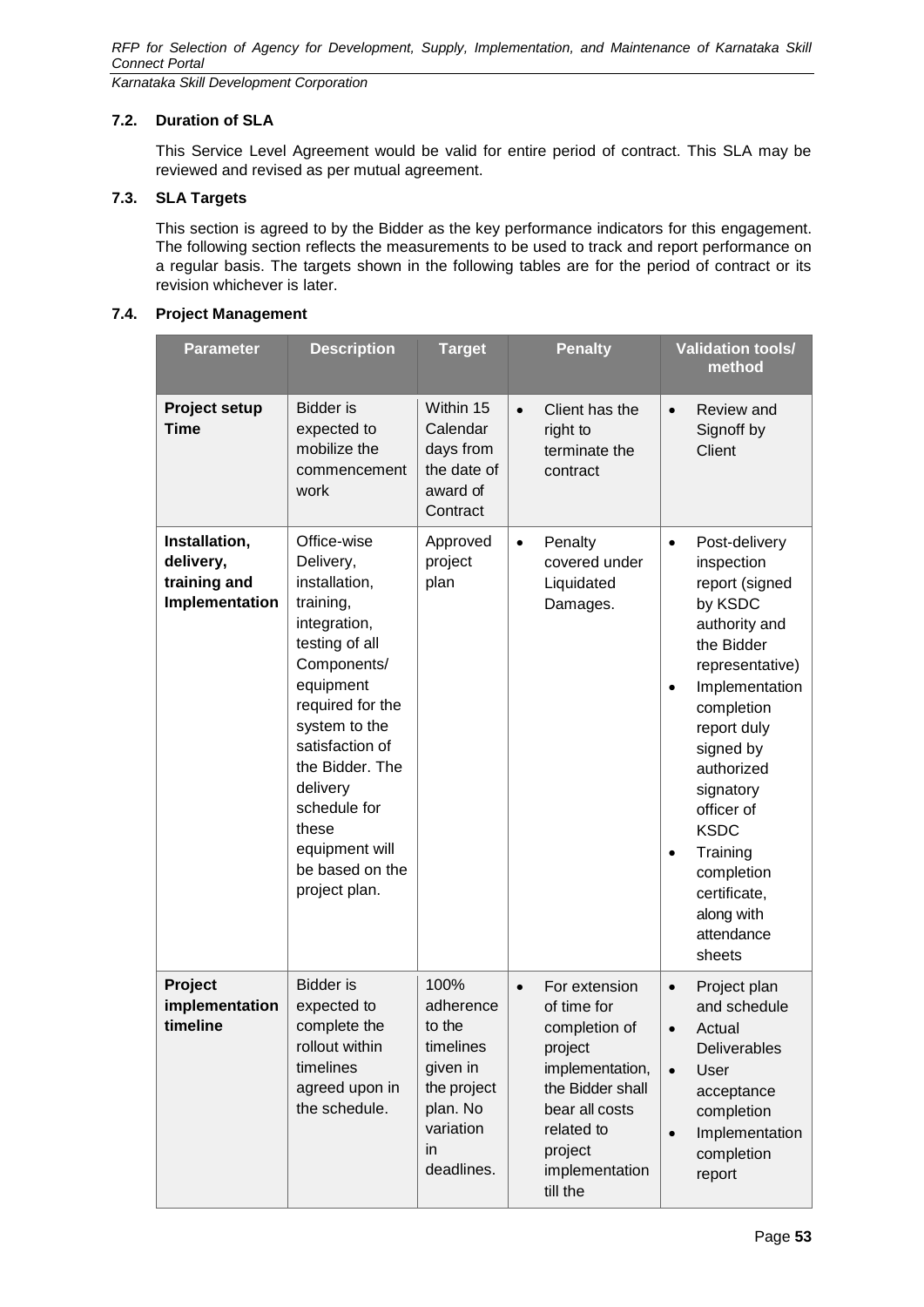### 7.2. Duration of SLA

This Service Level Agreement would be valid for entire period of contract. This SLA may be reviewed and revised as per mutual agreement.

### 7.3. SLA Targets

This section is agreed to by the Bidder as the key performance indicators for this engagement. The following section reflects the measurements to be used to track and report performance on a regular basis. The targets shown in the following tables are for the period of contract or its revision whichever is later.

### 7.4. Project Management

| Parameter | Description | Target | Penalty | Validation tools/ method |
|---|---|---|---|---|
| **Project setup Time** | Bidder is expected to mobilize the commencement work | Within 15 Calendar days from the date of award of Contract | • Client has the right to terminate the contract | • Review and Signoff by Client |
| **Installation, delivery, training and Implementation** | Office-wise Delivery, installation, training, integration, testing of all Components/ equipment required for the system to the satisfaction of the Bidder. The delivery schedule for these equipment will be based on the project plan. | Approved project plan | • Penalty covered under Liquidated Damages. | • Post-delivery inspection report (signed by KSDC authority and the Bidder representative)<br>• Implementation completion report duly signed by authorized signatory officer of KSDC<br>• Training completion certificate, along with attendance sheets |
| **Project implementation timeline** | Bidder is expected to complete the rollout within timelines agreed upon in the schedule. | 100% adherence to the timelines given in the project plan. No variation in deadlines. | • For extension of time for completion of project implementation, the Bidder shall bear all costs related to project implementation till the | • Project plan and schedule<br>• Actual Deliverables<br>• User acceptance completion<br>• Implementation completion report |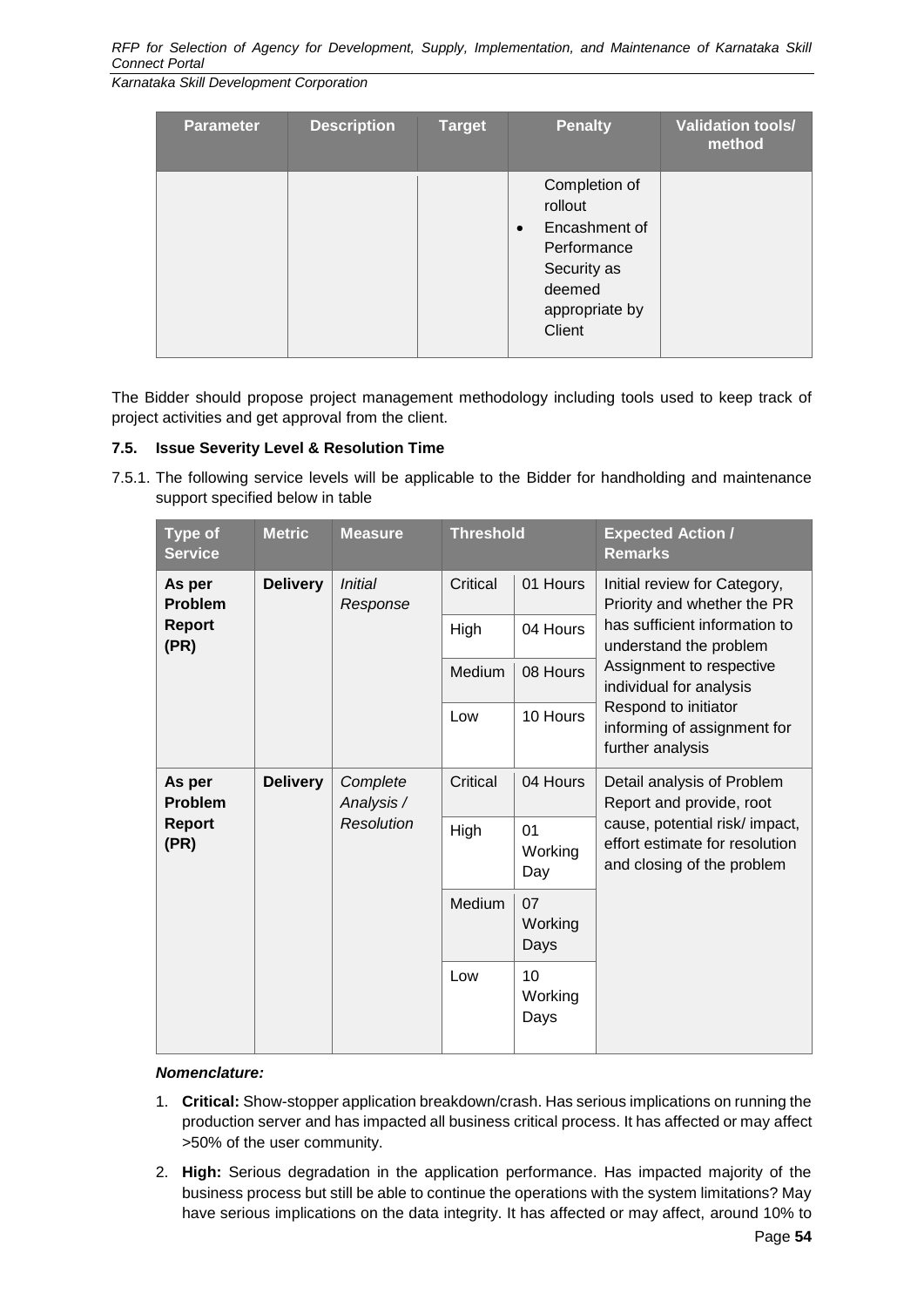| Parameter | Description | Target | Penalty | Validation tools/ method |
|---|---|---|---|---|
| | | | Completion of rollout<br>• Encashment of Performance Security as deemed appropriate by Client | |

The Bidder should propose project management methodology including tools used to keep track of project activities and get approval from the client.

### 7.5. Issue Severity Level & Resolution Time

7.5.1. The following service levels will be applicable to the Bidder for handholding and maintenance support specified below in table

| Type of Service | Metric | Measure | Threshold | | Expected Action / Remarks |
|---|---|---|---|---|---|
| **As per Problem Report (PR)** | **Delivery** | *Initial Response* | Critical | 01 Hours | Initial review for Category, Priority and whether the PR has sufficient information to understand the problem<br>Assignment to respective individual for analysis<br>Respond to initiator informing of assignment for further analysis |
| | | | High | 04 Hours | |
| | | | Medium | 08 Hours | |
| | | | Low | 10 Hours | |
| **As per Problem Report (PR)** | **Delivery** | *Complete Analysis / Resolution* | Critical | 04 Hours | Detail analysis of Problem Report and provide, root cause, potential risk/ impact, effort estimate for resolution and closing of the problem |
| | | | High | 01 Working Day | |
| | | | Medium | 07 Working Days | |
| | | | Low | 10 Working Days | |

***Nomenclature:***

1. **Critical:** Show-stopper application breakdown/crash. Has serious implications on running the production server and has impacted all business critical process. It has affected or may affect >50% of the user community.
2. **High:** Serious degradation in the application performance. Has impacted majority of the business process but still be able to continue the operations with the system limitations? May have serious implications on the data integrity. It has affected or may affect, around 10% to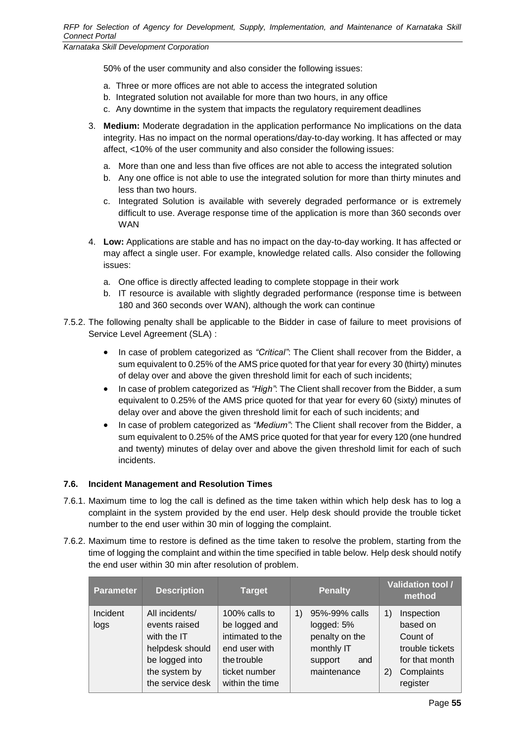50% of the user community and also consider the following issues:

a. Three or more offices are not able to access the integrated solution
b. Integrated solution not available for more than two hours, in any office
c. Any downtime in the system that impacts the regulatory requirement deadlines

3. **Medium:** Moderate degradation in the application performance No implications on the data integrity. Has no impact on the normal operations/day-to-day working. It has affected or may affect, <10% of the user community and also consider the following issues:

    a. More than one and less than five offices are not able to access the integrated solution
    b. Any one office is not able to use the integrated solution for more than thirty minutes and less than two hours.
    c. Integrated Solution is available with severely degraded performance or is extremely difficult to use. Average response time of the application is more than 360 seconds over WAN

4. **Low:** Applications are stable and has no impact on the day-to-day working. It has affected or may affect a single user. For example, knowledge related calls. Also consider the following issues:

    a. One office is directly affected leading to complete stoppage in their work
    b. IT resource is available with slightly degraded performance (response time is between 180 and 360 seconds over WAN), although the work can continue

7.5.2. The following penalty shall be applicable to the Bidder in case of failure to meet provisions of Service Level Agreement (SLA) :

- In case of problem categorized as *"Critical"*: The Client shall recover from the Bidder, a sum equivalent to 0.25% of the AMS price quoted for that year for every 30 (thirty) minutes of delay over and above the given threshold limit for each of such incidents;
- In case of problem categorized as *"High"*: The Client shall recover from the Bidder, a sum equivalent to 0.25% of the AMS price quoted for that year for every 60 (sixty) minutes of delay over and above the given threshold limit for each of such incidents; and
- In case of problem categorized as *"Medium"*: The Client shall recover from the Bidder, a sum equivalent to 0.25% of the AMS price quoted for that year for every 120 (one hundred and twenty) minutes of delay over and above the given threshold limit for each of such incidents.

### 7.6. Incident Management and Resolution Times

7.6.1. Maximum time to log the call is defined as the time taken within which help desk has to log a complaint in the system provided by the end user. Help desk should provide the trouble ticket number to the end user within 30 min of logging the complaint.

7.6.2. Maximum time to restore is defined as the time taken to resolve the problem, starting from the time of logging the complaint and within the time specified in table below. Help desk should notify the end user within 30 min after resolution of problem.

| Parameter | Description | Target | Penalty | Validation tool / method |
|---|---|---|---|---|
| Incident logs | All incidents/ events raised with the IT helpdesk should be logged into the system by the service desk | 100% calls to be logged and intimated to the end user with the trouble ticket number within the time | 1) 95%-99% calls logged: 5% penalty on the monthly IT support and maintenance | 1) Inspection based on Count of trouble tickets for that month 2) Complaints register |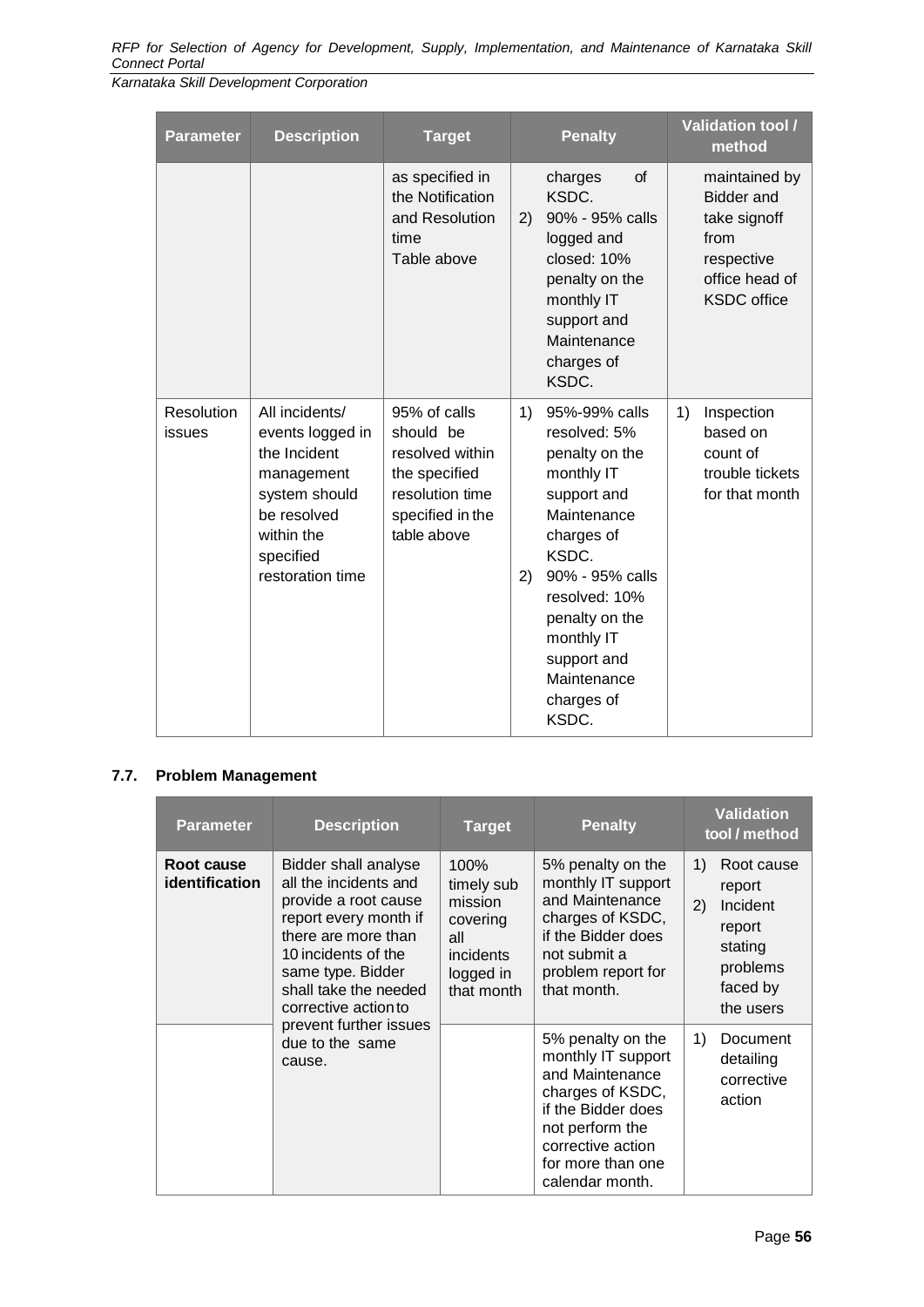| Parameter | Description | Target | Penalty | Validation tool / method |
|---|---|---|---|---|
| | | as specified in the Notification and Resolution time Table above | charges of KSDC.<br>2) 90% - 95% calls logged and closed: 10% penalty on the monthly IT support and Maintenance charges of KSDC. | maintained by Bidder and take signoff from respective office head of KSDC office |
| Resolution issues | All incidents/ events logged in the Incident management system should be resolved within the specified restoration time | 95% of calls should be resolved within the specified resolution time specified in the table above | 1) 95%-99% calls resolved: 5% penalty on the monthly IT support and Maintenance charges of KSDC.<br>2) 90% - 95% calls resolved: 10% penalty on the monthly IT support and Maintenance charges of KSDC. | 1) Inspection based on count of trouble tickets for that month |

### 7.7. Problem Management

| Parameter | Description | Target | Penalty | Validation tool / method |
|---|---|---|---|---|
| **Root cause identification** | Bidder shall analyse all the incidents and provide a root cause report every month if there are more than 10 incidents of the same type. Bidder shall take the needed corrective action to prevent further issues due to the same cause. | 100% timely sub mission covering all incidents logged in that month | 5% penalty on the monthly IT support and Maintenance charges of KSDC, if the Bidder does not submit a problem report for that month. | 1) Root cause report<br>2) Incident report stating problems faced by the users |
| | | | 5% penalty on the monthly IT support and Maintenance charges of KSDC, if the Bidder does not perform the corrective action for more than one calendar month. | 1) Document detailing corrective action |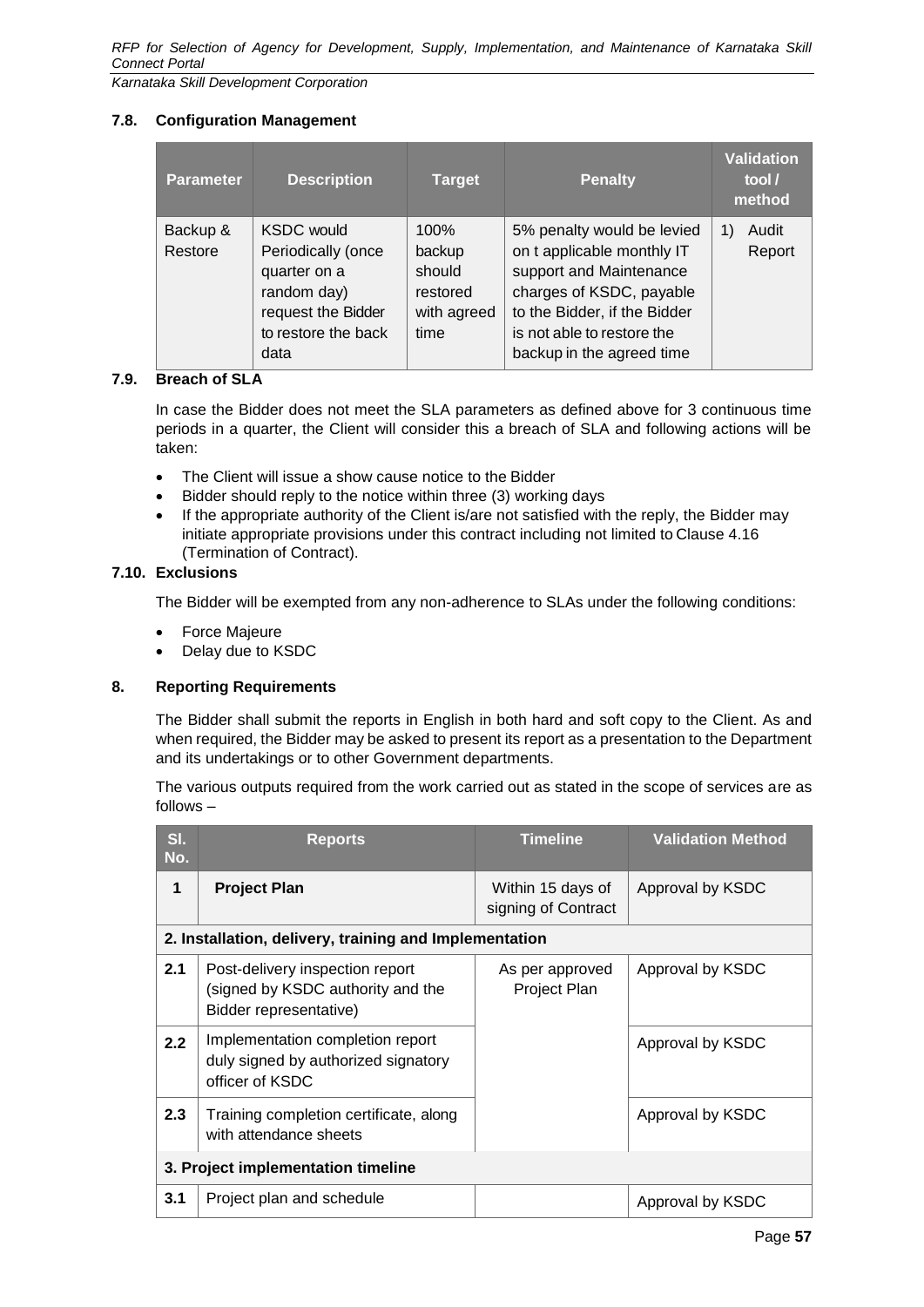### 7.8. Configuration Management

| Parameter | Description | Target | Penalty | Validation tool / method |
|---|---|---|---|---|
| Backup & Restore | KSDC would Periodically (once quarter on a random day) request the Bidder to restore the back data | 100% backup should restored with agreed time | 5% penalty would be levied on t applicable monthly IT support and Maintenance charges of KSDC, payable to the Bidder, if the Bidder is not able to restore the backup in the agreed time | 1) Audit Report |

### 7.9. Breach of SLA

In case the Bidder does not meet the SLA parameters as defined above for 3 continuous time periods in a quarter, the Client will consider this a breach of SLA and following actions will be taken:

- The Client will issue a show cause notice to the Bidder
- Bidder should reply to the notice within three (3) working days
- If the appropriate authority of the Client is/are not satisfied with the reply, the Bidder may initiate appropriate provisions under this contract including not limited to Clause 4.16 (Termination of Contract).

### 7.10. Exclusions

The Bidder will be exempted from any non-adherence to SLAs under the following conditions:

- Force Majeure
- Delay due to KSDC

## 8. Reporting Requirements

The Bidder shall submit the reports in English in both hard and soft copy to the Client. As and when required, the Bidder may be asked to present its report as a presentation to the Department and its undertakings or to other Government departments.

The various outputs required from the work carried out as stated in the scope of services are as follows –

| Sl. No. | Reports | Timeline | Validation Method |
|---|---|---|---|
| **1** | **Project Plan** | Within 15 days of signing of Contract | Approval by KSDC |
| **2. Installation, delivery, training and Implementation** | | | |
| **2.1** | Post-delivery inspection report (signed by KSDC authority and the Bidder representative) | As per approved Project Plan | Approval by KSDC |
| **2.2** | Implementation completion report duly signed by authorized signatory officer of KSDC | | Approval by KSDC |
| **2.3** | Training completion certificate, along with attendance sheets | | Approval by KSDC |
| **3. Project implementation timeline** | | | |
| **3.1** | Project plan and schedule | | Approval by KSDC |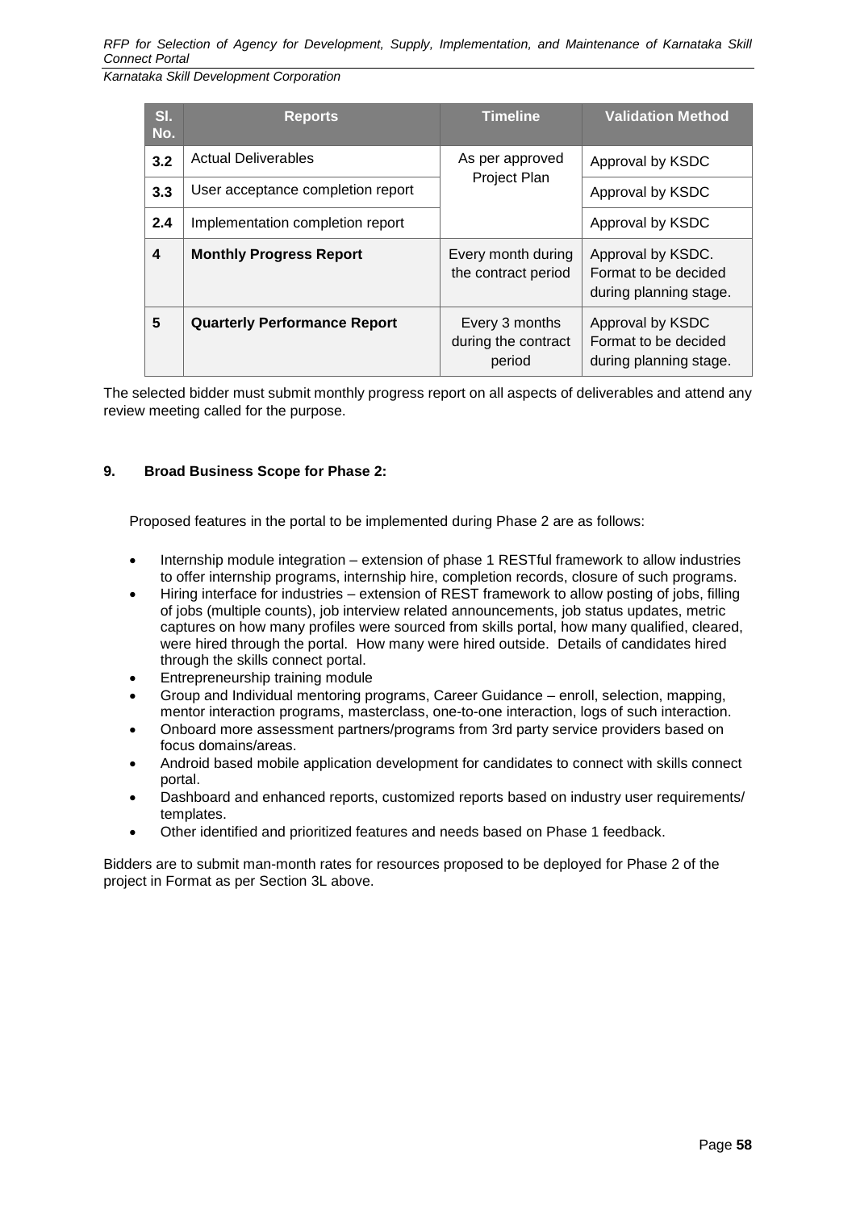| Sl. No. | Reports | Timeline | Validation Method |
|---|---|---|---|
| **3.2** | Actual Deliverables | As per approved Project Plan | Approval by KSDC |
| **3.3** | User acceptance completion report | | Approval by KSDC |
| **2.4** | Implementation completion report | | Approval by KSDC |
| **4** | **Monthly Progress Report** | Every month during the contract period | Approval by KSDC. Format to be decided during planning stage. |
| **5** | **Quarterly Performance Report** | Every 3 months during the contract period | Approval by KSDC Format to be decided during planning stage. |

The selected bidder must submit monthly progress report on all aspects of deliverables and attend any review meeting called for the purpose.

**9. Broad Business Scope for Phase 2:**

Proposed features in the portal to be implemented during Phase 2 are as follows:

- Internship module integration – extension of phase 1 RESTful framework to allow industries to offer internship programs, internship hire, completion records, closure of such programs.
- Hiring interface for industries – extension of REST framework to allow posting of jobs, filling of jobs (multiple counts), job interview related announcements, job status updates, metric captures on how many profiles were sourced from skills portal, how many qualified, cleared, were hired through the portal. How many were hired outside. Details of candidates hired through the skills connect portal.
- Entrepreneurship training module
- Group and Individual mentoring programs, Career Guidance – enroll, selection, mapping, mentor interaction programs, masterclass, one-to-one interaction, logs of such interaction.
- Onboard more assessment partners/programs from 3rd party service providers based on focus domains/areas.
- Android based mobile application development for candidates to connect with skills connect portal.
- Dashboard and enhanced reports, customized reports based on industry user requirements/ templates.
- Other identified and prioritized features and needs based on Phase 1 feedback.

Bidders are to submit man-month rates for resources proposed to be deployed for Phase 2 of the project in Format as per Section 3L above.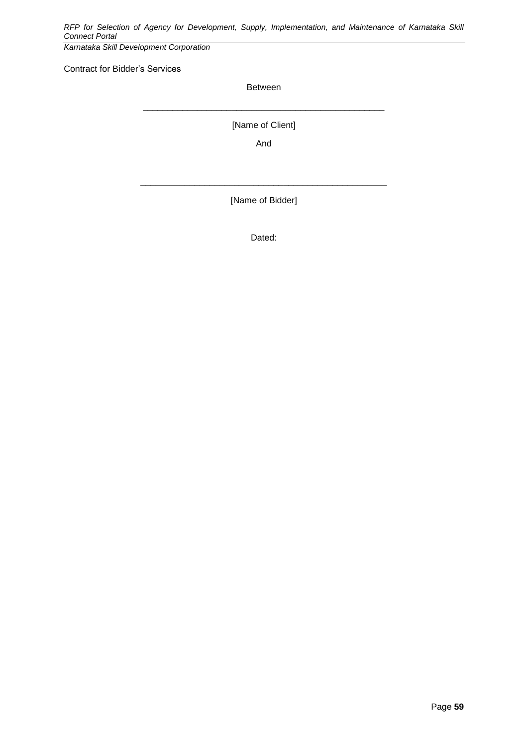Contract for Bidder's Services

Between

_______________________________________________

[Name of Client]

And

_______________________________________________

[Name of Bidder]

Dated: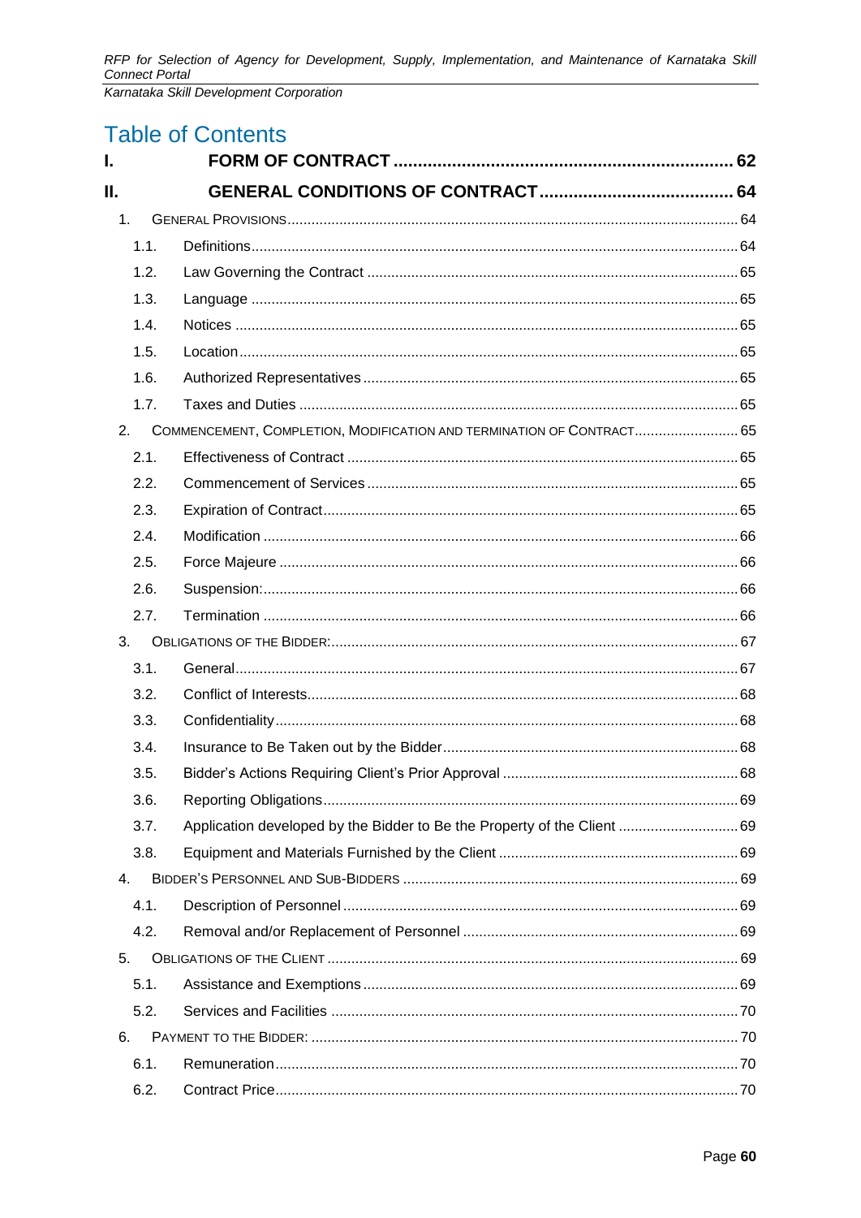# Table of Contents

| | | |
|---|---|---|
| **I.** | **FORM OF CONTRACT** | **62** |
| **II.** | **GENERAL CONDITIONS OF CONTRACT** | **64** |
| 1. | GENERAL PROVISIONS | 64 |
| 1.1. | Definitions | 64 |
| 1.2. | Law Governing the Contract | 65 |
| 1.3. | Language | 65 |
| 1.4. | Notices | 65 |
| 1.5. | Location | 65 |
| 1.6. | Authorized Representatives | 65 |
| 1.7. | Taxes and Duties | 65 |
| 2. | COMMENCEMENT, COMPLETION, MODIFICATION AND TERMINATION OF CONTRACT | 65 |
| 2.1. | Effectiveness of Contract | 65 |
| 2.2. | Commencement of Services | 65 |
| 2.3. | Expiration of Contract | 65 |
| 2.4. | Modification | 66 |
| 2.5. | Force Majeure | 66 |
| 2.6. | Suspension: | 66 |
| 2.7. | Termination | 66 |
| 3. | OBLIGATIONS OF THE BIDDER: | 67 |
| 3.1. | General | 67 |
| 3.2. | Conflict of Interests | 68 |
| 3.3. | Confidentiality | 68 |
| 3.4. | Insurance to Be Taken out by the Bidder | 68 |
| 3.5. | Bidder's Actions Requiring Client's Prior Approval | 68 |
| 3.6. | Reporting Obligations | 69 |
| 3.7. | Application developed by the Bidder to Be the Property of the Client | 69 |
| 3.8. | Equipment and Materials Furnished by the Client | 69 |
| 4. | BIDDER'S PERSONNEL AND SUB-BIDDERS | 69 |
| 4.1. | Description of Personnel | 69 |
| 4.2. | Removal and/or Replacement of Personnel | 69 |
| 5. | OBLIGATIONS OF THE CLIENT | 69 |
| 5.1. | Assistance and Exemptions | 69 |
| 5.2. | Services and Facilities | 70 |
| 6. | PAYMENT TO THE BIDDER: | 70 |
| 6.1. | Remuneration | 70 |
| 6.2. | Contract Price | 70 |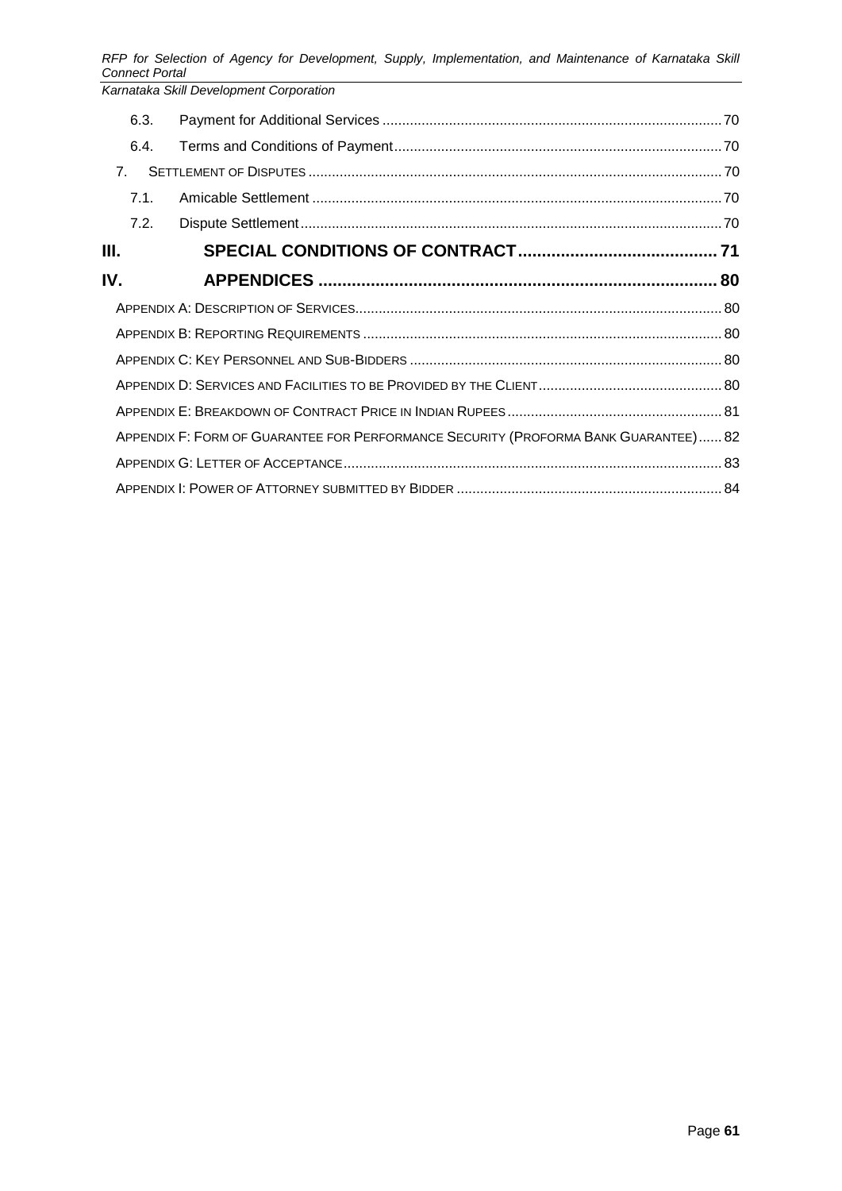6.3. Payment for Additional Services ... 70

6.4. Terms and Conditions of Payment ... 70

7. SETTLEMENT OF DISPUTES ... 70

7.1. Amicable Settlement ... 70

7.2. Dispute Settlement ... 70

**III. SPECIAL CONDITIONS OF CONTRACT ... 71**

**IV. APPENDICES ... 80**

APPENDIX A: DESCRIPTION OF SERVICES ... 80

APPENDIX B: REPORTING REQUIREMENTS ... 80

APPENDIX C: KEY PERSONNEL AND SUB-BIDDERS ... 80

APPENDIX D: SERVICES AND FACILITIES TO BE PROVIDED BY THE CLIENT ... 80

APPENDIX E: BREAKDOWN OF CONTRACT PRICE IN INDIAN RUPEES ... 81

APPENDIX F: FORM OF GUARANTEE FOR PERFORMANCE SECURITY (PROFORMA BANK GUARANTEE) ... 82

APPENDIX G: LETTER OF ACCEPTANCE ... 83

APPENDIX I: POWER OF ATTORNEY SUBMITTED BY BIDDER ... 84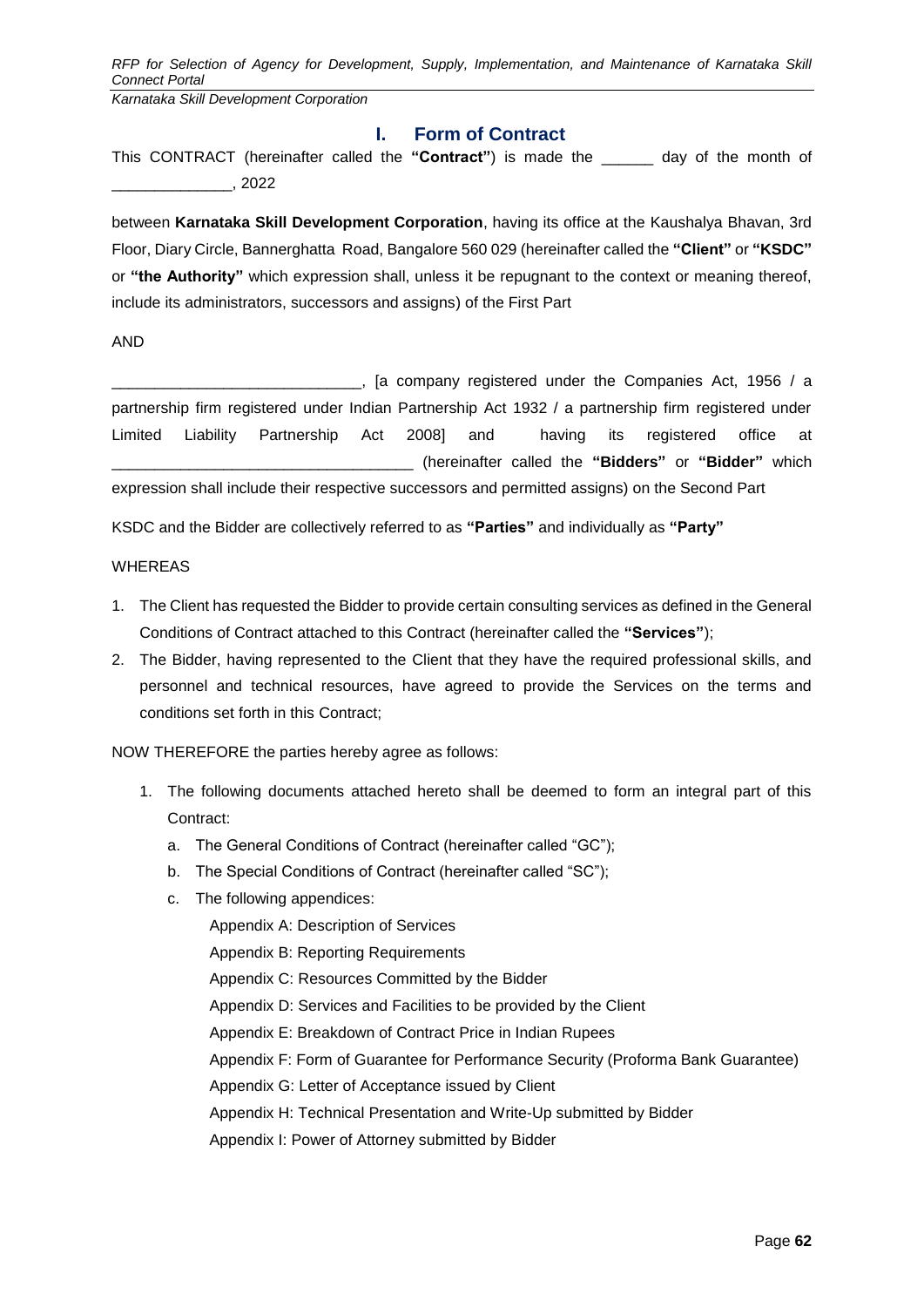# I. Form of Contract

This CONTRACT (hereinafter called the **"Contract"**) is made the ______ day of the month of ______________, 2022

between **Karnataka Skill Development Corporation**, having its office at the Kaushalya Bhavan, 3rd Floor, Diary Circle, Bannerghatta Road, Bangalore 560 029 (hereinafter called the **"Client"** or **"KSDC"** or **"the Authority"** which expression shall, unless it be repugnant to the context or meaning thereof, include its administrators, successors and assigns) of the First Part

AND

_____________________________, [a company registered under the Companies Act, 1956 / a partnership firm registered under Indian Partnership Act 1932 / a partnership firm registered under Limited Liability Partnership Act 2008] and having its registered office at ___________________________________ (hereinafter called the **"Bidders"** or **"Bidder"** which expression shall include their respective successors and permitted assigns) on the Second Part

KSDC and the Bidder are collectively referred to as **"Parties"** and individually as **"Party"**

WHEREAS

1. The Client has requested the Bidder to provide certain consulting services as defined in the General Conditions of Contract attached to this Contract (hereinafter called the **"Services"**);
2. The Bidder, having represented to the Client that they have the required professional skills, and personnel and technical resources, have agreed to provide the Services on the terms and conditions set forth in this Contract;

NOW THEREFORE the parties hereby agree as follows:

1. The following documents attached hereto shall be deemed to form an integral part of this Contract:
    a. The General Conditions of Contract (hereinafter called "GC");
    b. The Special Conditions of Contract (hereinafter called "SC");
    c. The following appendices:

       Appendix A: Description of Services

       Appendix B: Reporting Requirements

       Appendix C: Resources Committed by the Bidder

       Appendix D: Services and Facilities to be provided by the Client

       Appendix E: Breakdown of Contract Price in Indian Rupees

       Appendix F: Form of Guarantee for Performance Security (Proforma Bank Guarantee)

       Appendix G: Letter of Acceptance issued by Client

       Appendix H: Technical Presentation and Write-Up submitted by Bidder

       Appendix I: Power of Attorney submitted by Bidder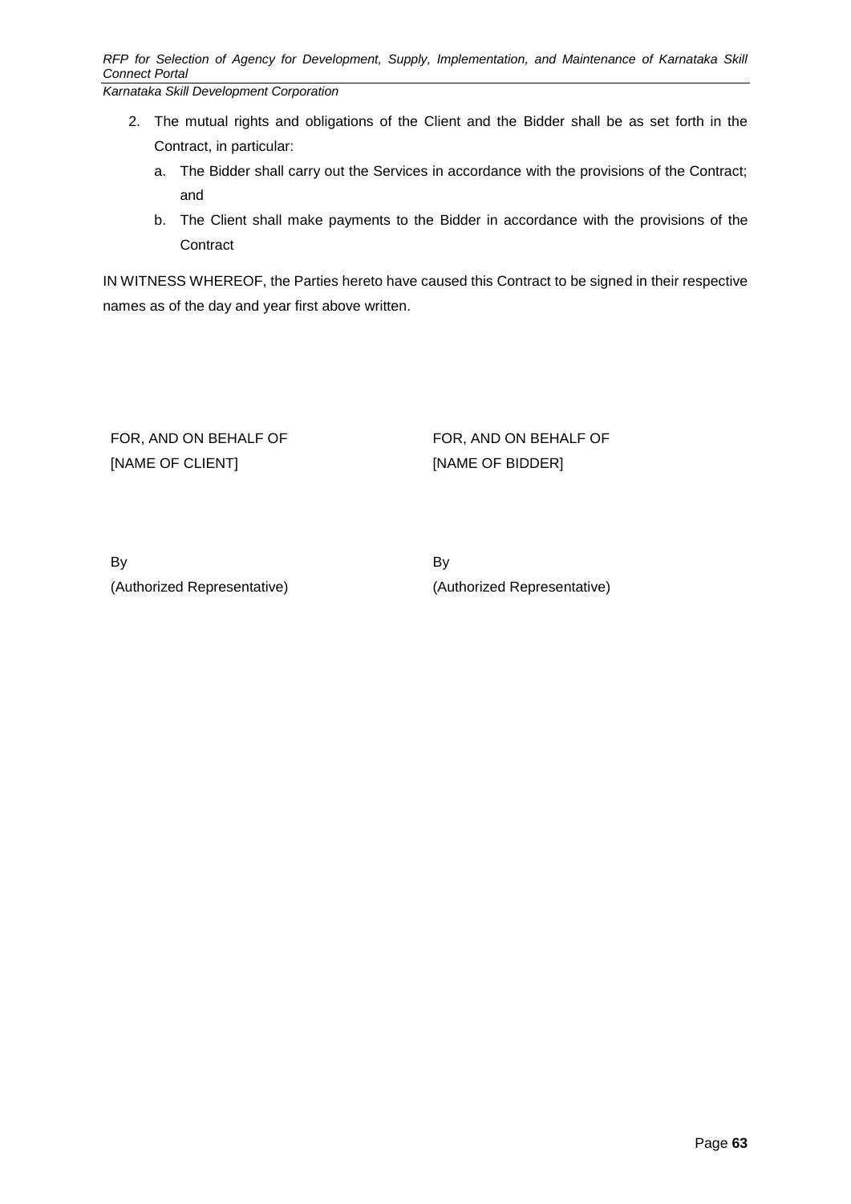2. The mutual rights and obligations of the Client and the Bidder shall be as set forth in the Contract, in particular:
   a. The Bidder shall carry out the Services in accordance with the provisions of the Contract; and
   b. The Client shall make payments to the Bidder in accordance with the provisions of the Contract

IN WITNESS WHEREOF, the Parties hereto have caused this Contract to be signed in their respective names as of the day and year first above written.

FOR, AND ON BEHALF OF
[NAME OF CLIENT]

By
(Authorized Representative)

FOR, AND ON BEHALF OF
[NAME OF BIDDER]

By
(Authorized Representative)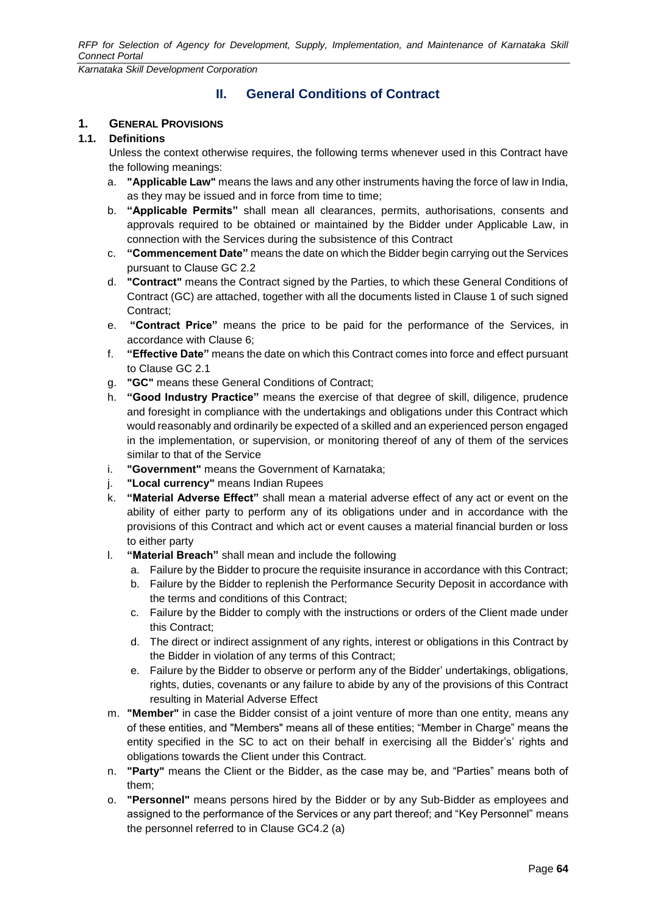## II. General Conditions of Contract

### 1. GENERAL PROVISIONS

#### 1.1. Definitions

Unless the context otherwise requires, the following terms whenever used in this Contract have the following meanings:

a. **"Applicable Law"** means the laws and any other instruments having the force of law in India, as they may be issued and in force from time to time;

b. **"Applicable Permits"** shall mean all clearances, permits, authorisations, consents and approvals required to be obtained or maintained by the Bidder under Applicable Law, in connection with the Services during the subsistence of this Contract

c. **"Commencement Date"** means the date on which the Bidder begin carrying out the Services pursuant to Clause GC 2.2

d. **"Contract"** means the Contract signed by the Parties, to which these General Conditions of Contract (GC) are attached, together with all the documents listed in Clause 1 of such signed Contract;

e. **"Contract Price"** means the price to be paid for the performance of the Services, in accordance with Clause 6;

f. **"Effective Date"** means the date on which this Contract comes into force and effect pursuant to Clause GC 2.1

g. **"GC"** means these General Conditions of Contract;

h. **"Good Industry Practice"** means the exercise of that degree of skill, diligence, prudence and foresight in compliance with the undertakings and obligations under this Contract which would reasonably and ordinarily be expected of a skilled and an experienced person engaged in the implementation, or supervision, or monitoring thereof of any of them of the services similar to that of the Service

i. **"Government"** means the Government of Karnataka;

j. **"Local currency"** means Indian Rupees

k. **"Material Adverse Effect"** shall mean a material adverse effect of any act or event on the ability of either party to perform any of its obligations under and in accordance with the provisions of this Contract and which act or event causes a material financial burden or loss to either party

l. **"Material Breach"** shall mean and include the following

   a. Failure by the Bidder to procure the requisite insurance in accordance with this Contract;
   b. Failure by the Bidder to replenish the Performance Security Deposit in accordance with the terms and conditions of this Contract;
   c. Failure by the Bidder to comply with the instructions or orders of the Client made under this Contract;
   d. The direct or indirect assignment of any rights, interest or obligations in this Contract by the Bidder in violation of any terms of this Contract;
   e. Failure by the Bidder to observe or perform any of the Bidder' undertakings, obligations, rights, duties, covenants or any failure to abide by any of the provisions of this Contract resulting in Material Adverse Effect

m. **"Member"** in case the Bidder consist of a joint venture of more than one entity, means any of these entities, and "Members" means all of these entities; "Member in Charge" means the entity specified in the SC to act on their behalf in exercising all the Bidder's' rights and obligations towards the Client under this Contract.

n. **"Party"** means the Client or the Bidder, as the case may be, and "Parties" means both of them;

o. **"Personnel"** means persons hired by the Bidder or by any Sub-Bidder as employees and assigned to the performance of the Services or any part thereof; and "Key Personnel" means the personnel referred to in Clause GC4.2 (a)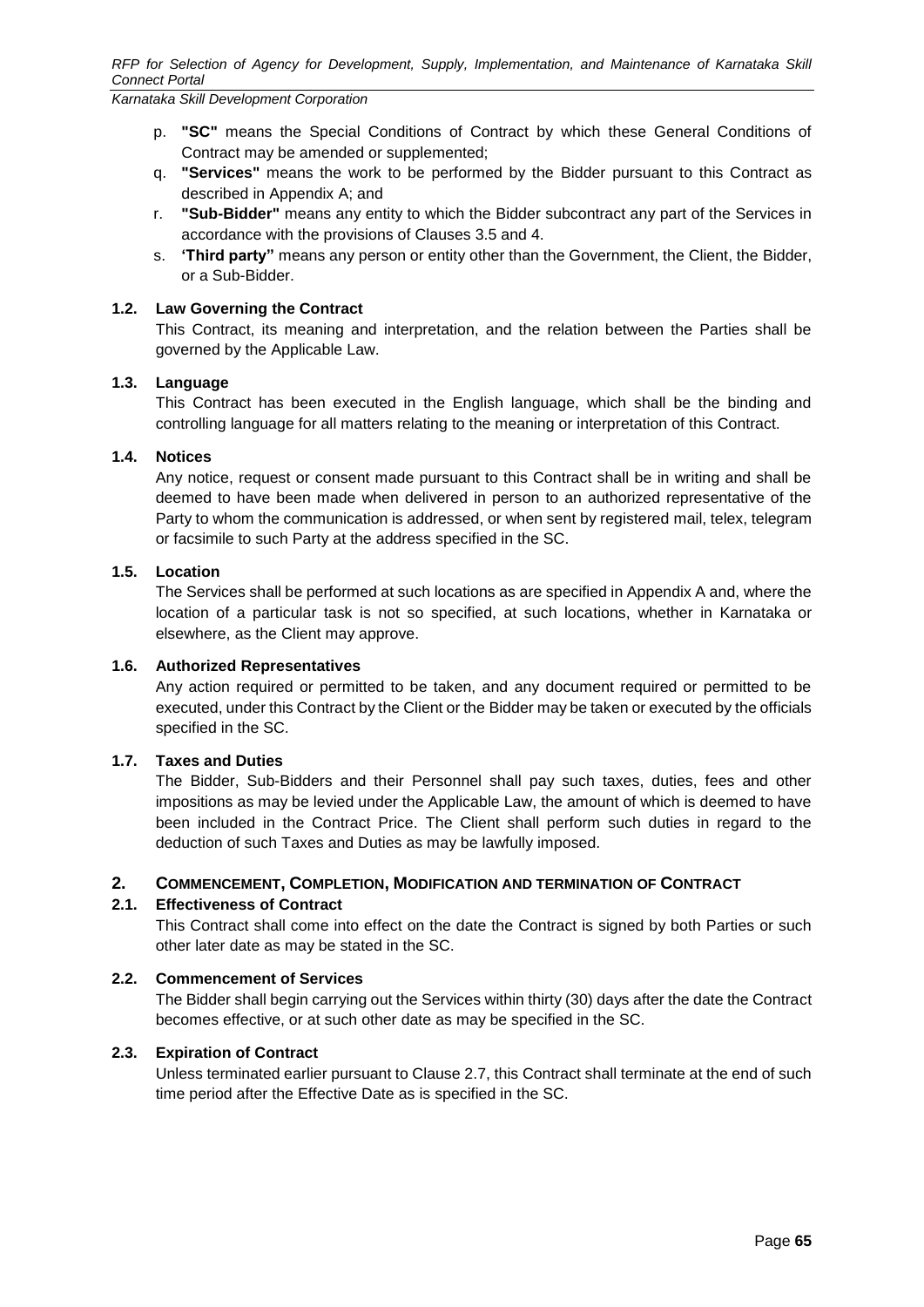p. **"SC"** means the Special Conditions of Contract by which these General Conditions of Contract may be amended or supplemented;

q. **"Services"** means the work to be performed by the Bidder pursuant to this Contract as described in Appendix A; and

r. **"Sub-Bidder"** means any entity to which the Bidder subcontract any part of the Services in accordance with the provisions of Clauses 3.5 and 4.

s. **'Third party"** means any person or entity other than the Government, the Client, the Bidder, or a Sub-Bidder.

### 1.2. Law Governing the Contract

This Contract, its meaning and interpretation, and the relation between the Parties shall be governed by the Applicable Law.

### 1.3. Language

This Contract has been executed in the English language, which shall be the binding and controlling language for all matters relating to the meaning or interpretation of this Contract.

### 1.4. Notices

Any notice, request or consent made pursuant to this Contract shall be in writing and shall be deemed to have been made when delivered in person to an authorized representative of the Party to whom the communication is addressed, or when sent by registered mail, telex, telegram or facsimile to such Party at the address specified in the SC.

### 1.5. Location

The Services shall be performed at such locations as are specified in Appendix A and, where the location of a particular task is not so specified, at such locations, whether in Karnataka or elsewhere, as the Client may approve.

### 1.6. Authorized Representatives

Any action required or permitted to be taken, and any document required or permitted to be executed, under this Contract by the Client or the Bidder may be taken or executed by the officials specified in the SC.

### 1.7. Taxes and Duties

The Bidder, Sub-Bidders and their Personnel shall pay such taxes, duties, fees and other impositions as may be levied under the Applicable Law, the amount of which is deemed to have been included in the Contract Price. The Client shall perform such duties in regard to the deduction of such Taxes and Duties as may be lawfully imposed.

## 2. COMMENCEMENT, COMPLETION, MODIFICATION AND TERMINATION OF CONTRACT

### 2.1. Effectiveness of Contract

This Contract shall come into effect on the date the Contract is signed by both Parties or such other later date as may be stated in the SC.

### 2.2. Commencement of Services

The Bidder shall begin carrying out the Services within thirty (30) days after the date the Contract becomes effective, or at such other date as may be specified in the SC.

### 2.3. Expiration of Contract

Unless terminated earlier pursuant to Clause 2.7, this Contract shall terminate at the end of such time period after the Effective Date as is specified in the SC.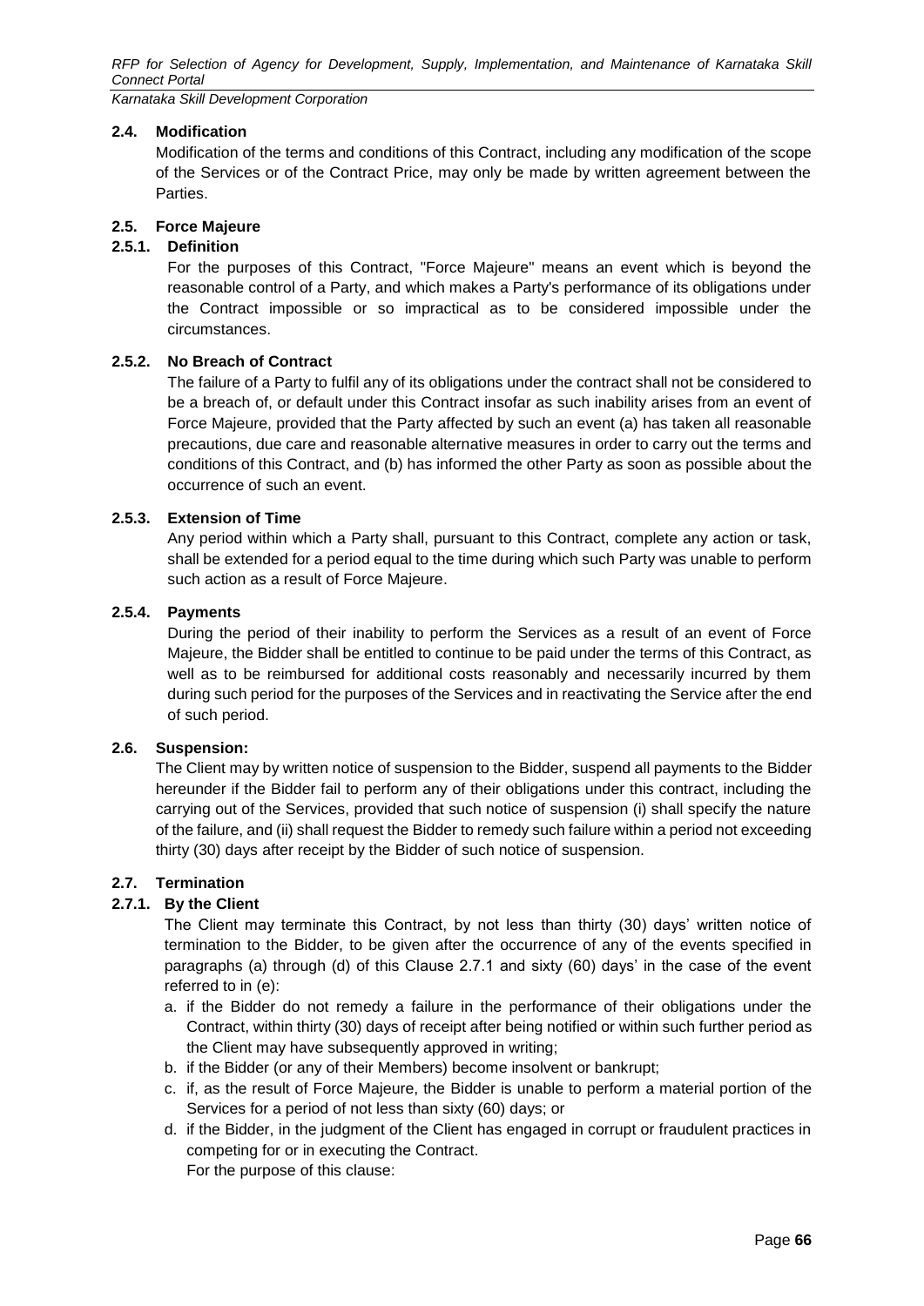### 2.4. Modification

Modification of the terms and conditions of this Contract, including any modification of the scope of the Services or of the Contract Price, may only be made by written agreement between the Parties.

### 2.5. Force Majeure

#### 2.5.1. Definition

For the purposes of this Contract, "Force Majeure" means an event which is beyond the reasonable control of a Party, and which makes a Party's performance of its obligations under the Contract impossible or so impractical as to be considered impossible under the circumstances.

#### 2.5.2. No Breach of Contract

The failure of a Party to fulfil any of its obligations under the contract shall not be considered to be a breach of, or default under this Contract insofar as such inability arises from an event of Force Majeure, provided that the Party affected by such an event (a) has taken all reasonable precautions, due care and reasonable alternative measures in order to carry out the terms and conditions of this Contract, and (b) has informed the other Party as soon as possible about the occurrence of such an event.

#### 2.5.3. Extension of Time

Any period within which a Party shall, pursuant to this Contract, complete any action or task, shall be extended for a period equal to the time during which such Party was unable to perform such action as a result of Force Majeure.

#### 2.5.4. Payments

During the period of their inability to perform the Services as a result of an event of Force Majeure, the Bidder shall be entitled to continue to be paid under the terms of this Contract, as well as to be reimbursed for additional costs reasonably and necessarily incurred by them during such period for the purposes of the Services and in reactivating the Service after the end of such period.

### 2.6. Suspension:

The Client may by written notice of suspension to the Bidder, suspend all payments to the Bidder hereunder if the Bidder fail to perform any of their obligations under this contract, including the carrying out of the Services, provided that such notice of suspension (i) shall specify the nature of the failure, and (ii) shall request the Bidder to remedy such failure within a period not exceeding thirty (30) days after receipt by the Bidder of such notice of suspension.

### 2.7. Termination

#### 2.7.1. By the Client

The Client may terminate this Contract, by not less than thirty (30) days' written notice of termination to the Bidder, to be given after the occurrence of any of the events specified in paragraphs (a) through (d) of this Clause 2.7.1 and sixty (60) days' in the case of the event referred to in (e):

a. if the Bidder do not remedy a failure in the performance of their obligations under the Contract, within thirty (30) days of receipt after being notified or within such further period as the Client may have subsequently approved in writing;
b. if the Bidder (or any of their Members) become insolvent or bankrupt;
c. if, as the result of Force Majeure, the Bidder is unable to perform a material portion of the Services for a period of not less than sixty (60) days; or
d. if the Bidder, in the judgment of the Client has engaged in corrupt or fraudulent practices in competing for or in executing the Contract.
   For the purpose of this clause: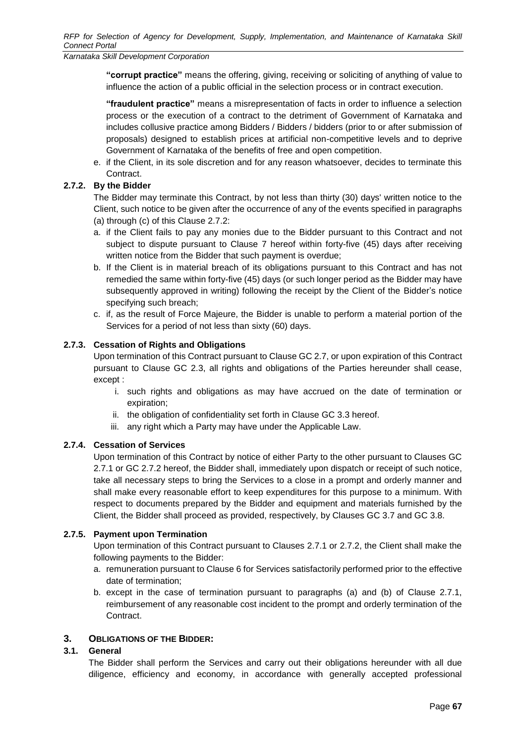**"corrupt practice"** means the offering, giving, receiving or soliciting of anything of value to influence the action of a public official in the selection process or in contract execution.

**"fraudulent practice"** means a misrepresentation of facts in order to influence a selection process or the execution of a contract to the detriment of Government of Karnataka and includes collusive practice among Bidders / Bidders / bidders (prior to or after submission of proposals) designed to establish prices at artificial non-competitive levels and to deprive Government of Karnataka of the benefits of free and open competition.

e. if the Client, in its sole discretion and for any reason whatsoever, decides to terminate this Contract.

#### 2.7.2. By the Bidder

The Bidder may terminate this Contract, by not less than thirty (30) days' written notice to the Client, such notice to be given after the occurrence of any of the events specified in paragraphs (a) through (c) of this Clause 2.7.2:

a. if the Client fails to pay any monies due to the Bidder pursuant to this Contract and not subject to dispute pursuant to Clause 7 hereof within forty-five (45) days after receiving written notice from the Bidder that such payment is overdue;
b. If the Client is in material breach of its obligations pursuant to this Contract and has not remedied the same within forty-five (45) days (or such longer period as the Bidder may have subsequently approved in writing) following the receipt by the Client of the Bidder's notice specifying such breach;
c. if, as the result of Force Majeure, the Bidder is unable to perform a material portion of the Services for a period of not less than sixty (60) days.

#### 2.7.3. Cessation of Rights and Obligations

Upon termination of this Contract pursuant to Clause GC 2.7, or upon expiration of this Contract pursuant to Clause GC 2.3, all rights and obligations of the Parties hereunder shall cease, except :

i. such rights and obligations as may have accrued on the date of termination or expiration;
ii. the obligation of confidentiality set forth in Clause GC 3.3 hereof.
iii. any right which a Party may have under the Applicable Law.

#### 2.7.4. Cessation of Services

Upon termination of this Contract by notice of either Party to the other pursuant to Clauses GC 2.7.1 or GC 2.7.2 hereof, the Bidder shall, immediately upon dispatch or receipt of such notice, take all necessary steps to bring the Services to a close in a prompt and orderly manner and shall make every reasonable effort to keep expenditures for this purpose to a minimum. With respect to documents prepared by the Bidder and equipment and materials furnished by the Client, the Bidder shall proceed as provided, respectively, by Clauses GC 3.7 and GC 3.8.

#### 2.7.5. Payment upon Termination

Upon termination of this Contract pursuant to Clauses 2.7.1 or 2.7.2, the Client shall make the following payments to the Bidder:

a. remuneration pursuant to Clause 6 for Services satisfactorily performed prior to the effective date of termination;
b. except in the case of termination pursuant to paragraphs (a) and (b) of Clause 2.7.1, reimbursement of any reasonable cost incident to the prompt and orderly termination of the Contract.

## 3. OBLIGATIONS OF THE BIDDER:

### 3.1. General

The Bidder shall perform the Services and carry out their obligations hereunder with all due diligence, efficiency and economy, in accordance with generally accepted professional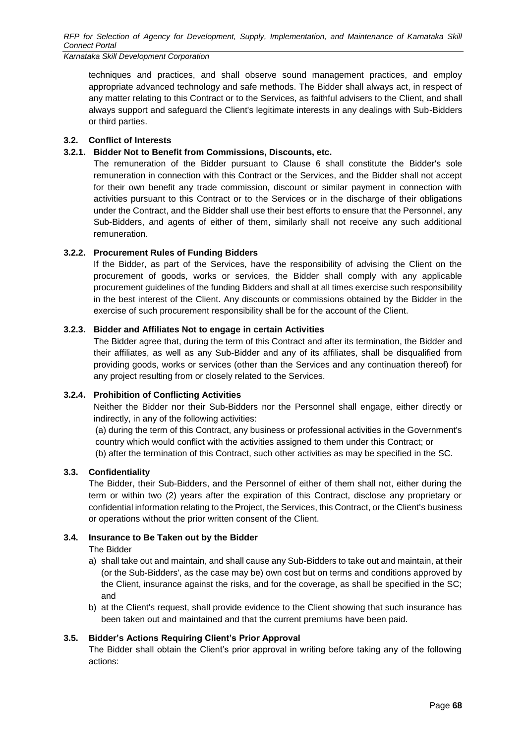techniques and practices, and shall observe sound management practices, and employ appropriate advanced technology and safe methods. The Bidder shall always act, in respect of any matter relating to this Contract or to the Services, as faithful advisers to the Client, and shall always support and safeguard the Client's legitimate interests in any dealings with Sub-Bidders or third parties.

### 3.2. Conflict of Interests

#### 3.2.1. Bidder Not to Benefit from Commissions, Discounts, etc.

The remuneration of the Bidder pursuant to Clause 6 shall constitute the Bidder's sole remuneration in connection with this Contract or the Services, and the Bidder shall not accept for their own benefit any trade commission, discount or similar payment in connection with activities pursuant to this Contract or to the Services or in the discharge of their obligations under the Contract, and the Bidder shall use their best efforts to ensure that the Personnel, any Sub-Bidders, and agents of either of them, similarly shall not receive any such additional remuneration.

#### 3.2.2. Procurement Rules of Funding Bidders

If the Bidder, as part of the Services, have the responsibility of advising the Client on the procurement of goods, works or services, the Bidder shall comply with any applicable procurement guidelines of the funding Bidders and shall at all times exercise such responsibility in the best interest of the Client. Any discounts or commissions obtained by the Bidder in the exercise of such procurement responsibility shall be for the account of the Client.

#### 3.2.3. Bidder and Affiliates Not to engage in certain Activities

The Bidder agree that, during the term of this Contract and after its termination, the Bidder and their affiliates, as well as any Sub-Bidder and any of its affiliates, shall be disqualified from providing goods, works or services (other than the Services and any continuation thereof) for any project resulting from or closely related to the Services.

#### 3.2.4. Prohibition of Conflicting Activities

Neither the Bidder nor their Sub-Bidders nor the Personnel shall engage, either directly or indirectly, in any of the following activities:

(a) during the term of this Contract, any business or professional activities in the Government's country which would conflict with the activities assigned to them under this Contract; or

(b) after the termination of this Contract, such other activities as may be specified in the SC.

### 3.3. Confidentiality

The Bidder, their Sub-Bidders, and the Personnel of either of them shall not, either during the term or within two (2) years after the expiration of this Contract, disclose any proprietary or confidential information relating to the Project, the Services, this Contract, or the Client's business or operations without the prior written consent of the Client.

### 3.4. Insurance to Be Taken out by the Bidder

The Bidder

a) shall take out and maintain, and shall cause any Sub-Bidders to take out and maintain, at their (or the Sub-Bidders', as the case may be) own cost but on terms and conditions approved by the Client, insurance against the risks, and for the coverage, as shall be specified in the SC; and
b) at the Client's request, shall provide evidence to the Client showing that such insurance has been taken out and maintained and that the current premiums have been paid.

### 3.5. Bidder's Actions Requiring Client's Prior Approval

The Bidder shall obtain the Client's prior approval in writing before taking any of the following actions: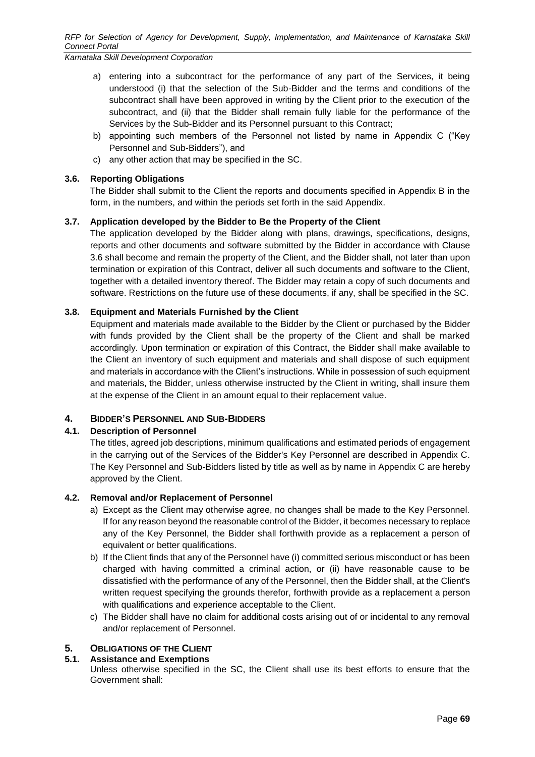a) entering into a subcontract for the performance of any part of the Services, it being understood (i) that the selection of the Sub-Bidder and the terms and conditions of the subcontract shall have been approved in writing by the Client prior to the execution of the subcontract, and (ii) that the Bidder shall remain fully liable for the performance of the Services by the Sub-Bidder and its Personnel pursuant to this Contract;

b) appointing such members of the Personnel not listed by name in Appendix C ("Key Personnel and Sub-Bidders"), and

c) any other action that may be specified in the SC.

### 3.6. Reporting Obligations

The Bidder shall submit to the Client the reports and documents specified in Appendix B in the form, in the numbers, and within the periods set forth in the said Appendix.

### 3.7. Application developed by the Bidder to Be the Property of the Client

The application developed by the Bidder along with plans, drawings, specifications, designs, reports and other documents and software submitted by the Bidder in accordance with Clause 3.6 shall become and remain the property of the Client, and the Bidder shall, not later than upon termination or expiration of this Contract, deliver all such documents and software to the Client, together with a detailed inventory thereof. The Bidder may retain a copy of such documents and software. Restrictions on the future use of these documents, if any, shall be specified in the SC.

### 3.8. Equipment and Materials Furnished by the Client

Equipment and materials made available to the Bidder by the Client or purchased by the Bidder with funds provided by the Client shall be the property of the Client and shall be marked accordingly. Upon termination or expiration of this Contract, the Bidder shall make available to the Client an inventory of such equipment and materials and shall dispose of such equipment and materials in accordance with the Client's instructions. While in possession of such equipment and materials, the Bidder, unless otherwise instructed by the Client in writing, shall insure them at the expense of the Client in an amount equal to their replacement value.

## 4. BIDDER'S PERSONNEL AND SUB-BIDDERS

### 4.1. Description of Personnel

The titles, agreed job descriptions, minimum qualifications and estimated periods of engagement in the carrying out of the Services of the Bidder's Key Personnel are described in Appendix C. The Key Personnel and Sub-Bidders listed by title as well as by name in Appendix C are hereby approved by the Client.

### 4.2. Removal and/or Replacement of Personnel

a) Except as the Client may otherwise agree, no changes shall be made to the Key Personnel. If for any reason beyond the reasonable control of the Bidder, it becomes necessary to replace any of the Key Personnel, the Bidder shall forthwith provide as a replacement a person of equivalent or better qualifications.

b) If the Client finds that any of the Personnel have (i) committed serious misconduct or has been charged with having committed a criminal action, or (ii) have reasonable cause to be dissatisfied with the performance of any of the Personnel, then the Bidder shall, at the Client's written request specifying the grounds therefor, forthwith provide as a replacement a person with qualifications and experience acceptable to the Client.

c) The Bidder shall have no claim for additional costs arising out of or incidental to any removal and/or replacement of Personnel.

## 5. OBLIGATIONS OF THE CLIENT

### 5.1. Assistance and Exemptions

Unless otherwise specified in the SC, the Client shall use its best efforts to ensure that the Government shall: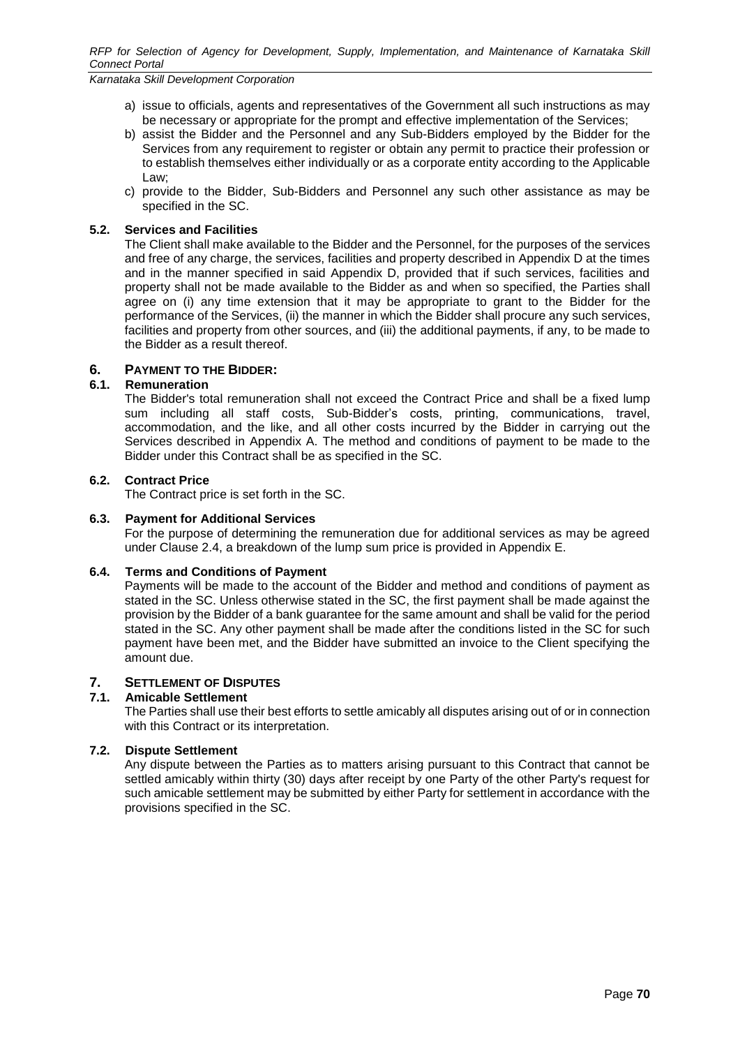a) issue to officials, agents and representatives of the Government all such instructions as may be necessary or appropriate for the prompt and effective implementation of the Services;

b) assist the Bidder and the Personnel and any Sub-Bidders employed by the Bidder for the Services from any requirement to register or obtain any permit to practice their profession or to establish themselves either individually or as a corporate entity according to the Applicable Law;

c) provide to the Bidder, Sub-Bidders and Personnel any such other assistance as may be specified in the SC.

### 5.2. Services and Facilities

The Client shall make available to the Bidder and the Personnel, for the purposes of the services and free of any charge, the services, facilities and property described in Appendix D at the times and in the manner specified in said Appendix D, provided that if such services, facilities and property shall not be made available to the Bidder as and when so specified, the Parties shall agree on (i) any time extension that it may be appropriate to grant to the Bidder for the performance of the Services, (ii) the manner in which the Bidder shall procure any such services, facilities and property from other sources, and (iii) the additional payments, if any, to be made to the Bidder as a result thereof.

## 6. PAYMENT TO THE BIDDER:

### 6.1. Remuneration

The Bidder's total remuneration shall not exceed the Contract Price and shall be a fixed lump sum including all staff costs, Sub-Bidder's costs, printing, communications, travel, accommodation, and the like, and all other costs incurred by the Bidder in carrying out the Services described in Appendix A. The method and conditions of payment to be made to the Bidder under this Contract shall be as specified in the SC.

### 6.2. Contract Price

The Contract price is set forth in the SC.

### 6.3. Payment for Additional Services

For the purpose of determining the remuneration due for additional services as may be agreed under Clause 2.4, a breakdown of the lump sum price is provided in Appendix E.

### 6.4. Terms and Conditions of Payment

Payments will be made to the account of the Bidder and method and conditions of payment as stated in the SC. Unless otherwise stated in the SC, the first payment shall be made against the provision by the Bidder of a bank guarantee for the same amount and shall be valid for the period stated in the SC. Any other payment shall be made after the conditions listed in the SC for such payment have been met, and the Bidder have submitted an invoice to the Client specifying the amount due.

## 7. SETTLEMENT OF DISPUTES

### 7.1. Amicable Settlement

The Parties shall use their best efforts to settle amicably all disputes arising out of or in connection with this Contract or its interpretation.

### 7.2. Dispute Settlement

Any dispute between the Parties as to matters arising pursuant to this Contract that cannot be settled amicably within thirty (30) days after receipt by one Party of the other Party's request for such amicable settlement may be submitted by either Party for settlement in accordance with the provisions specified in the SC.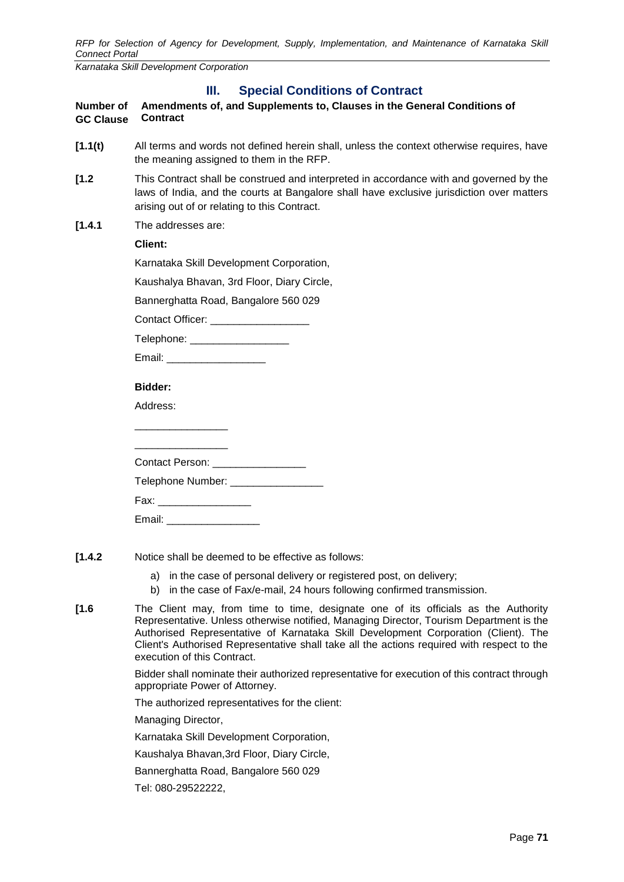## III. Special Conditions of Contract

| Number of GC Clause | Amendments of, and Supplements to, Clauses in the General Conditions of Contract |
|---|---|

**[1.1(t)** All terms and words not defined herein shall, unless the context otherwise requires, have the meaning assigned to them in the RFP.

**[1.2** This Contract shall be construed and interpreted in accordance with and governed by the laws of India, and the courts at Bangalore shall have exclusive jurisdiction over matters arising out of or relating to this Contract.

**[1.4.1** The addresses are:

**Client:**

Karnataka Skill Development Corporation,

Kaushalya Bhavan, 3rd Floor, Diary Circle,

Bannerghatta Road, Bangalore 560 029

Contact Officer: _________________

Telephone: _________________

Email: _________________

**Bidder:**

Address:

________________

________________

Contact Person: ________________

Telephone Number: ________________

Fax: ________________

Email: ________________

**[1.4.2** Notice shall be deemed to be effective as follows:

a) in the case of personal delivery or registered post, on delivery;
b) in the case of Fax/e-mail, 24 hours following confirmed transmission.

**[1.6** The Client may, from time to time, designate one of its officials as the Authority Representative. Unless otherwise notified, Managing Director, Tourism Department is the Authorised Representative of Karnataka Skill Development Corporation (Client). The Client's Authorised Representative shall take all the actions required with respect to the execution of this Contract.

Bidder shall nominate their authorized representative for execution of this contract through appropriate Power of Attorney.

The authorized representatives for the client:

Managing Director,

Karnataka Skill Development Corporation,

Kaushalya Bhavan,3rd Floor, Diary Circle,

Bannerghatta Road, Bangalore 560 029

Tel: 080-29522222,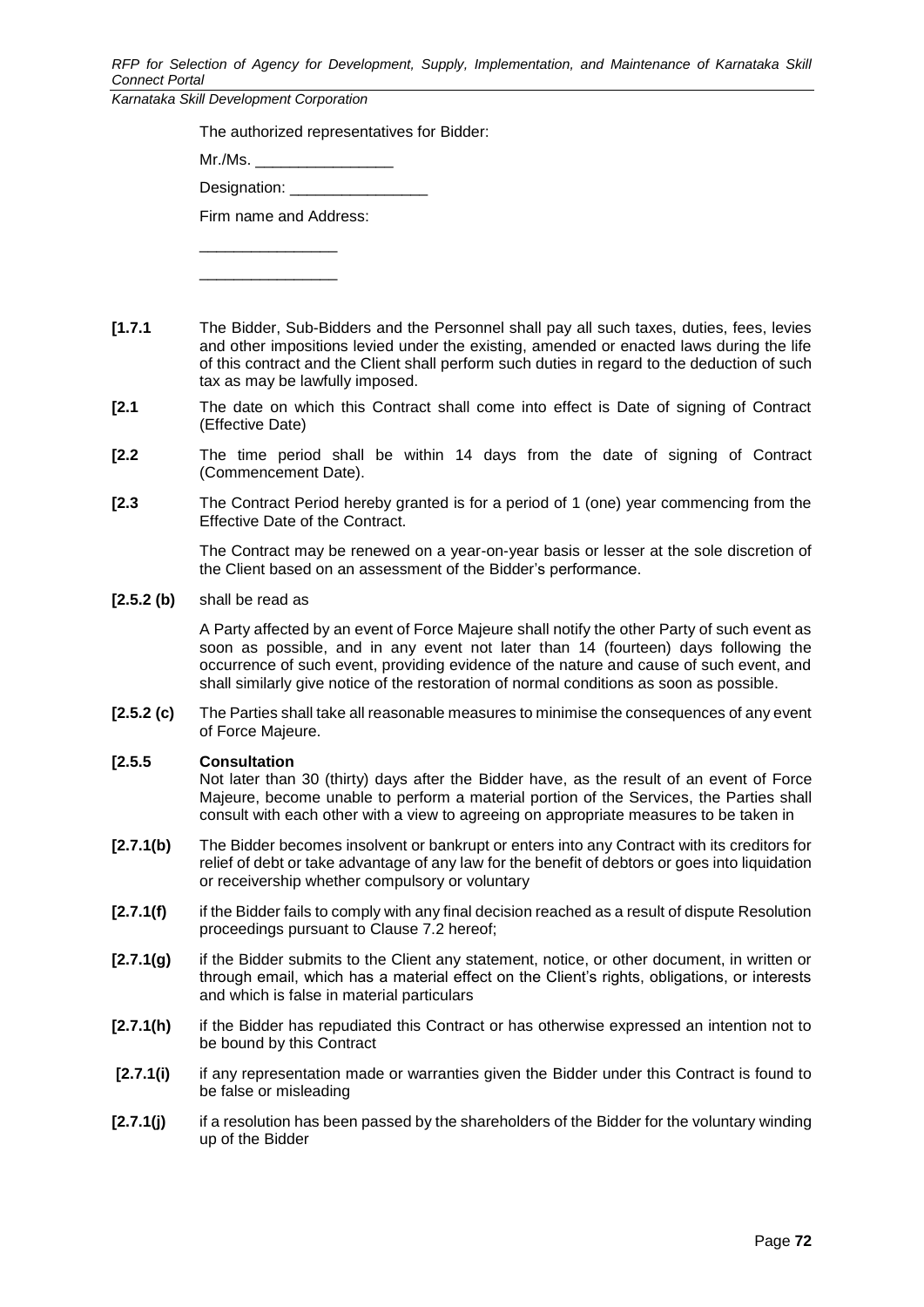The authorized representatives for Bidder:

Mr./Ms. ________________

Designation: ________________

Firm name and Address:

________________

________________

**[1.7.1** The Bidder, Sub-Bidders and the Personnel shall pay all such taxes, duties, fees, levies and other impositions levied under the existing, amended or enacted laws during the life of this contract and the Client shall perform such duties in regard to the deduction of such tax as may be lawfully imposed.

**[2.1** The date on which this Contract shall come into effect is Date of signing of Contract (Effective Date)

**[2.2** The time period shall be within 14 days from the date of signing of Contract (Commencement Date).

**[2.3** The Contract Period hereby granted is for a period of 1 (one) year commencing from the Effective Date of the Contract.

The Contract may be renewed on a year-on-year basis or lesser at the sole discretion of the Client based on an assessment of the Bidder's performance.

**[2.5.2 (b)** shall be read as

A Party affected by an event of Force Majeure shall notify the other Party of such event as soon as possible, and in any event not later than 14 (fourteen) days following the occurrence of such event, providing evidence of the nature and cause of such event, and shall similarly give notice of the restoration of normal conditions as soon as possible.

**[2.5.2 (c)** The Parties shall take all reasonable measures to minimise the consequences of any event of Force Majeure.

**[2.5.5** **Consultation**
Not later than 30 (thirty) days after the Bidder have, as the result of an event of Force Majeure, become unable to perform a material portion of the Services, the Parties shall consult with each other with a view to agreeing on appropriate measures to be taken in

**[2.7.1(b)** The Bidder becomes insolvent or bankrupt or enters into any Contract with its creditors for relief of debt or take advantage of any law for the benefit of debtors or goes into liquidation or receivership whether compulsory or voluntary

**[2.7.1(f)** if the Bidder fails to comply with any final decision reached as a result of dispute Resolution proceedings pursuant to Clause 7.2 hereof;

**[2.7.1(g)** if the Bidder submits to the Client any statement, notice, or other document, in written or through email, which has a material effect on the Client's rights, obligations, or interests and which is false in material particulars

**[2.7.1(h)** if the Bidder has repudiated this Contract or has otherwise expressed an intention not to be bound by this Contract

**[2.7.1(i)** if any representation made or warranties given the Bidder under this Contract is found to be false or misleading

**[2.7.1(j)** if a resolution has been passed by the shareholders of the Bidder for the voluntary winding up of the Bidder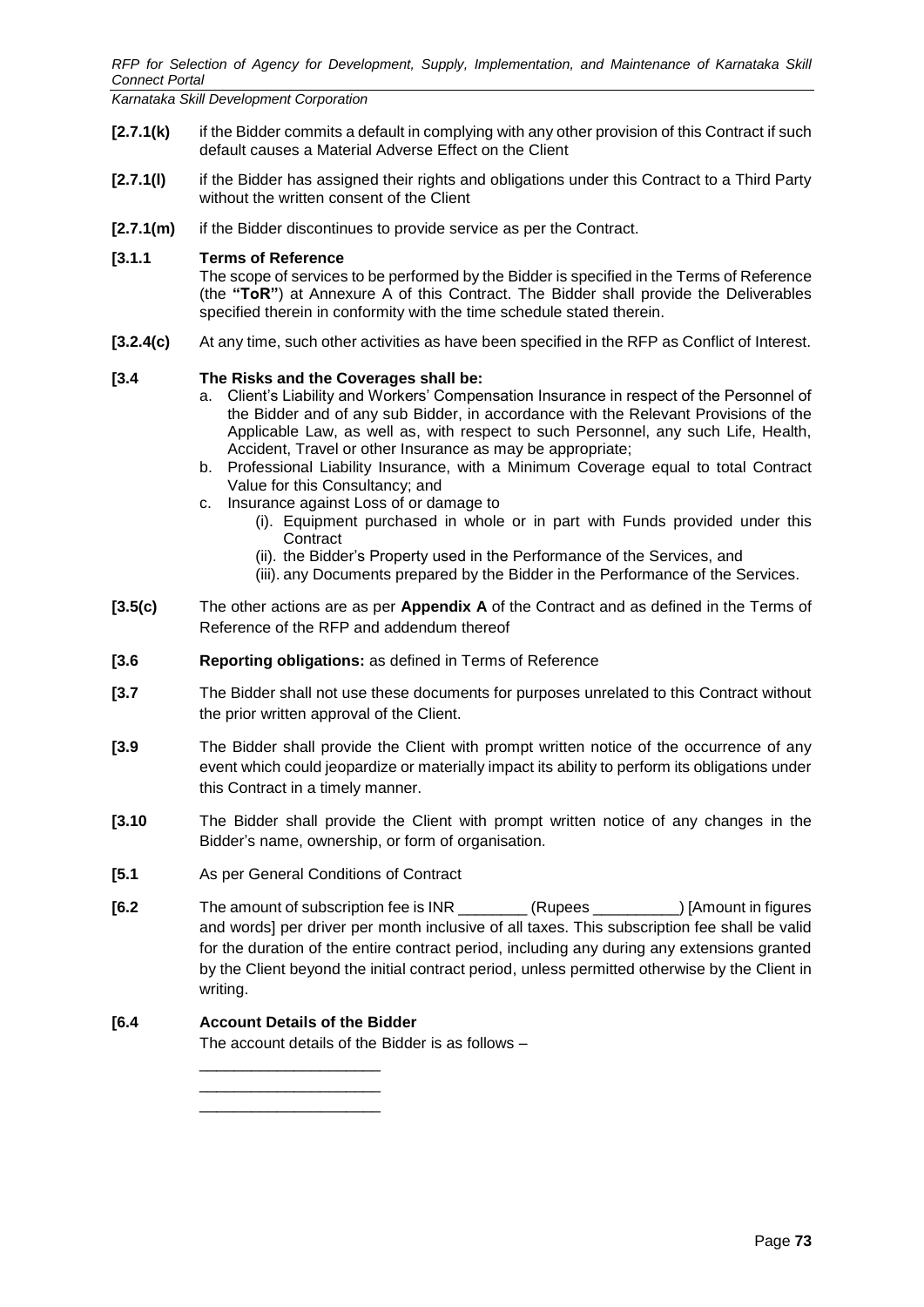**[2.7.1(k)** if the Bidder commits a default in complying with any other provision of this Contract if such default causes a Material Adverse Effect on the Client

**[2.7.1(l)** if the Bidder has assigned their rights and obligations under this Contract to a Third Party without the written consent of the Client

**[2.7.1(m)** if the Bidder discontinues to provide service as per the Contract.

**[3.1.1** **Terms of Reference**

The scope of services to be performed by the Bidder is specified in the Terms of Reference (the **"ToR"**) at Annexure A of this Contract. The Bidder shall provide the Deliverables specified therein in conformity with the time schedule stated therein.

**[3.2.4(c)** At any time, such other activities as have been specified in the RFP as Conflict of Interest.

**[3.4** **The Risks and the Coverages shall be:**

a. Client's Liability and Workers' Compensation Insurance in respect of the Personnel of the Bidder and of any sub Bidder, in accordance with the Relevant Provisions of the Applicable Law, as well as, with respect to such Personnel, any such Life, Health, Accident, Travel or other Insurance as may be appropriate;
b. Professional Liability Insurance, with a Minimum Coverage equal to total Contract Value for this Consultancy; and
c. Insurance against Loss of or damage to
   (i). Equipment purchased in whole or in part with Funds provided under this Contract
   (ii). the Bidder's Property used in the Performance of the Services, and
   (iii). any Documents prepared by the Bidder in the Performance of the Services.

**[3.5(c)** The other actions are as per **Appendix A** of the Contract and as defined in the Terms of Reference of the RFP and addendum thereof

**[3.6** **Reporting obligations:** as defined in Terms of Reference

**[3.7** The Bidder shall not use these documents for purposes unrelated to this Contract without the prior written approval of the Client.

**[3.9** The Bidder shall provide the Client with prompt written notice of the occurrence of any event which could jeopardize or materially impact its ability to perform its obligations under this Contract in a timely manner.

**[3.10** The Bidder shall provide the Client with prompt written notice of any changes in the Bidder's name, ownership, or form of organisation.

**[5.1** As per General Conditions of Contract

**[6.2** The amount of subscription fee is INR ________ (Rupees __________) [Amount in figures and words] per driver per month inclusive of all taxes. This subscription fee shall be valid for the duration of the entire contract period, including any during any extensions granted by the Client beyond the initial contract period, unless permitted otherwise by the Client in writing.

**[6.4** **Account Details of the Bidder**

The account details of the Bidder is as follows –

_____________________
_____________________
_____________________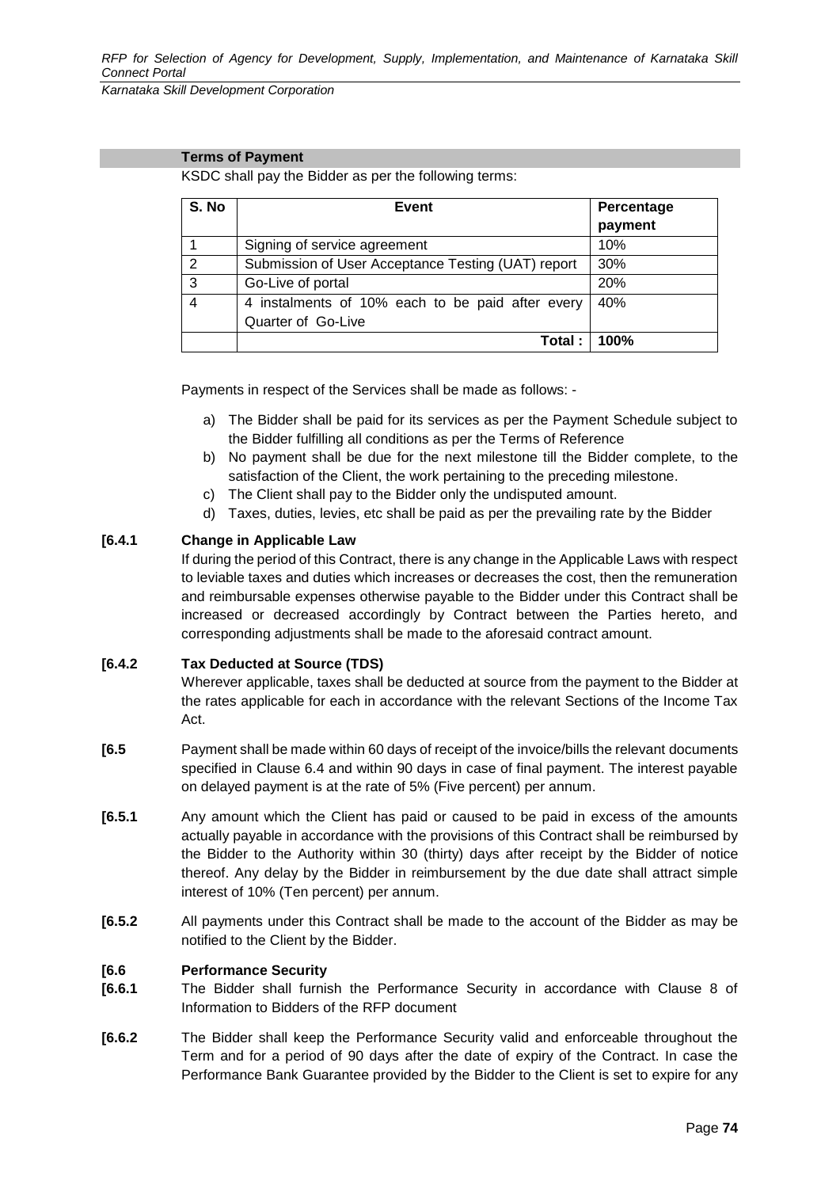### Terms of Payment

KSDC shall pay the Bidder as per the following terms:

| S. No | Event | Percentage payment |
|---|---|---|
| 1 | Signing of service agreement | 10% |
| 2 | Submission of User Acceptance Testing (UAT) report | 30% |
| 3 | Go-Live of portal | 20% |
| 4 | 4 instalments of 10% each to be paid after every Quarter of Go-Live | 40% |
| | **Total :** | **100%** |

Payments in respect of the Services shall be made as follows: -

a) The Bidder shall be paid for its services as per the Payment Schedule subject to the Bidder fulfilling all conditions as per the Terms of Reference

b) No payment shall be due for the next milestone till the Bidder complete, to the satisfaction of the Client, the work pertaining to the preceding milestone.

c) The Client shall pay to the Bidder only the undisputed amount.

d) Taxes, duties, levies, etc shall be paid as per the prevailing rate by the Bidder

**[6.4.1 Change in Applicable Law**

If during the period of this Contract, there is any change in the Applicable Laws with respect to leviable taxes and duties which increases or decreases the cost, then the remuneration and reimbursable expenses otherwise payable to the Bidder under this Contract shall be increased or decreased accordingly by Contract between the Parties hereto, and corresponding adjustments shall be made to the aforesaid contract amount.

**[6.4.2 Tax Deducted at Source (TDS)**

Wherever applicable, taxes shall be deducted at source from the payment to the Bidder at the rates applicable for each in accordance with the relevant Sections of the Income Tax Act.

**[6.5** Payment shall be made within 60 days of receipt of the invoice/bills the relevant documents specified in Clause 6.4 and within 90 days in case of final payment. The interest payable on delayed payment is at the rate of 5% (Five percent) per annum.

**[6.5.1** Any amount which the Client has paid or caused to be paid in excess of the amounts actually payable in accordance with the provisions of this Contract shall be reimbursed by the Bidder to the Authority within 30 (thirty) days after receipt by the Bidder of notice thereof. Any delay by the Bidder in reimbursement by the due date shall attract simple interest of 10% (Ten percent) per annum.

**[6.5.2** All payments under this Contract shall be made to the account of the Bidder as may be notified to the Client by the Bidder.

**[6.6 Performance Security**

**[6.6.1** The Bidder shall furnish the Performance Security in accordance with Clause 8 of Information to Bidders of the RFP document

**[6.6.2** The Bidder shall keep the Performance Security valid and enforceable throughout the Term and for a period of 90 days after the date of expiry of the Contract. In case the Performance Bank Guarantee provided by the Bidder to the Client is set to expire for any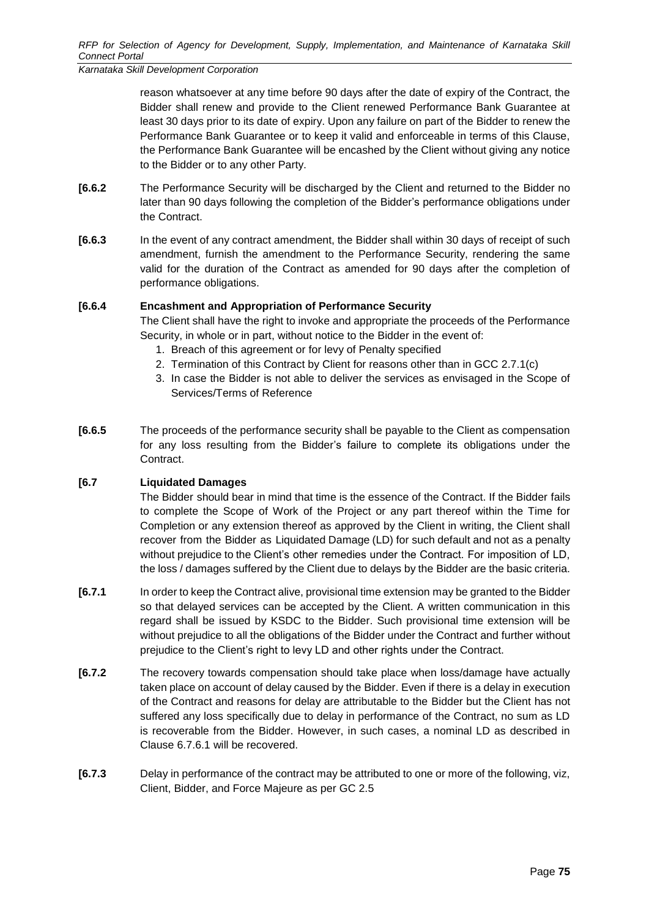reason whatsoever at any time before 90 days after the date of expiry of the Contract, the Bidder shall renew and provide to the Client renewed Performance Bank Guarantee at least 30 days prior to its date of expiry. Upon any failure on part of the Bidder to renew the Performance Bank Guarantee or to keep it valid and enforceable in terms of this Clause, the Performance Bank Guarantee will be encashed by the Client without giving any notice to the Bidder or to any other Party.

**[6.6.2** The Performance Security will be discharged by the Client and returned to the Bidder no later than 90 days following the completion of the Bidder's performance obligations under the Contract.

**[6.6.3** In the event of any contract amendment, the Bidder shall within 30 days of receipt of such amendment, furnish the amendment to the Performance Security, rendering the same valid for the duration of the Contract as amended for 90 days after the completion of performance obligations.

**[6.6.4 Encashment and Appropriation of Performance Security**

The Client shall have the right to invoke and appropriate the proceeds of the Performance Security, in whole or in part, without notice to the Bidder in the event of:

1. Breach of this agreement or for levy of Penalty specified
2. Termination of this Contract by Client for reasons other than in GCC 2.7.1(c)
3. In case the Bidder is not able to deliver the services as envisaged in the Scope of Services/Terms of Reference

**[6.6.5** The proceeds of the performance security shall be payable to the Client as compensation for any loss resulting from the Bidder's failure to complete its obligations under the Contract.

**[6.7 Liquidated Damages**

The Bidder should bear in mind that time is the essence of the Contract. If the Bidder fails to complete the Scope of Work of the Project or any part thereof within the Time for Completion or any extension thereof as approved by the Client in writing, the Client shall recover from the Bidder as Liquidated Damage (LD) for such default and not as a penalty without prejudice to the Client's other remedies under the Contract. For imposition of LD, the loss / damages suffered by the Client due to delays by the Bidder are the basic criteria.

**[6.7.1** In order to keep the Contract alive, provisional time extension may be granted to the Bidder so that delayed services can be accepted by the Client. A written communication in this regard shall be issued by KSDC to the Bidder. Such provisional time extension will be without prejudice to all the obligations of the Bidder under the Contract and further without prejudice to the Client's right to levy LD and other rights under the Contract.

**[6.7.2** The recovery towards compensation should take place when loss/damage have actually taken place on account of delay caused by the Bidder. Even if there is a delay in execution of the Contract and reasons for delay are attributable to the Bidder but the Client has not suffered any loss specifically due to delay in performance of the Contract, no sum as LD is recoverable from the Bidder. However, in such cases, a nominal LD as described in Clause 6.7.6.1 will be recovered.

**[6.7.3** Delay in performance of the contract may be attributed to one or more of the following, viz, Client, Bidder, and Force Majeure as per GC 2.5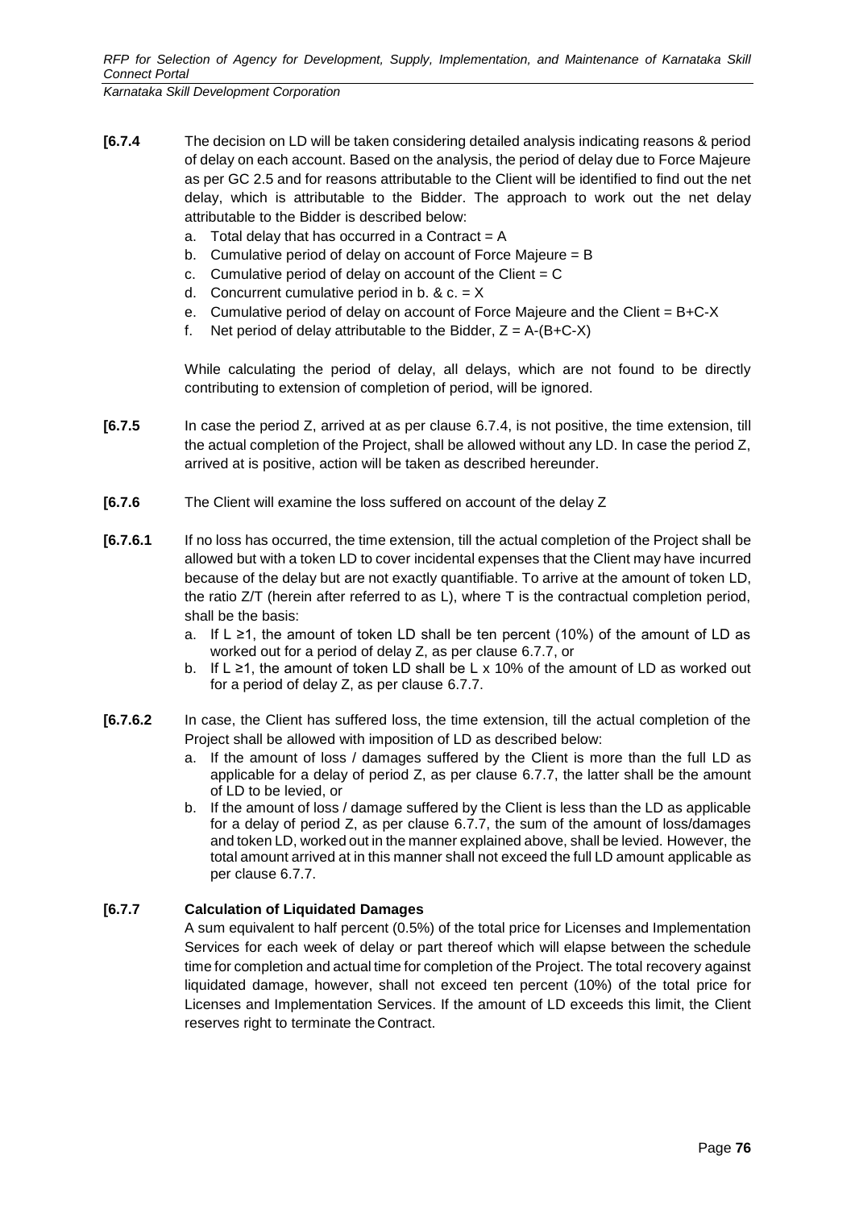**[6.7.4** The decision on LD will be taken considering detailed analysis indicating reasons & period of delay on each account. Based on the analysis, the period of delay due to Force Majeure as per GC 2.5 and for reasons attributable to the Client will be identified to find out the net delay, which is attributable to the Bidder. The approach to work out the net delay attributable to the Bidder is described below:

a. Total delay that has occurred in a Contract = A
b. Cumulative period of delay on account of Force Majeure = B
c. Cumulative period of delay on account of the Client = C
d. Concurrent cumulative period in b. & c. = X
e. Cumulative period of delay on account of Force Majeure and the Client = B+C-X
f. Net period of delay attributable to the Bidder, Z = A-(B+C-X)

While calculating the period of delay, all delays, which are not found to be directly contributing to extension of completion of period, will be ignored.

**[6.7.5** In case the period Z, arrived at as per clause 6.7.4, is not positive, the time extension, till the actual completion of the Project, shall be allowed without any LD. In case the period Z, arrived at is positive, action will be taken as described hereunder.

**[6.7.6** The Client will examine the loss suffered on account of the delay Z

**[6.7.6.1** If no loss has occurred, the time extension, till the actual completion of the Project shall be allowed but with a token LD to cover incidental expenses that the Client may have incurred because of the delay but are not exactly quantifiable. To arrive at the amount of token LD, the ratio Z/T (herein after referred to as L), where T is the contractual completion period, shall be the basis:

a. If L ≥1, the amount of token LD shall be ten percent (10%) of the amount of LD as worked out for a period of delay Z, as per clause 6.7.7, or
b. If L ≥1, the amount of token LD shall be L x 10% of the amount of LD as worked out for a period of delay Z, as per clause 6.7.7.

**[6.7.6.2** In case, the Client has suffered loss, the time extension, till the actual completion of the Project shall be allowed with imposition of LD as described below:

a. If the amount of loss / damages suffered by the Client is more than the full LD as applicable for a delay of period Z, as per clause 6.7.7, the latter shall be the amount of LD to be levied, or
b. If the amount of loss / damage suffered by the Client is less than the LD as applicable for a delay of period Z, as per clause 6.7.7, the sum of the amount of loss/damages and token LD, worked out in the manner explained above, shall be levied. However, the total amount arrived at in this manner shall not exceed the full LD amount applicable as per clause 6.7.7.

**[6.7.7 Calculation of Liquidated Damages**

A sum equivalent to half percent (0.5%) of the total price for Licenses and Implementation Services for each week of delay or part thereof which will elapse between the schedule time for completion and actual time for completion of the Project. The total recovery against liquidated damage, however, shall not exceed ten percent (10%) of the total price for Licenses and Implementation Services. If the amount of LD exceeds this limit, the Client reserves right to terminate the Contract.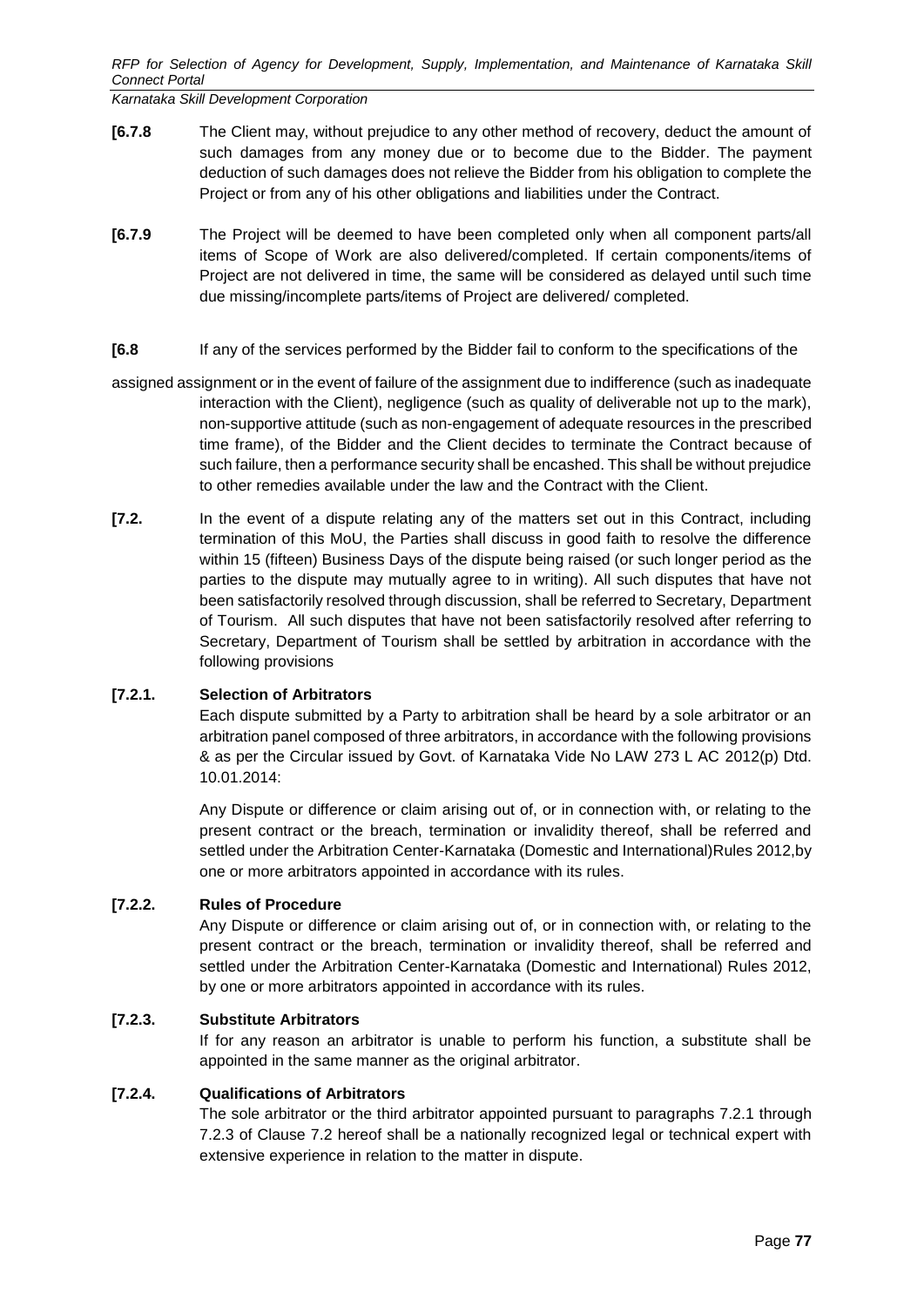**[6.7.8** The Client may, without prejudice to any other method of recovery, deduct the amount of such damages from any money due or to become due to the Bidder. The payment deduction of such damages does not relieve the Bidder from his obligation to complete the Project or from any of his other obligations and liabilities under the Contract.

**[6.7.9** The Project will be deemed to have been completed only when all component parts/all items of Scope of Work are also delivered/completed. If certain components/items of Project are not delivered in time, the same will be considered as delayed until such time due missing/incomplete parts/items of Project are delivered/ completed.

**[6.8** If any of the services performed by the Bidder fail to conform to the specifications of the assigned assignment or in the event of failure of the assignment due to indifference (such as inadequate interaction with the Client), negligence (such as quality of deliverable not up to the mark), non-supportive attitude (such as non-engagement of adequate resources in the prescribed time frame), of the Bidder and the Client decides to terminate the Contract because of such failure, then a performance security shall be encashed. This shall be without prejudice to other remedies available under the law and the Contract with the Client.

**[7.2.** In the event of a dispute relating any of the matters set out in this Contract, including termination of this MoU, the Parties shall discuss in good faith to resolve the difference within 15 (fifteen) Business Days of the dispute being raised (or such longer period as the parties to the dispute may mutually agree to in writing). All such disputes that have not been satisfactorily resolved through discussion, shall be referred to Secretary, Department of Tourism. All such disputes that have not been satisfactorily resolved after referring to Secretary, Department of Tourism shall be settled by arbitration in accordance with the following provisions

**[7.2.1. Selection of Arbitrators**

Each dispute submitted by a Party to arbitration shall be heard by a sole arbitrator or an arbitration panel composed of three arbitrators, in accordance with the following provisions & as per the Circular issued by Govt. of Karnataka Vide No LAW 273 L AC 2012(p) Dtd. 10.01.2014:

Any Dispute or difference or claim arising out of, or in connection with, or relating to the present contract or the breach, termination or invalidity thereof, shall be referred and settled under the Arbitration Center-Karnataka (Domestic and International)Rules 2012,by one or more arbitrators appointed in accordance with its rules.

**[7.2.2. Rules of Procedure**

Any Dispute or difference or claim arising out of, or in connection with, or relating to the present contract or the breach, termination or invalidity thereof, shall be referred and settled under the Arbitration Center-Karnataka (Domestic and International) Rules 2012, by one or more arbitrators appointed in accordance with its rules.

**[7.2.3. Substitute Arbitrators**

If for any reason an arbitrator is unable to perform his function, a substitute shall be appointed in the same manner as the original arbitrator.

**[7.2.4. Qualifications of Arbitrators**

The sole arbitrator or the third arbitrator appointed pursuant to paragraphs 7.2.1 through 7.2.3 of Clause 7.2 hereof shall be a nationally recognized legal or technical expert with extensive experience in relation to the matter in dispute.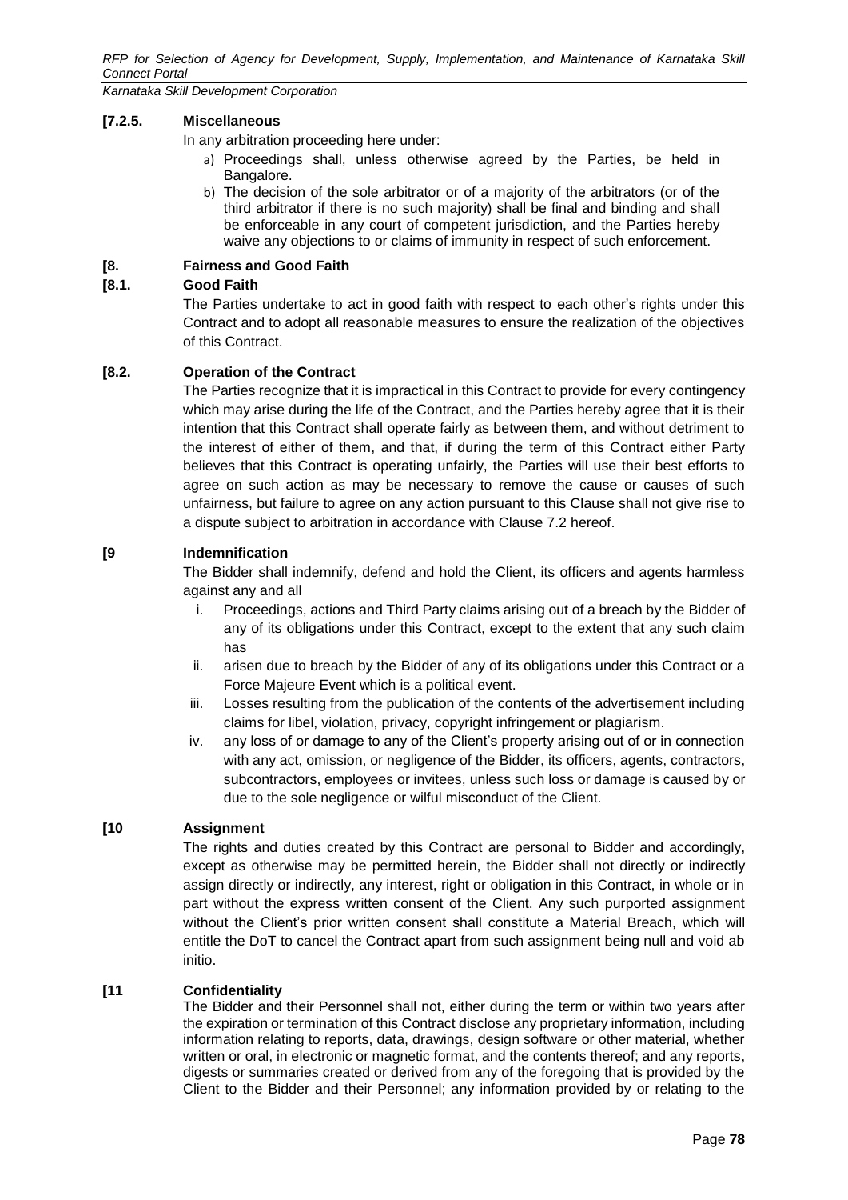**[7.2.5. Miscellaneous**

In any arbitration proceeding here under:

a) Proceedings shall, unless otherwise agreed by the Parties, be held in Bangalore.
b) The decision of the sole arbitrator or of a majority of the arbitrators (or of the third arbitrator if there is no such majority) shall be final and binding and shall be enforceable in any court of competent jurisdiction, and the Parties hereby waive any objections to or claims of immunity in respect of such enforcement.

**[8. Fairness and Good Faith**

**[8.1. Good Faith**

The Parties undertake to act in good faith with respect to each other's rights under this Contract and to adopt all reasonable measures to ensure the realization of the objectives of this Contract.

**[8.2. Operation of the Contract**

The Parties recognize that it is impractical in this Contract to provide for every contingency which may arise during the life of the Contract, and the Parties hereby agree that it is their intention that this Contract shall operate fairly as between them, and without detriment to the interest of either of them, and that, if during the term of this Contract either Party believes that this Contract is operating unfairly, the Parties will use their best efforts to agree on such action as may be necessary to remove the cause or causes of such unfairness, but failure to agree on any action pursuant to this Clause shall not give rise to a dispute subject to arbitration in accordance with Clause 7.2 hereof.

**[9 Indemnification**

The Bidder shall indemnify, defend and hold the Client, its officers and agents harmless against any and all

i. Proceedings, actions and Third Party claims arising out of a breach by the Bidder of any of its obligations under this Contract, except to the extent that any such claim has
ii. arisen due to breach by the Bidder of any of its obligations under this Contract or a Force Majeure Event which is a political event.
iii. Losses resulting from the publication of the contents of the advertisement including claims for libel, violation, privacy, copyright infringement or plagiarism.
iv. any loss of or damage to any of the Client's property arising out of or in connection with any act, omission, or negligence of the Bidder, its officers, agents, contractors, subcontractors, employees or invitees, unless such loss or damage is caused by or due to the sole negligence or wilful misconduct of the Client.

**[10 Assignment**

The rights and duties created by this Contract are personal to Bidder and accordingly, except as otherwise may be permitted herein, the Bidder shall not directly or indirectly assign directly or indirectly, any interest, right or obligation in this Contract, in whole or in part without the express written consent of the Client. Any such purported assignment without the Client's prior written consent shall constitute a Material Breach, which will entitle the DoT to cancel the Contract apart from such assignment being null and void ab initio.

**[11 Confidentiality**

The Bidder and their Personnel shall not, either during the term or within two years after the expiration or termination of this Contract disclose any proprietary information, including information relating to reports, data, drawings, design software or other material, whether written or oral, in electronic or magnetic format, and the contents thereof; and any reports, digests or summaries created or derived from any of the foregoing that is provided by the Client to the Bidder and their Personnel; any information provided by or relating to the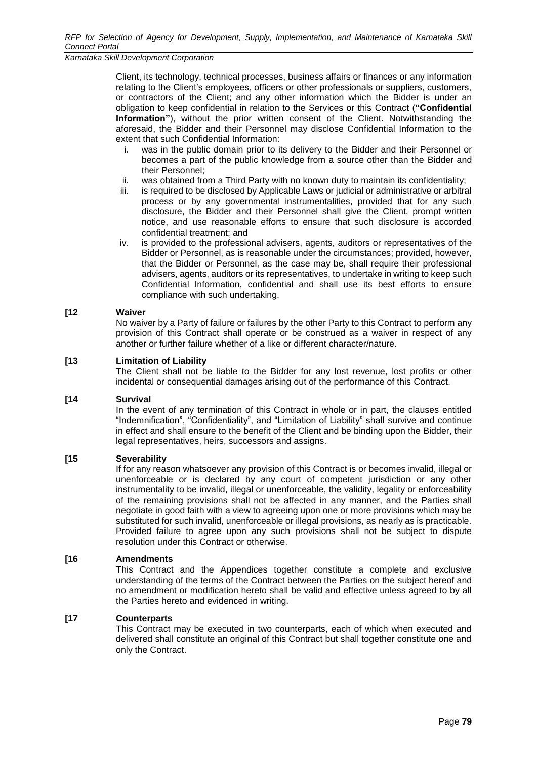Client, its technology, technical processes, business affairs or finances or any information relating to the Client's employees, officers or other professionals or suppliers, customers, or contractors of the Client; and any other information which the Bidder is under an obligation to keep confidential in relation to the Services or this Contract (**"Confidential Information"**), without the prior written consent of the Client. Notwithstanding the aforesaid, the Bidder and their Personnel may disclose Confidential Information to the extent that such Confidential Information:

i. was in the public domain prior to its delivery to the Bidder and their Personnel or becomes a part of the public knowledge from a source other than the Bidder and their Personnel;
ii. was obtained from a Third Party with no known duty to maintain its confidentiality;
iii. is required to be disclosed by Applicable Laws or judicial or administrative or arbitral process or by any governmental instrumentalities, provided that for any such disclosure, the Bidder and their Personnel shall give the Client, prompt written notice, and use reasonable efforts to ensure that such disclosure is accorded confidential treatment; and
iv. is provided to the professional advisers, agents, auditors or representatives of the Bidder or Personnel, as is reasonable under the circumstances; provided, however, that the Bidder or Personnel, as the case may be, shall require their professional advisers, agents, auditors or its representatives, to undertake in writing to keep such Confidential Information, confidential and shall use its best efforts to ensure compliance with such undertaking.

**[12 Waiver**

No waiver by a Party of failure or failures by the other Party to this Contract to perform any provision of this Contract shall operate or be construed as a waiver in respect of any another or further failure whether of a like or different character/nature.

**[13 Limitation of Liability**

The Client shall not be liable to the Bidder for any lost revenue, lost profits or other incidental or consequential damages arising out of the performance of this Contract.

**[14 Survival**

In the event of any termination of this Contract in whole or in part, the clauses entitled "Indemnification", "Confidentiality", and "Limitation of Liability" shall survive and continue in effect and shall ensure to the benefit of the Client and be binding upon the Bidder, their legal representatives, heirs, successors and assigns.

**[15 Severability**

If for any reason whatsoever any provision of this Contract is or becomes invalid, illegal or unenforceable or is declared by any court of competent jurisdiction or any other instrumentality to be invalid, illegal or unenforceable, the validity, legality or enforceability of the remaining provisions shall not be affected in any manner, and the Parties shall negotiate in good faith with a view to agreeing upon one or more provisions which may be substituted for such invalid, unenforceable or illegal provisions, as nearly as is practicable. Provided failure to agree upon any such provisions shall not be subject to dispute resolution under this Contract or otherwise.

**[16 Amendments**

This Contract and the Appendices together constitute a complete and exclusive understanding of the terms of the Contract between the Parties on the subject hereof and no amendment or modification hereto shall be valid and effective unless agreed to by all the Parties hereto and evidenced in writing.

**[17 Counterparts**

This Contract may be executed in two counterparts, each of which when executed and delivered shall constitute an original of this Contract but shall together constitute one and only the Contract.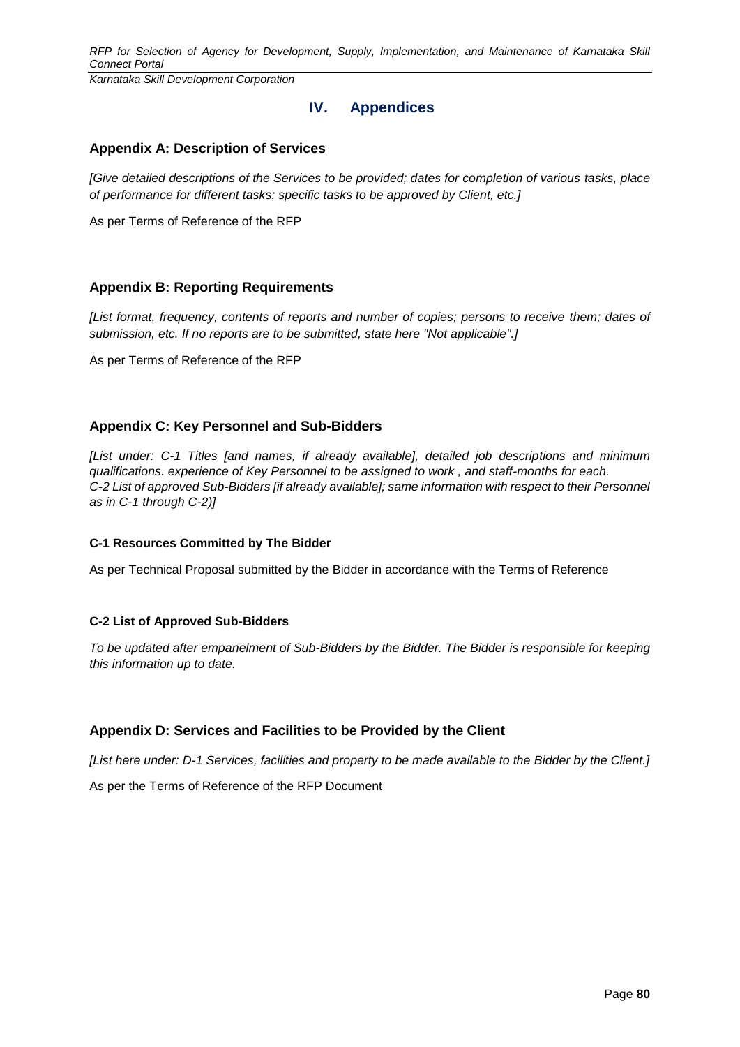# IV. Appendices

## Appendix A: Description of Services

*[Give detailed descriptions of the Services to be provided; dates for completion of various tasks, place of performance for different tasks; specific tasks to be approved by Client, etc.]*

As per Terms of Reference of the RFP

## Appendix B: Reporting Requirements

*[List format, frequency, contents of reports and number of copies; persons to receive them; dates of submission, etc. If no reports are to be submitted, state here "Not applicable".]*

As per Terms of Reference of the RFP

## Appendix C: Key Personnel and Sub-Bidders

*[List under: C-1 Titles [and names, if already available], detailed job descriptions and minimum qualifications. experience of Key Personnel to be assigned to work , and staff-months for each.*
*C-2 List of approved Sub-Bidders [if already available]; same information with respect to their Personnel as in C-1 through C-2)]*

### C-1 Resources Committed by The Bidder

As per Technical Proposal submitted by the Bidder in accordance with the Terms of Reference

### C-2 List of Approved Sub-Bidders

*To be updated after empanelment of Sub-Bidders by the Bidder. The Bidder is responsible for keeping this information up to date.*

## Appendix D: Services and Facilities to be Provided by the Client

*[List here under: D-1 Services, facilities and property to be made available to the Bidder by the Client.]*

As per the Terms of Reference of the RFP Document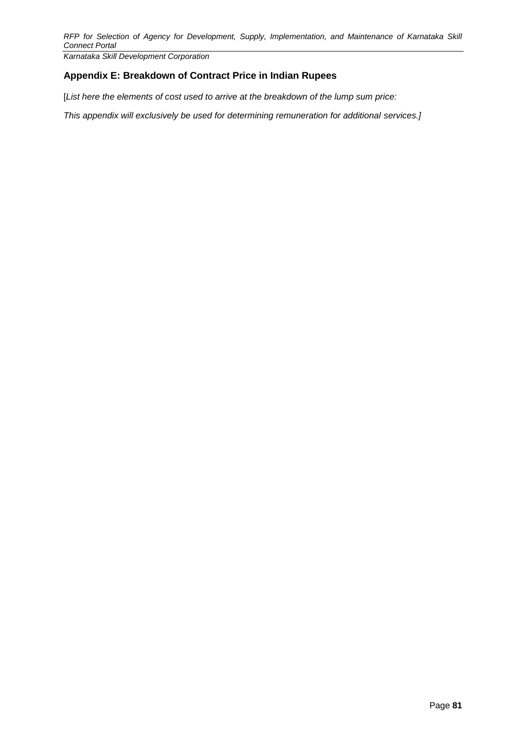## Appendix E: Breakdown of Contract Price in Indian Rupees

[*List here the elements of cost used to arrive at the breakdown of the lump sum price:*

*This appendix will exclusively be used for determining remuneration for additional services.]*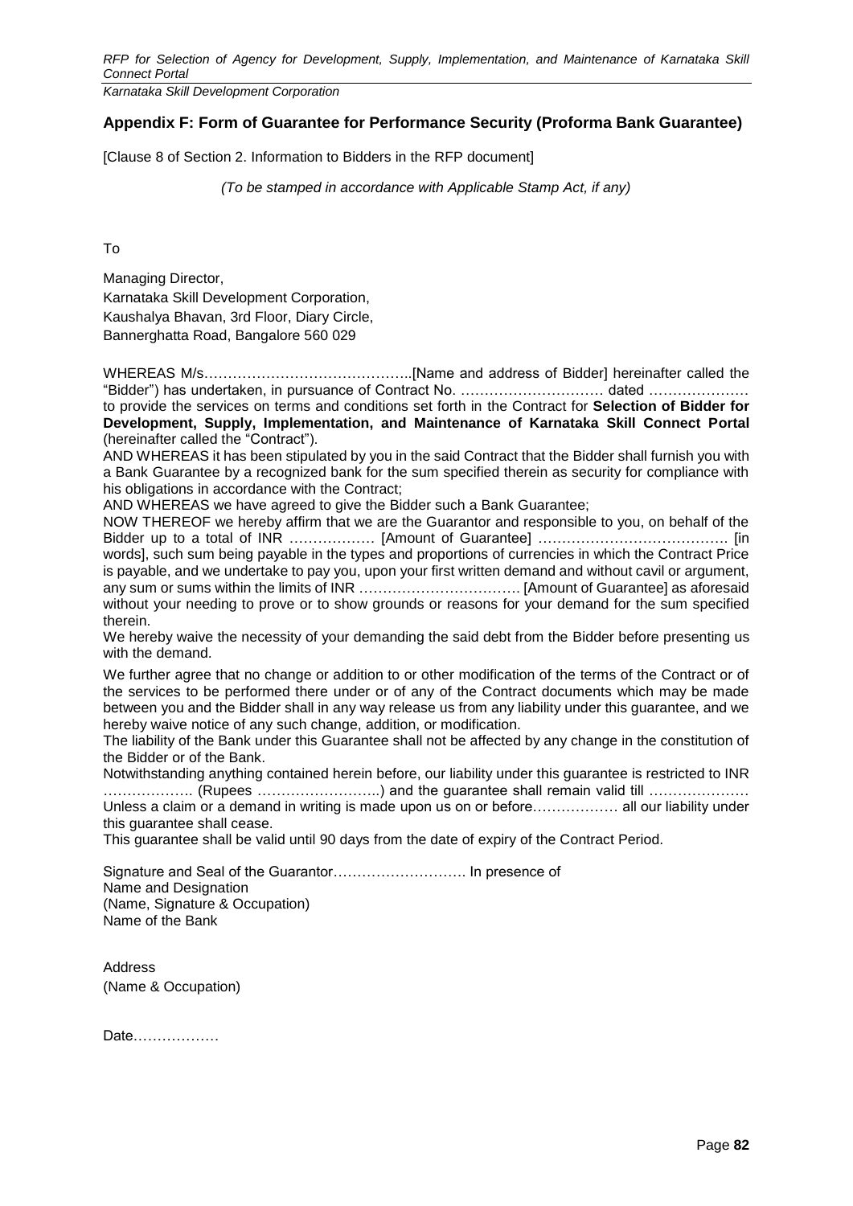## Appendix F: Form of Guarantee for Performance Security (Proforma Bank Guarantee)

[Clause 8 of Section 2. Information to Bidders in the RFP document]

*(To be stamped in accordance with Applicable Stamp Act, if any)*

To

Managing Director,
Karnataka Skill Development Corporation,
Kaushalya Bhavan, 3rd Floor, Diary Circle,
Bannerghatta Road, Bangalore 560 029

WHEREAS M/s……………………………………..[Name and address of Bidder] hereinafter called the "Bidder") has undertaken, in pursuance of Contract No. ………………………… dated ………………… to provide the services on terms and conditions set forth in the Contract for **Selection of Bidder for Development, Supply, Implementation, and Maintenance of Karnataka Skill Connect Portal** (hereinafter called the "Contract").

AND WHEREAS it has been stipulated by you in the said Contract that the Bidder shall furnish you with a Bank Guarantee by a recognized bank for the sum specified therein as security for compliance with his obligations in accordance with the Contract;

AND WHEREAS we have agreed to give the Bidder such a Bank Guarantee;

NOW THEREOF we hereby affirm that we are the Guarantor and responsible to you, on behalf of the Bidder up to a total of INR ……………… [Amount of Guarantee] …………………………………. [in words], such sum being payable in the types and proportions of currencies in which the Contract Price is payable, and we undertake to pay you, upon your first written demand and without cavil or argument, any sum or sums within the limits of INR ……………………………. [Amount of Guarantee] as aforesaid without your needing to prove or to show grounds or reasons for your demand for the sum specified therein.

We hereby waive the necessity of your demanding the said debt from the Bidder before presenting us with the demand.

We further agree that no change or addition to or other modification of the terms of the Contract or of the services to be performed there under or of any of the Contract documents which may be made between you and the Bidder shall in any way release us from any liability under this guarantee, and we hereby waive notice of any such change, addition, or modification.

The liability of the Bank under this Guarantee shall not be affected by any change in the constitution of the Bidder or of the Bank.

Notwithstanding anything contained herein before, our liability under this guarantee is restricted to INR ………………. (Rupees ……………………..) and the guarantee shall remain valid till …………………

Unless a claim or a demand in writing is made upon us on or before……………… all our liability under this guarantee shall cease.

This guarantee shall be valid until 90 days from the date of expiry of the Contract Period.

Signature and Seal of the Guarantor………………………. In presence of
Name and Designation
(Name, Signature & Occupation)
Name of the Bank

Address
(Name & Occupation)

Date………………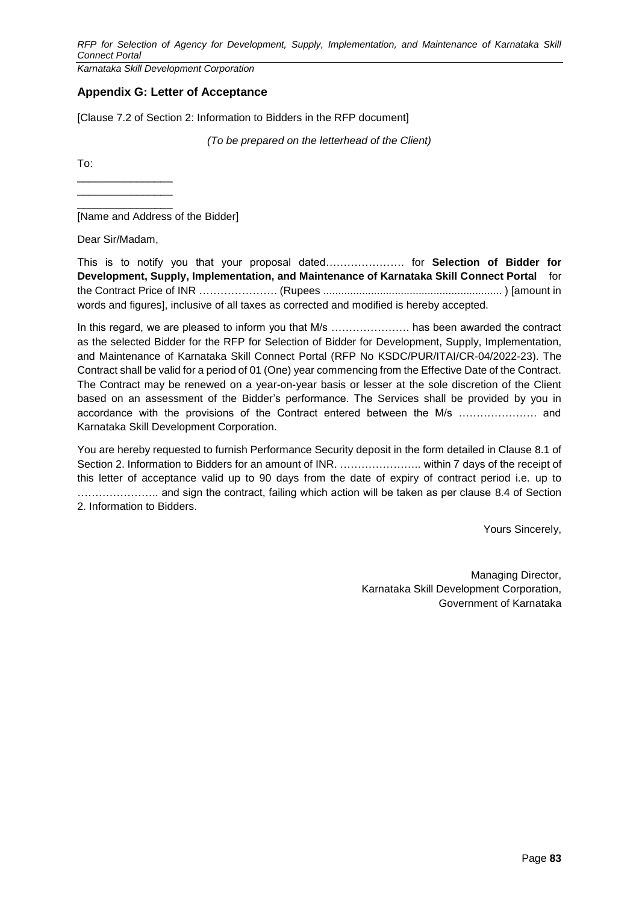## Appendix G: Letter of Acceptance

[Clause 7.2 of Section 2: Information to Bidders in the RFP document]

*(To be prepared on the letterhead of the Client)*

To:

________________
________________
________________
[Name and Address of the Bidder]

Dear Sir/Madam,

This is to notify you that your proposal dated…………………. for **Selection of Bidder for Development, Supply, Implementation, and Maintenance of Karnataka Skill Connect Portal** for the Contract Price of INR …………………. (Rupees ............................................................ ) [amount in words and figures], inclusive of all taxes as corrected and modified is hereby accepted.

In this regard, we are pleased to inform you that M/s …………………. has been awarded the contract as the selected Bidder for the RFP for Selection of Bidder for Development, Supply, Implementation, and Maintenance of Karnataka Skill Connect Portal (RFP No KSDC/PUR/ITAI/CR-04/2022-23). The Contract shall be valid for a period of 01 (One) year commencing from the Effective Date of the Contract. The Contract may be renewed on a year-on-year basis or lesser at the sole discretion of the Client based on an assessment of the Bidder's performance. The Services shall be provided by you in accordance with the provisions of the Contract entered between the M/s …………………. and Karnataka Skill Development Corporation.

You are hereby requested to furnish Performance Security deposit in the form detailed in Clause 8.1 of Section 2. Information to Bidders for an amount of INR. ………………….. within 7 days of the receipt of this letter of acceptance valid up to 90 days from the date of expiry of contract period i.e. up to ………………….. and sign the contract, failing which action will be taken as per clause 8.4 of Section 2. Information to Bidders.

Yours Sincerely,

Managing Director,
Karnataka Skill Development Corporation,
Government of Karnataka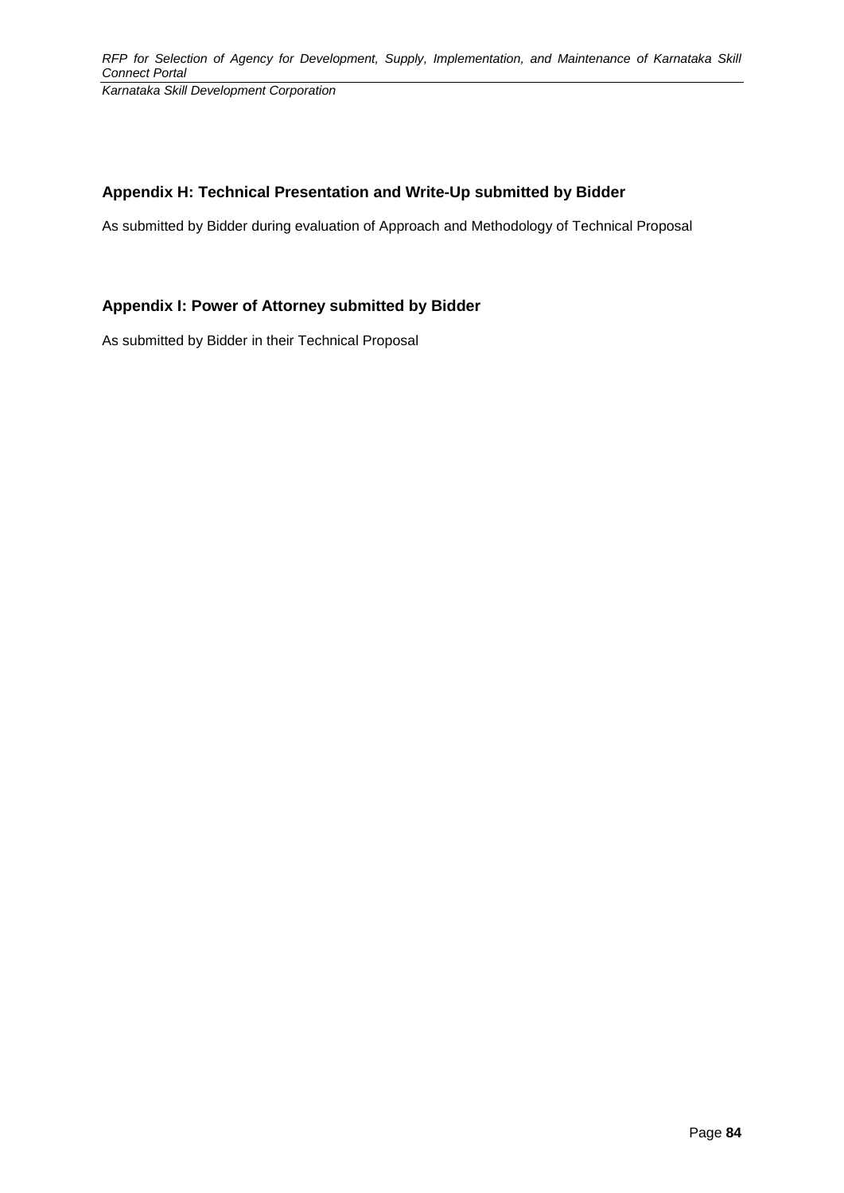## Appendix H: Technical Presentation and Write-Up submitted by Bidder

As submitted by Bidder during evaluation of Approach and Methodology of Technical Proposal

## Appendix I: Power of Attorney submitted by Bidder

As submitted by Bidder in their Technical Proposal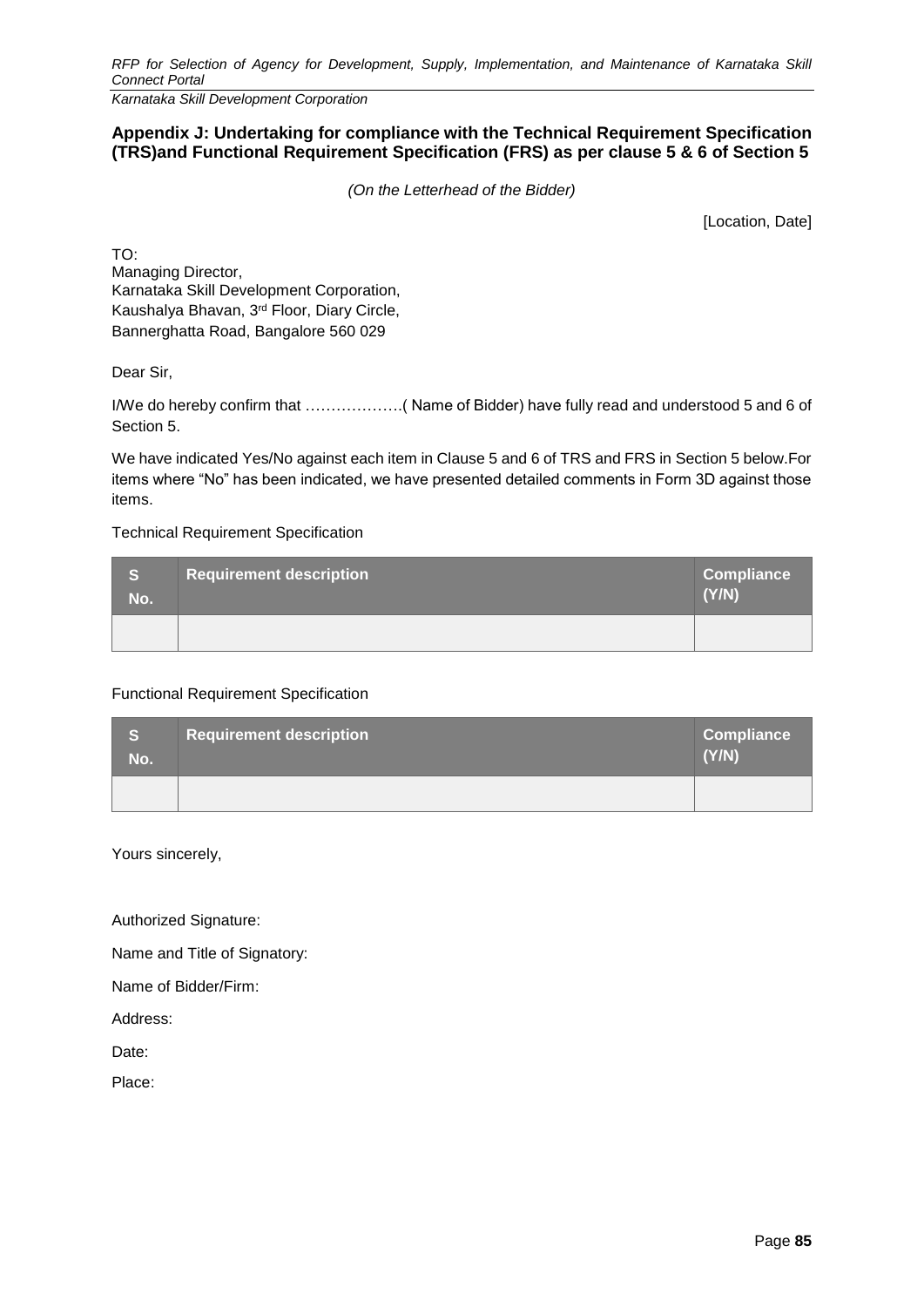## Appendix J: Undertaking for compliance with the Technical Requirement Specification (TRS)and Functional Requirement Specification (FRS) as per clause 5 & 6 of Section 5

*(On the Letterhead of the Bidder)*

[Location, Date]

TO:
Managing Director,
Karnataka Skill Development Corporation,
Kaushalya Bhavan, 3rd Floor, Diary Circle,
Bannerghatta Road, Bangalore 560 029

Dear Sir,

I/We do hereby confirm that ……………….( Name of Bidder) have fully read and understood 5 and 6 of Section 5.

We have indicated Yes/No against each item in Clause 5 and 6 of TRS and FRS in Section 5 below.For items where "No" has been indicated, we have presented detailed comments in Form 3D against those items.

Technical Requirement Specification

| S No. | Requirement description | Compliance (Y/N) |
|---|---|---|
| | | |

Functional Requirement Specification

| S No. | Requirement description | Compliance (Y/N) |
|---|---|---|
| | | |

Yours sincerely,

Authorized Signature:

Name and Title of Signatory:

Name of Bidder/Firm:

Address:

Date:

Place: